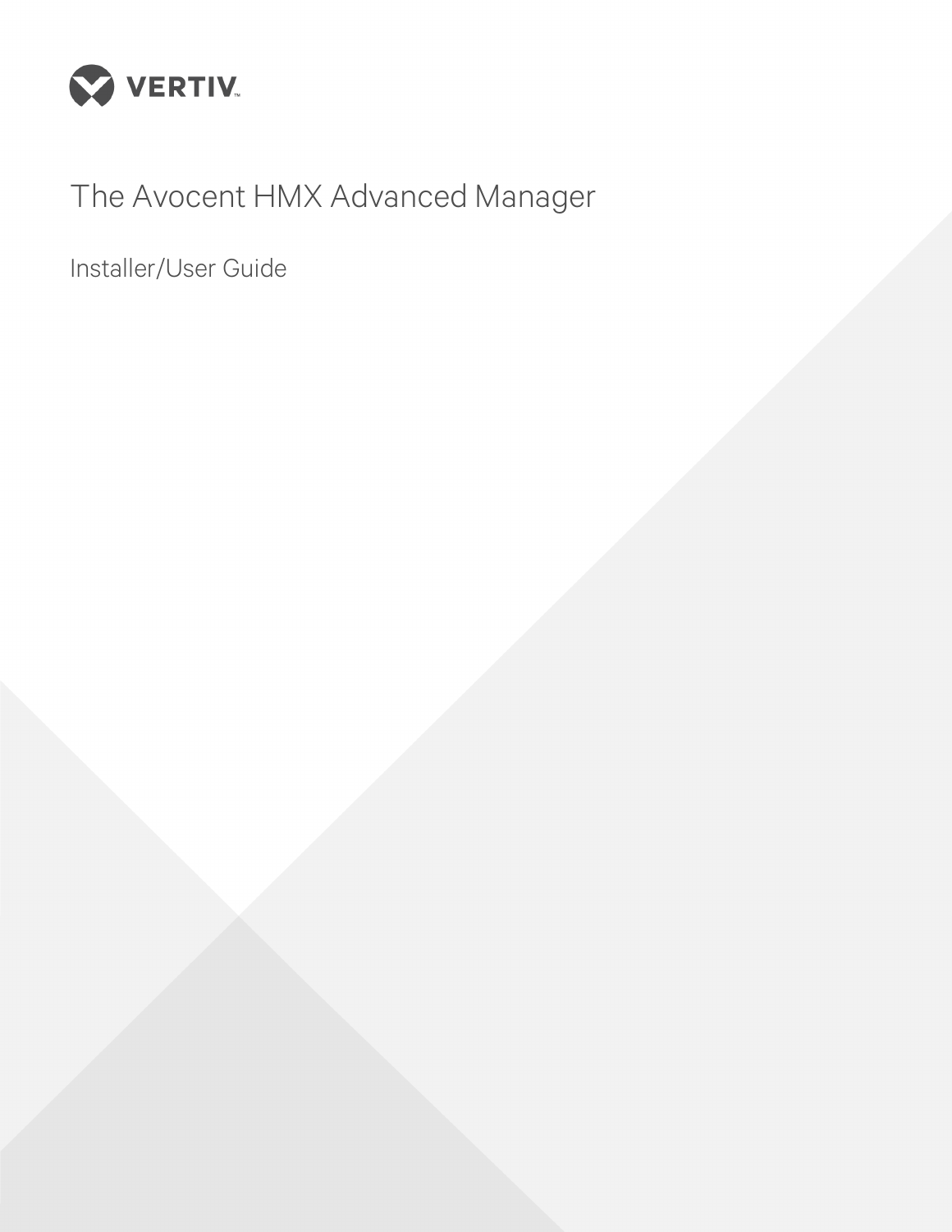VERTIV™

# The Avocent HMX Advanced Manager

## Installer/User Guide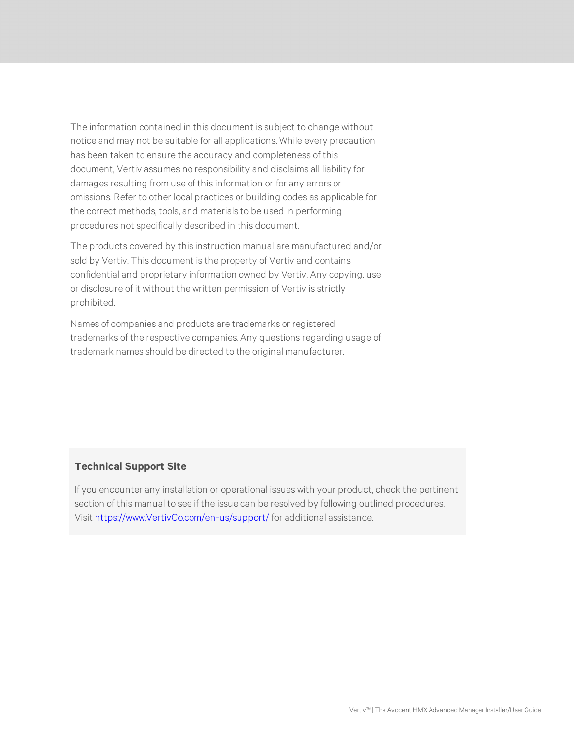The information contained in this document is subject to change without notice and may not be suitable for all applications. While every precaution has been taken to ensure the accuracy and completeness of this document, Vertiv assumes no responsibility and disclaims all liability for damages resulting from use of this information or for any errors or omissions. Refer to other local practices or building codes as applicable for the correct methods, tools, and materials to be used in performing procedures not specifically described in this document.

The products covered by this instruction manual are manufactured and/or sold by Vertiv. This document is the property of Vertiv and contains confidential and proprietary information owned by Vertiv. Any copying, use or disclosure of it without the written permission of Vertiv is strictly prohibited.

Names of companies and products are trademarks or registered trademarks of the respective companies. Any questions regarding usage of trademark names should be directed to the original manufacturer.

**Technical Support Site**

If you encounter any installation or operational issues with your product, check the pertinent section of this manual to see if the issue can be resolved by following outlined procedures. Visit https://www.VertivCo.com/en-us/support/ for additional assistance.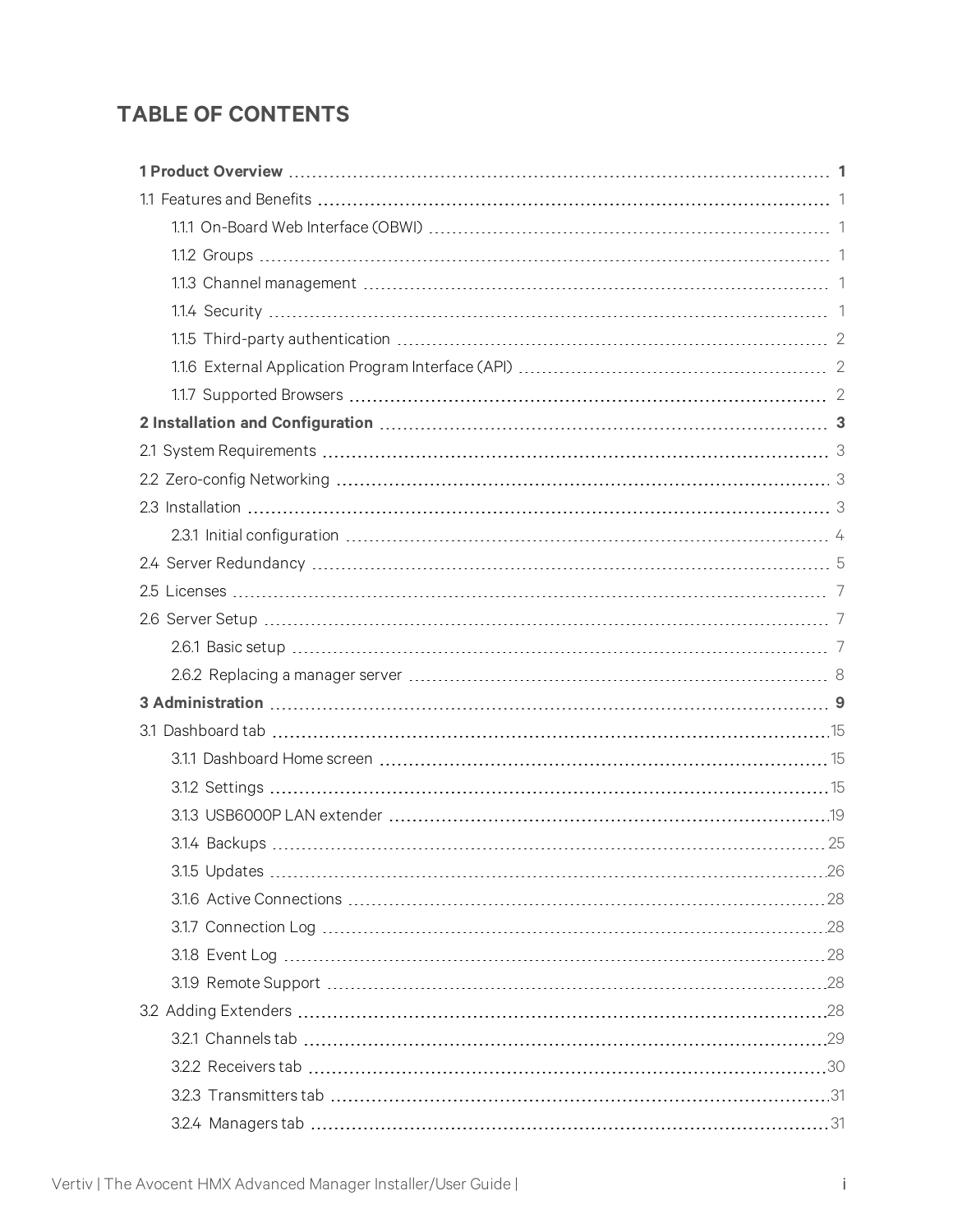# TABLE OF CONTENTS

**1 Product Overview** ..... **1**

1.1 Features and Benefits ..... 1

- 1.1.1 On-Board Web Interface (OBWI) ..... 1
- 1.1.2 Groups ..... 1
- 1.1.3 Channel management ..... 1
- 1.1.4 Security ..... 1
- 1.1.5 Third-party authentication ..... 2
- 1.1.6 External Application Program Interface (API) ..... 2
- 1.1.7 Supported Browsers ..... 2

**2 Installation and Configuration** ..... **3**

2.1 System Requirements ..... 3

2.2 Zero-config Networking ..... 3

2.3 Installation ..... 3

- 2.3.1 Initial configuration ..... 4

2.4 Server Redundancy ..... 5

2.5 Licenses ..... 7

2.6 Server Setup ..... 7

- 2.6.1 Basic setup ..... 7
- 2.6.2 Replacing a manager server ..... 8

**3 Administration** ..... **9**

3.1 Dashboard tab ..... 15

- 3.1.1 Dashboard Home screen ..... 15
- 3.1.2 Settings ..... 15
- 3.1.3 USB6000P LAN extender ..... 19
- 3.1.4 Backups ..... 25
- 3.1.5 Updates ..... 26
- 3.1.6 Active Connections ..... 28
- 3.1.7 Connection Log ..... 28
- 3.1.8 Event Log ..... 28
- 3.1.9 Remote Support ..... 28

3.2 Adding Extenders ..... 28

- 3.2.1 Channels tab ..... 29
- 3.2.2 Receivers tab ..... 30
- 3.2.3 Transmitters tab ..... 31
- 3.2.4 Managers tab ..... 31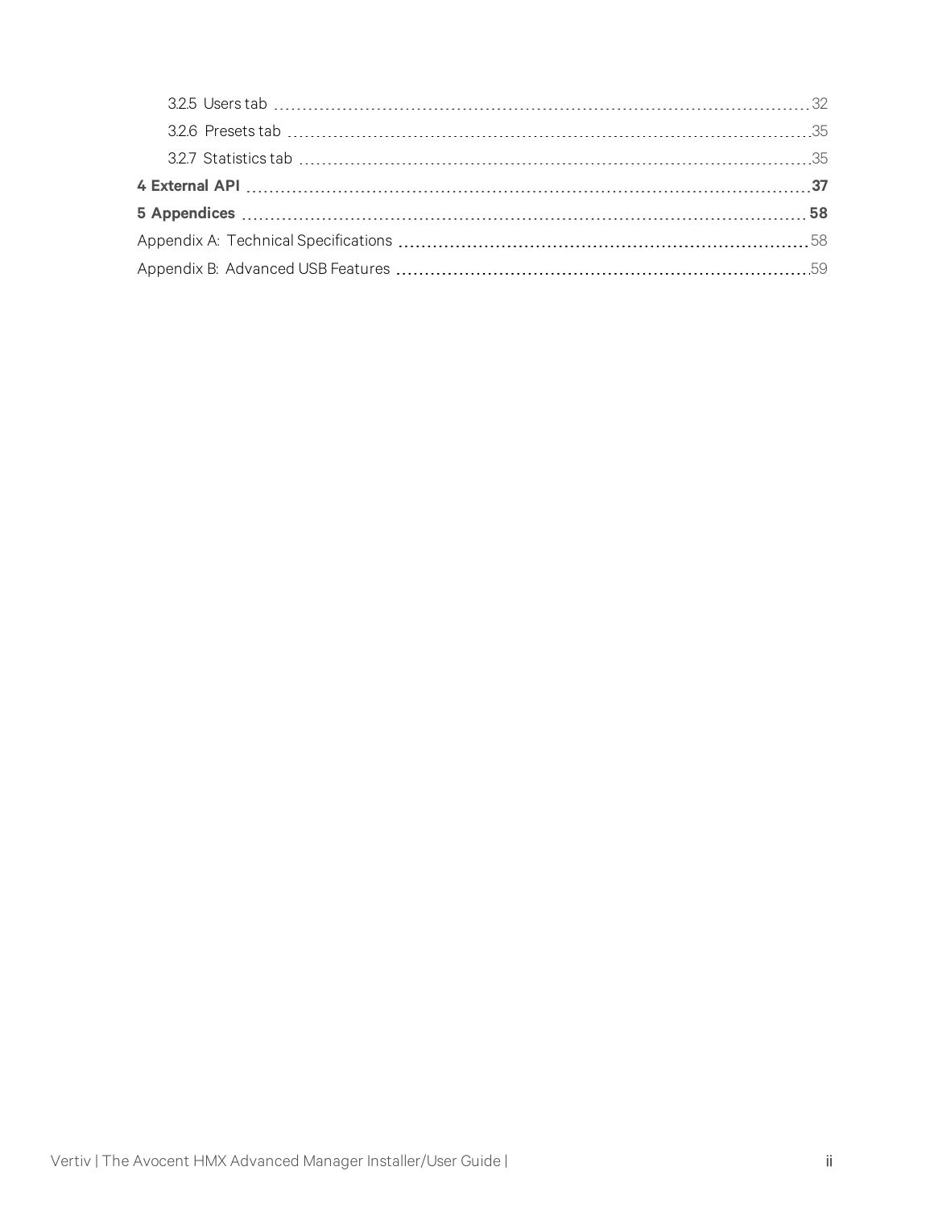3.2.5 Users tab 32

3.2.6 Presets tab 35

3.2.7 Statistics tab 35

**4 External API 37**

**5 Appendices 58**

Appendix A: Technical Specifications 58

Appendix B: Advanced USB Features 59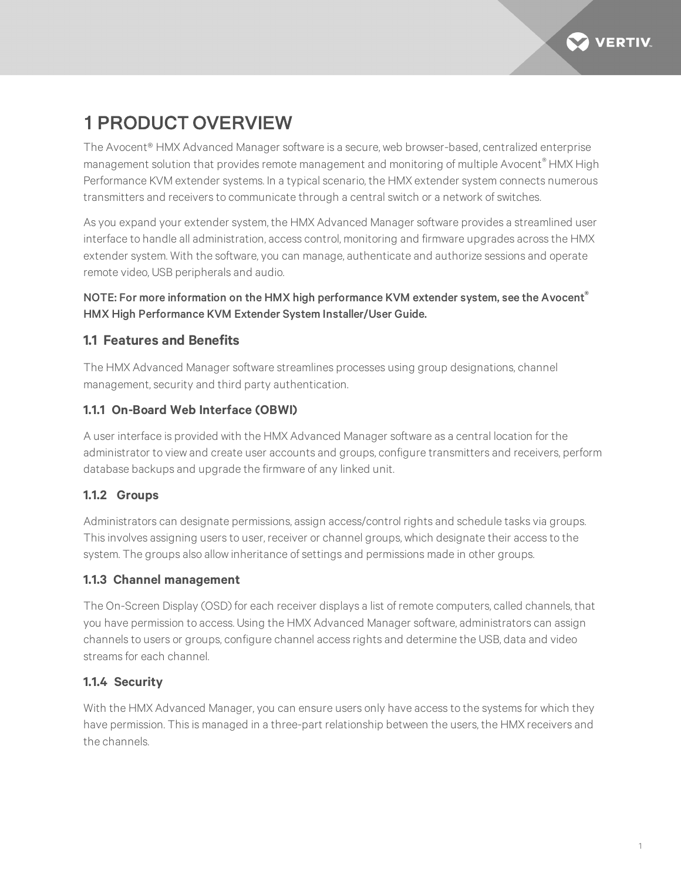# 1 PRODUCT OVERVIEW

The Avocent® HMX Advanced Manager software is a secure, web browser-based, centralized enterprise management solution that provides remote management and monitoring of multiple Avocent® HMX High Performance KVM extender systems. In a typical scenario, the HMX extender system connects numerous transmitters and receivers to communicate through a central switch or a network of switches.

As you expand your extender system, the HMX Advanced Manager software provides a streamlined user interface to handle all administration, access control, monitoring and firmware upgrades across the HMX extender system. With the software, you can manage, authenticate and authorize sessions and operate remote video, USB peripherals and audio.

**NOTE: For more information on the HMX high performance KVM extender system, see the Avocent® HMX High Performance KVM Extender System Installer/User Guide.**

## 1.1 Features and Benefits

The HMX Advanced Manager software streamlines processes using group designations, channel management, security and third party authentication.

### 1.1.1 On-Board Web Interface (OBWI)

A user interface is provided with the HMX Advanced Manager software as a central location for the administrator to view and create user accounts and groups, configure transmitters and receivers, perform database backups and upgrade the firmware of any linked unit.

### 1.1.2 Groups

Administrators can designate permissions, assign access/control rights and schedule tasks via groups. This involves assigning users to user, receiver or channel groups, which designate their access to the system. The groups also allow inheritance of settings and permissions made in other groups.

### 1.1.3 Channel management

The On-Screen Display (OSD) for each receiver displays a list of remote computers, called channels, that you have permission to access. Using the HMX Advanced Manager software, administrators can assign channels to users or groups, configure channel access rights and determine the USB, data and video streams for each channel.

### 1.1.4 Security

With the HMX Advanced Manager, you can ensure users only have access to the systems for which they have permission. This is managed in a three-part relationship between the users, the HMX receivers and the channels.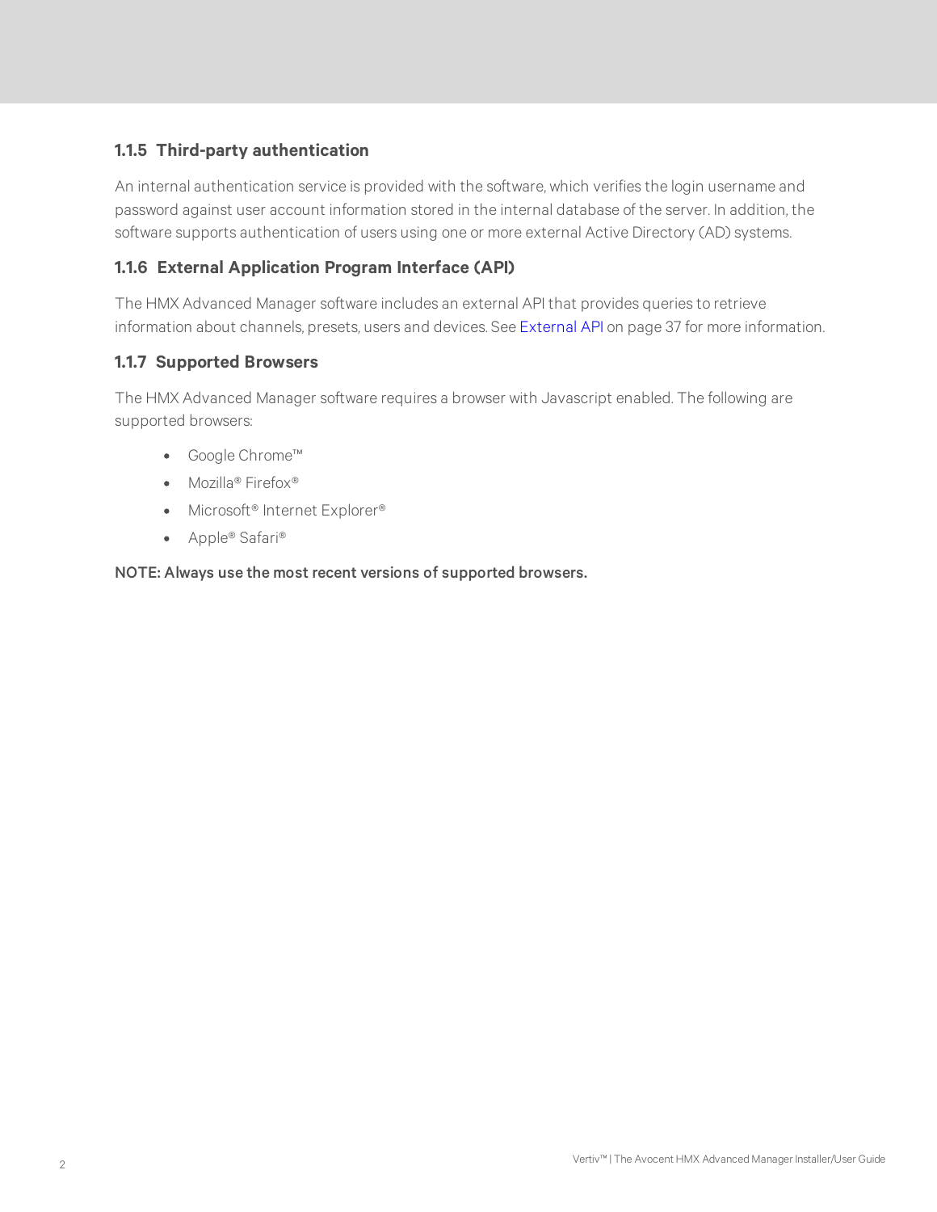### 1.1.5 Third-party authentication

An internal authentication service is provided with the software, which verifies the login username and password against user account information stored in the internal database of the server. In addition, the software supports authentication of users using one or more external Active Directory (AD) systems.

### 1.1.6 External Application Program Interface (API)

The HMX Advanced Manager software includes an external API that provides queries to retrieve information about channels, presets, users and devices. See External API on page 37 for more information.

### 1.1.7 Supported Browsers

The HMX Advanced Manager software requires a browser with Javascript enabled. The following are supported browsers:

- Google Chrome™
- Mozilla® Firefox®
- Microsoft® Internet Explorer®
- Apple® Safari®

**NOTE: Always use the most recent versions of supported browsers.**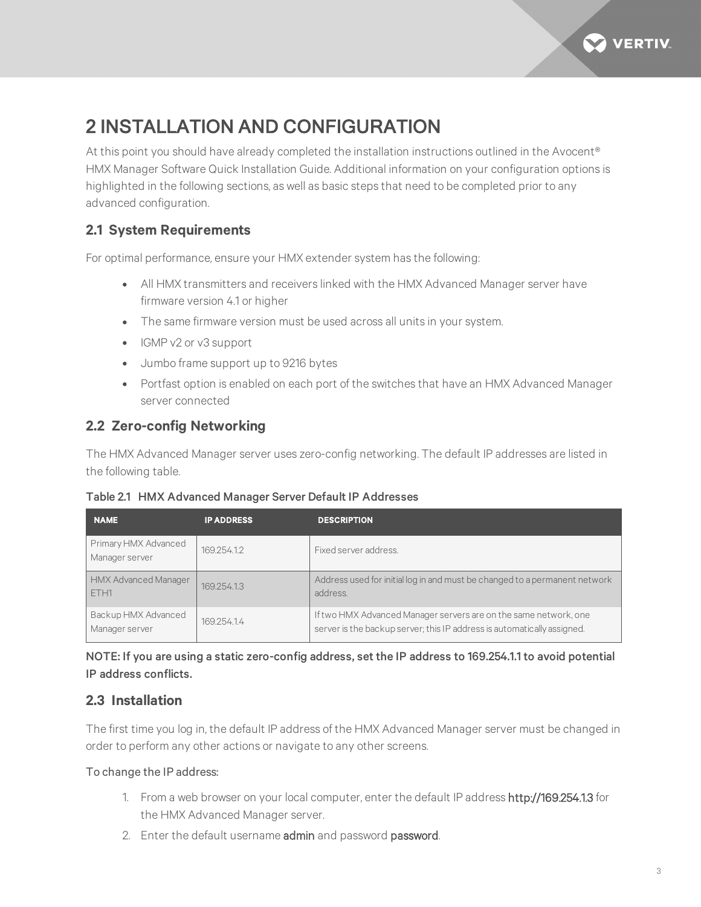# 2 INSTALLATION AND CONFIGURATION

At this point you should have already completed the installation instructions outlined in the Avocent® HMX Manager Software Quick Installation Guide. Additional information on your configuration options is highlighted in the following sections, as well as basic steps that need to be completed prior to any advanced configuration.

## 2.1 System Requirements

For optimal performance, ensure your HMX extender system has the following:

- All HMX transmitters and receivers linked with the HMX Advanced Manager server have firmware version 4.1 or higher
- The same firmware version must be used across all units in your system.
- IGMP v2 or v3 support
- Jumbo frame support up to 9216 bytes
- Portfast option is enabled on each port of the switches that have an HMX Advanced Manager server connected

## 2.2 Zero-config Networking

The HMX Advanced Manager server uses zero-config networking. The default IP addresses are listed in the following table.

Table 2.1 HMX Advanced Manager Server Default IP Addresses

| NAME | IP ADDRESS | DESCRIPTION |
|---|---|---|
| Primary HMX Advanced Manager server | 169.254.1.2 | Fixed server address. |
| HMX Advanced Manager ETH1 | 169.254.1.3 | Address used for initial log in and must be changed to a permanent network address. |
| Backup HMX Advanced Manager server | 169.254.1.4 | If two HMX Advanced Manager servers are on the same network, one server is the backup server; this IP address is automatically assigned. |

**NOTE: If you are using a static zero-config address, set the IP address to 169.254.1.1 to avoid potential IP address conflicts.**

## 2.3 Installation

The first time you log in, the default IP address of the HMX Advanced Manager server must be changed in order to perform any other actions or navigate to any other screens.

To change the IP address:

1. From a web browser on your local computer, enter the default IP address http://169.254.1.3 for the HMX Advanced Manager server.
2. Enter the default username admin and password password.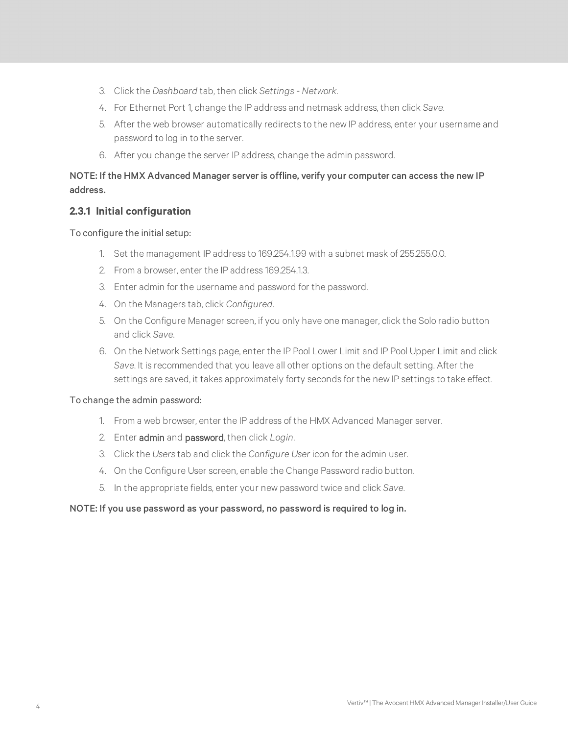3. Click the *Dashboard* tab, then click *Settings - Network*.
4. For Ethernet Port 1, change the IP address and netmask address, then click *Save*.
5. After the web browser automatically redirects to the new IP address, enter your username and password to log in to the server.
6. After you change the server IP address, change the admin password.

**NOTE: If the HMX Advanced Manager server is offline, verify your computer can access the new IP address.**

### 2.3.1 Initial configuration

To configure the initial setup:

1. Set the management IP address to 169.254.1.99 with a subnet mask of 255.255.0.0.
2. From a browser, enter the IP address 169.254.1.3.
3. Enter admin for the username and password for the password.
4. On the Managers tab, click *Configured*.
5. On the Configure Manager screen, if you only have one manager, click the Solo radio button and click *Save*.
6. On the Network Settings page, enter the IP Pool Lower Limit and IP Pool Upper Limit and click *Save*. It is recommended that you leave all other options on the default setting. After the settings are saved, it takes approximately forty seconds for the new IP settings to take effect.

To change the admin password:

1. From a web browser, enter the IP address of the HMX Advanced Manager server.
2. Enter admin and password, then click *Login*.
3. Click the *Users* tab and click the *Configure User* icon for the admin user.
4. On the Configure User screen, enable the Change Password radio button.
5. In the appropriate fields, enter your new password twice and click *Save*.

**NOTE: If you use password as your password, no password is required to log in.**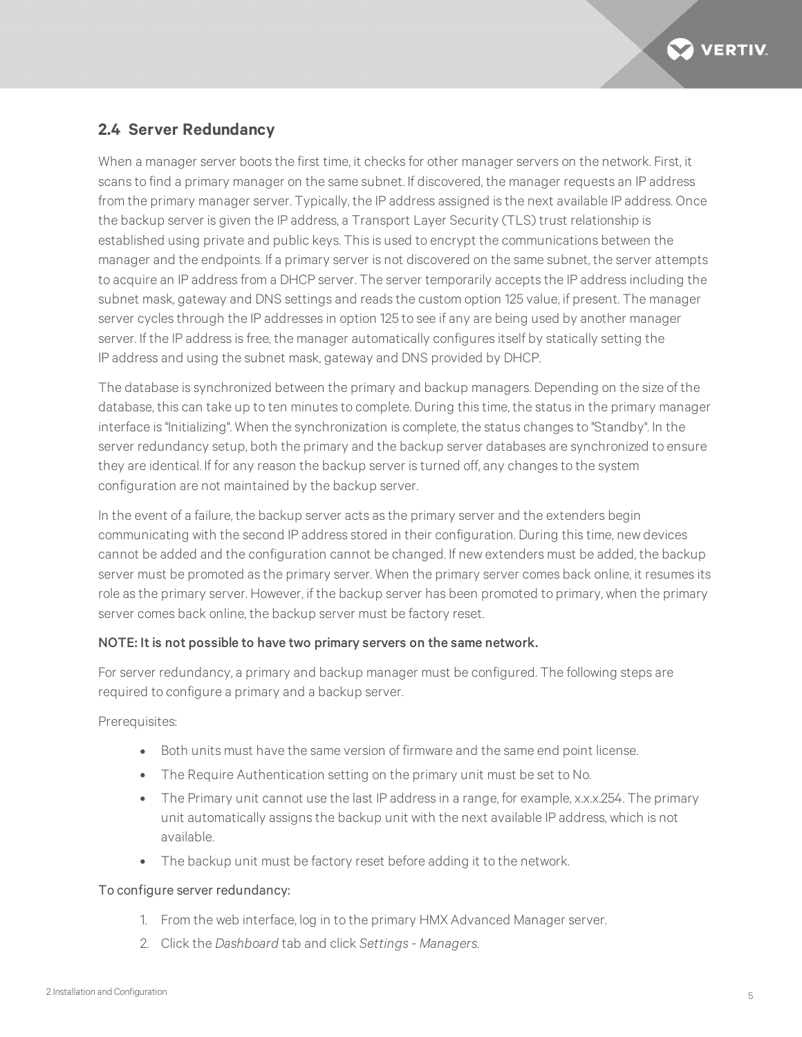## 2.4 Server Redundancy

When a manager server boots the first time, it checks for other manager servers on the network. First, it scans to find a primary manager on the same subnet. If discovered, the manager requests an IP address from the primary manager server. Typically, the IP address assigned is the next available IP address. Once the backup server is given the IP address, a Transport Layer Security (TLS) trust relationship is established using private and public keys. This is used to encrypt the communications between the manager and the endpoints. If a primary server is not discovered on the same subnet, the server attempts to acquire an IP address from a DHCP server. The server temporarily accepts the IP address including the subnet mask, gateway and DNS settings and reads the custom option 125 value, if present. The manager server cycles through the IP addresses in option 125 to see if any are being used by another manager server. If the IP address is free, the manager automatically configures itself by statically setting the IP address and using the subnet mask, gateway and DNS provided by DHCP.

The database is synchronized between the primary and backup managers. Depending on the size of the database, this can take up to ten minutes to complete. During this time, the status in the primary manager interface is "Initializing". When the synchronization is complete, the status changes to "Standby". In the server redundancy setup, both the primary and the backup server databases are synchronized to ensure they are identical. If for any reason the backup server is turned off, any changes to the system configuration are not maintained by the backup server.

In the event of a failure, the backup server acts as the primary server and the extenders begin communicating with the second IP address stored in their configuration. During this time, new devices cannot be added and the configuration cannot be changed. If new extenders must be added, the backup server must be promoted as the primary server. When the primary server comes back online, it resumes its role as the primary server. However, if the backup server has been promoted to primary, when the primary server comes back online, the backup server must be factory reset.

**NOTE: It is not possible to have two primary servers on the same network.**

For server redundancy, a primary and backup manager must be configured. The following steps are required to configure a primary and a backup server.

Prerequisites:

- Both units must have the same version of firmware and the same end point license.
- The Require Authentication setting on the primary unit must be set to No.
- The Primary unit cannot use the last IP address in a range, for example, x.x.x.254. The primary unit automatically assigns the backup unit with the next available IP address, which is not available.
- The backup unit must be factory reset before adding it to the network.

To configure server redundancy:

1. From the web interface, log in to the primary HMX Advanced Manager server.
2. Click the *Dashboard* tab and click *Settings - Managers*.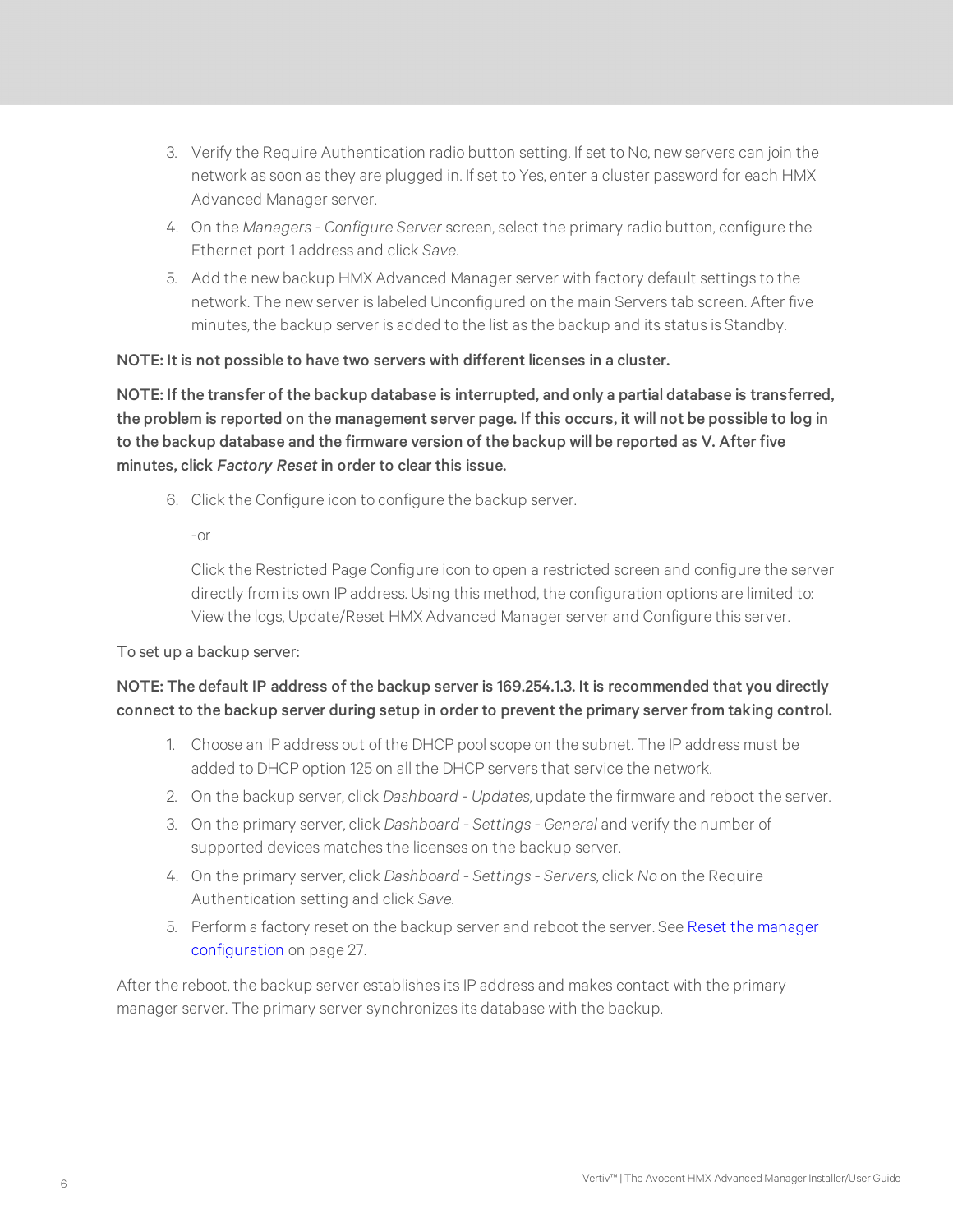3. Verify the Require Authentication radio button setting. If set to No, new servers can join the network as soon as they are plugged in. If set to Yes, enter a cluster password for each HMX Advanced Manager server.
4. On the *Managers - Configure Server* screen, select the primary radio button, configure the Ethernet port 1 address and click *Save.*
5. Add the new backup HMX Advanced Manager server with factory default settings to the network. The new server is labeled Unconfigured on the main Servers tab screen. After five minutes, the backup server is added to the list as the backup and its status is Standby.

**NOTE: It is not possible to have two servers with different licenses in a cluster.**

**NOTE: If the transfer of the backup database is interrupted, and only a partial database is transferred, the problem is reported on the management server page. If this occurs, it will not be possible to log in to the backup database and the firmware version of the backup will be reported as V. After five minutes, click *Factory Reset* in order to clear this issue.**

6. Click the Configure icon to configure the backup server.

   -or

   Click the Restricted Page Configure icon to open a restricted screen and configure the server directly from its own IP address. Using this method, the configuration options are limited to: View the logs, Update/Reset HMX Advanced Manager server and Configure this server.

To set up a backup server:

**NOTE: The default IP address of the backup server is 169.254.1.3. It is recommended that you directly connect to the backup server during setup in order to prevent the primary server from taking control.**

1. Choose an IP address out of the DHCP pool scope on the subnet. The IP address must be added to DHCP option 125 on all the DHCP servers that service the network.
2. On the backup server, click *Dashboard - Updates*, update the firmware and reboot the server.
3. On the primary server, click *Dashboard - Settings - General* and verify the number of supported devices matches the licenses on the backup server.
4. On the primary server, click *Dashboard - Settings - Servers*, click *No* on the Require Authentication setting and click *Save.*
5. Perform a factory reset on the backup server and reboot the server. See Reset the manager configuration on page 27.

After the reboot, the backup server establishes its IP address and makes contact with the primary manager server. The primary server synchronizes its database with the backup.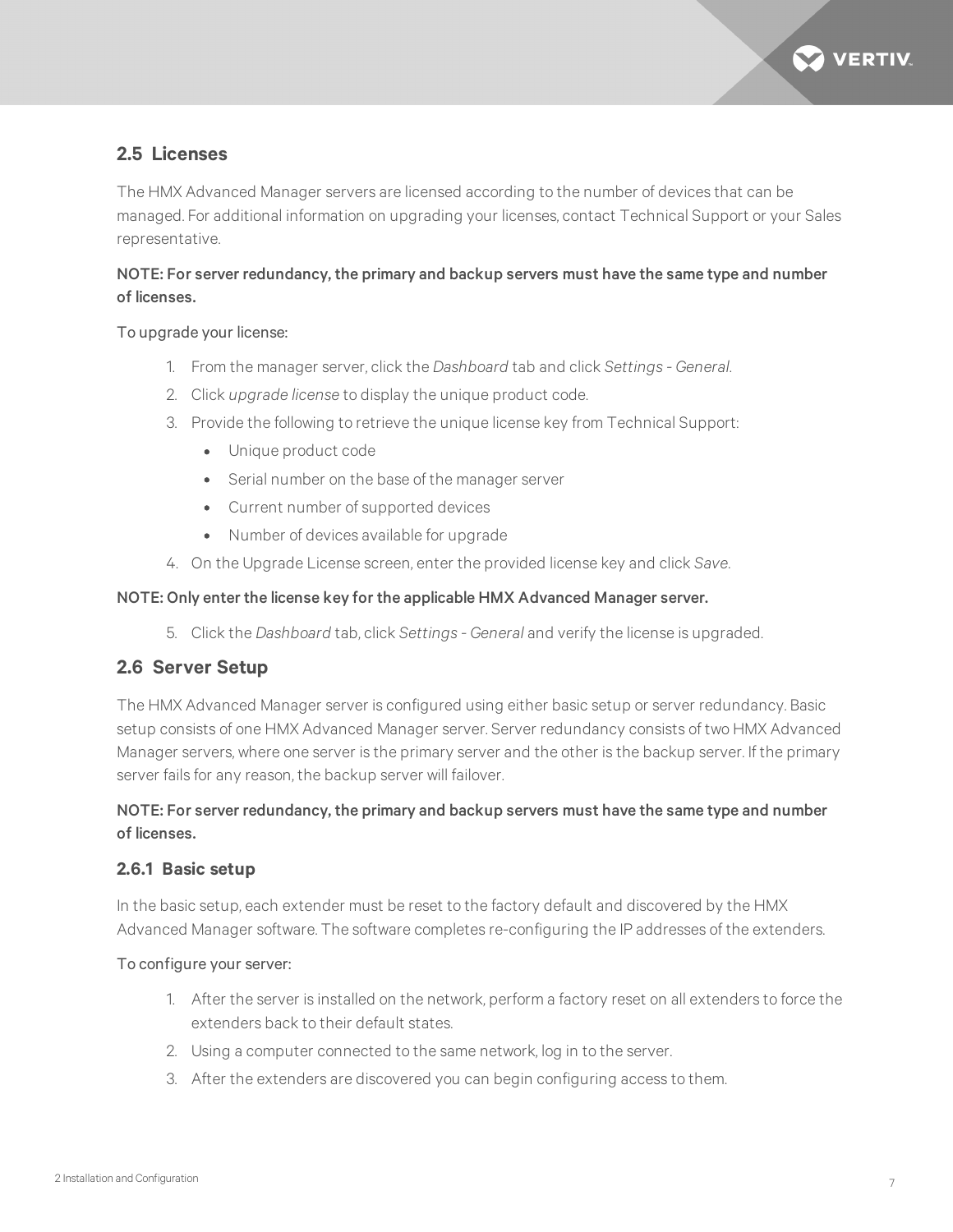## 2.5 Licenses

The HMX Advanced Manager servers are licensed according to the number of devices that can be managed. For additional information on upgrading your licenses, contact Technical Support or your Sales representative.

**NOTE: For server redundancy, the primary and backup servers must have the same type and number of licenses.**

To upgrade your license:

1. From the manager server, click the *Dashboard* tab and click *Settings - General*.
2. Click *upgrade license* to display the unique product code.
3. Provide the following to retrieve the unique license key from Technical Support:
   - Unique product code
   - Serial number on the base of the manager server
   - Current number of supported devices
   - Number of devices available for upgrade
4. On the Upgrade License screen, enter the provided license key and click *Save*.

**NOTE: Only enter the license key for the applicable HMX Advanced Manager server.**

5. Click the *Dashboard* tab, click *Settings - General* and verify the license is upgraded.

## 2.6 Server Setup

The HMX Advanced Manager server is configured using either basic setup or server redundancy. Basic setup consists of one HMX Advanced Manager server. Server redundancy consists of two HMX Advanced Manager servers, where one server is the primary server and the other is the backup server. If the primary server fails for any reason, the backup server will failover.

**NOTE: For server redundancy, the primary and backup servers must have the same type and number of licenses.**

### 2.6.1 Basic setup

In the basic setup, each extender must be reset to the factory default and discovered by the HMX Advanced Manager software. The software completes re-configuring the IP addresses of the extenders.

To configure your server:

1. After the server is installed on the network, perform a factory reset on all extenders to force the extenders back to their default states.
2. Using a computer connected to the same network, log in to the server.
3. After the extenders are discovered you can begin configuring access to them.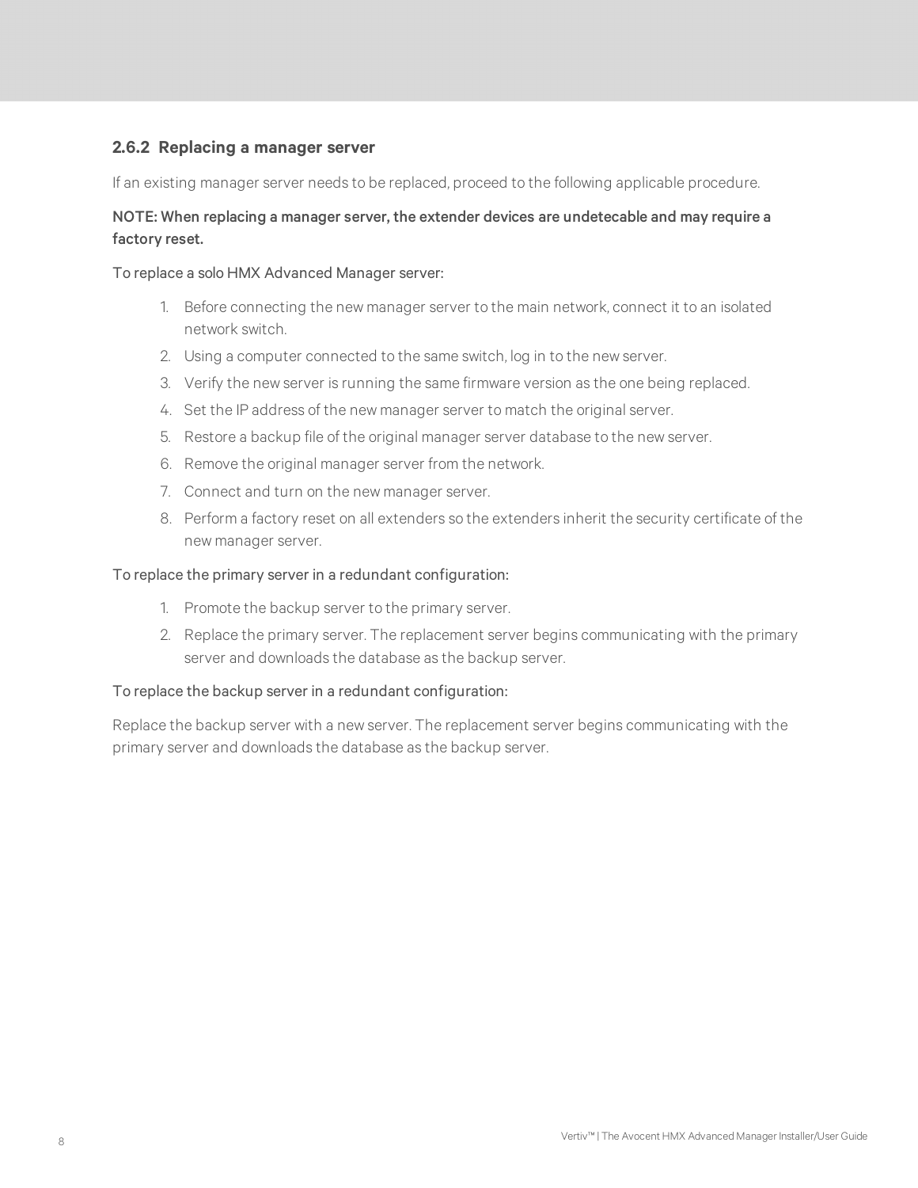### 2.6.2 Replacing a manager server

If an existing manager server needs to be replaced, proceed to the following applicable procedure.

**NOTE: When replacing a manager server, the extender devices are undetecable and may require a factory reset.**

To replace a solo HMX Advanced Manager server:

1. Before connecting the new manager server to the main network, connect it to an isolated network switch.
2. Using a computer connected to the same switch, log in to the new server.
3. Verify the new server is running the same firmware version as the one being replaced.
4. Set the IP address of the new manager server to match the original server.
5. Restore a backup file of the original manager server database to the new server.
6. Remove the original manager server from the network.
7. Connect and turn on the new manager server.
8. Perform a factory reset on all extenders so the extenders inherit the security certificate of the new manager server.

To replace the primary server in a redundant configuration:

1. Promote the backup server to the primary server.
2. Replace the primary server. The replacement server begins communicating with the primary server and downloads the database as the backup server.

To replace the backup server in a redundant configuration:

Replace the backup server with a new server. The replacement server begins communicating with the primary server and downloads the database as the backup server.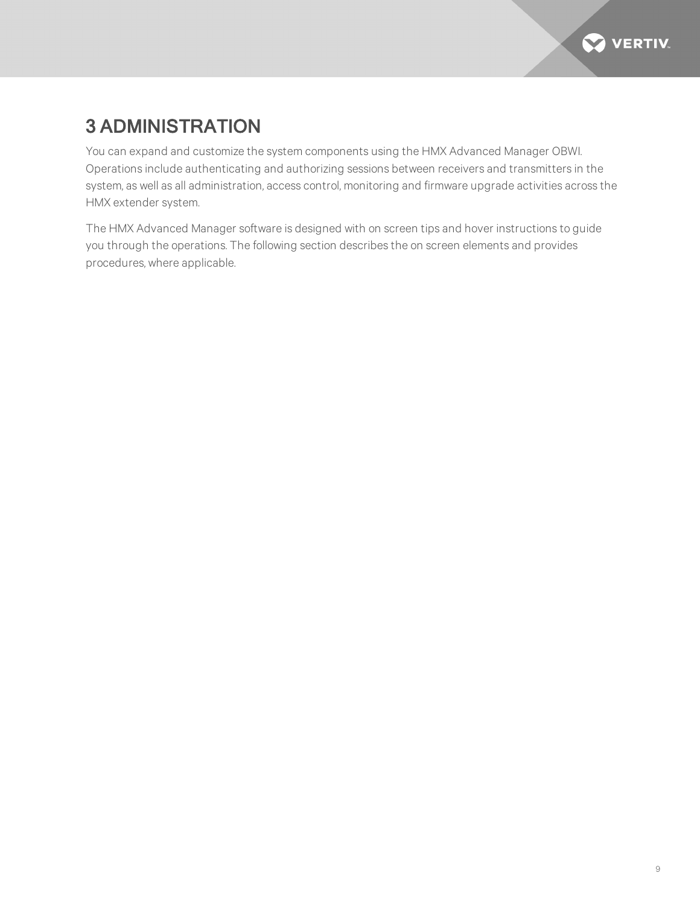# 3 ADMINISTRATION

You can expand and customize the system components using the HMX Advanced Manager OBWI. Operations include authenticating and authorizing sessions between receivers and transmitters in the system, as well as all administration, access control, monitoring and firmware upgrade activities across the HMX extender system.

The HMX Advanced Manager software is designed with on screen tips and hover instructions to guide you through the operations. The following section describes the on screen elements and provides procedures, where applicable.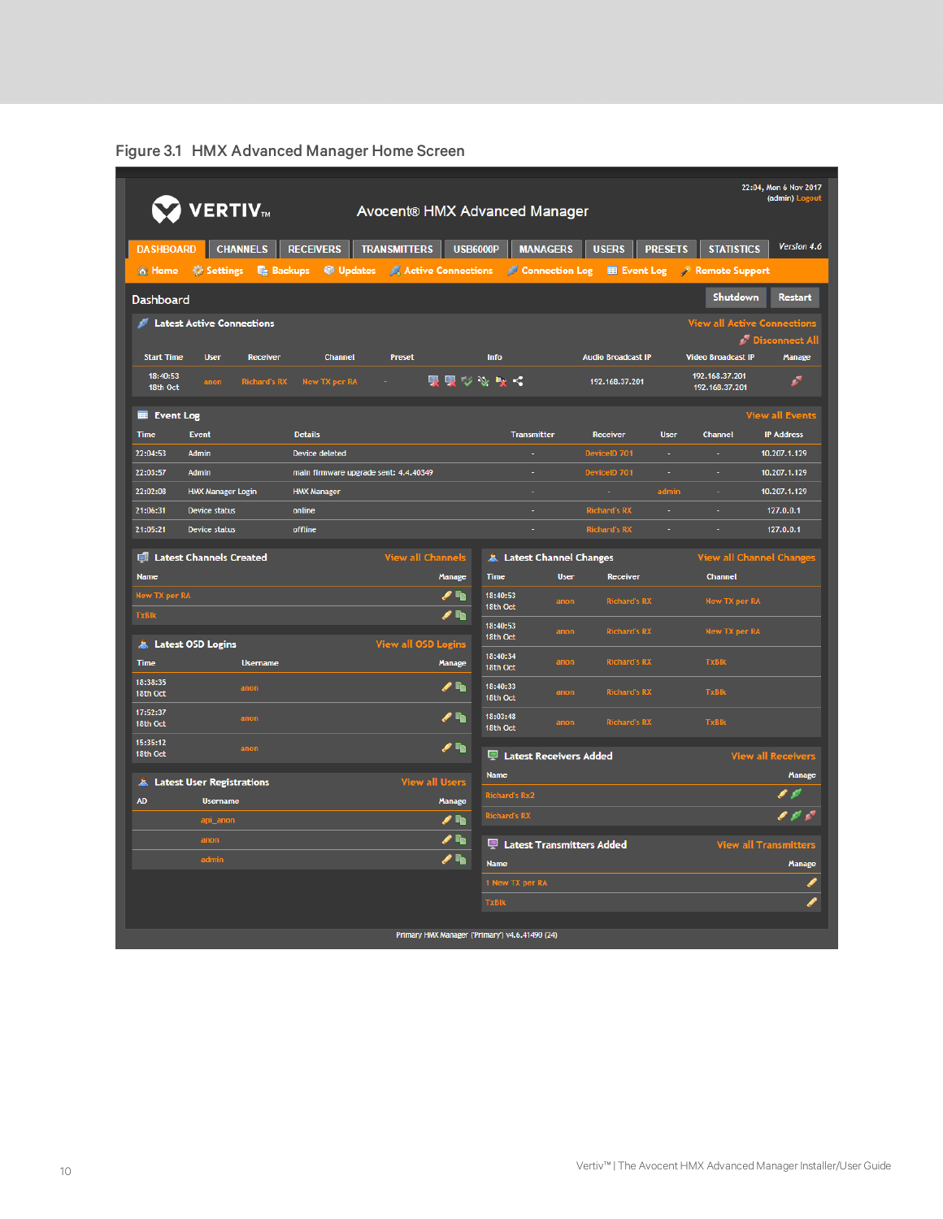Figure 3.1 HMX Advanced Manager Home Screen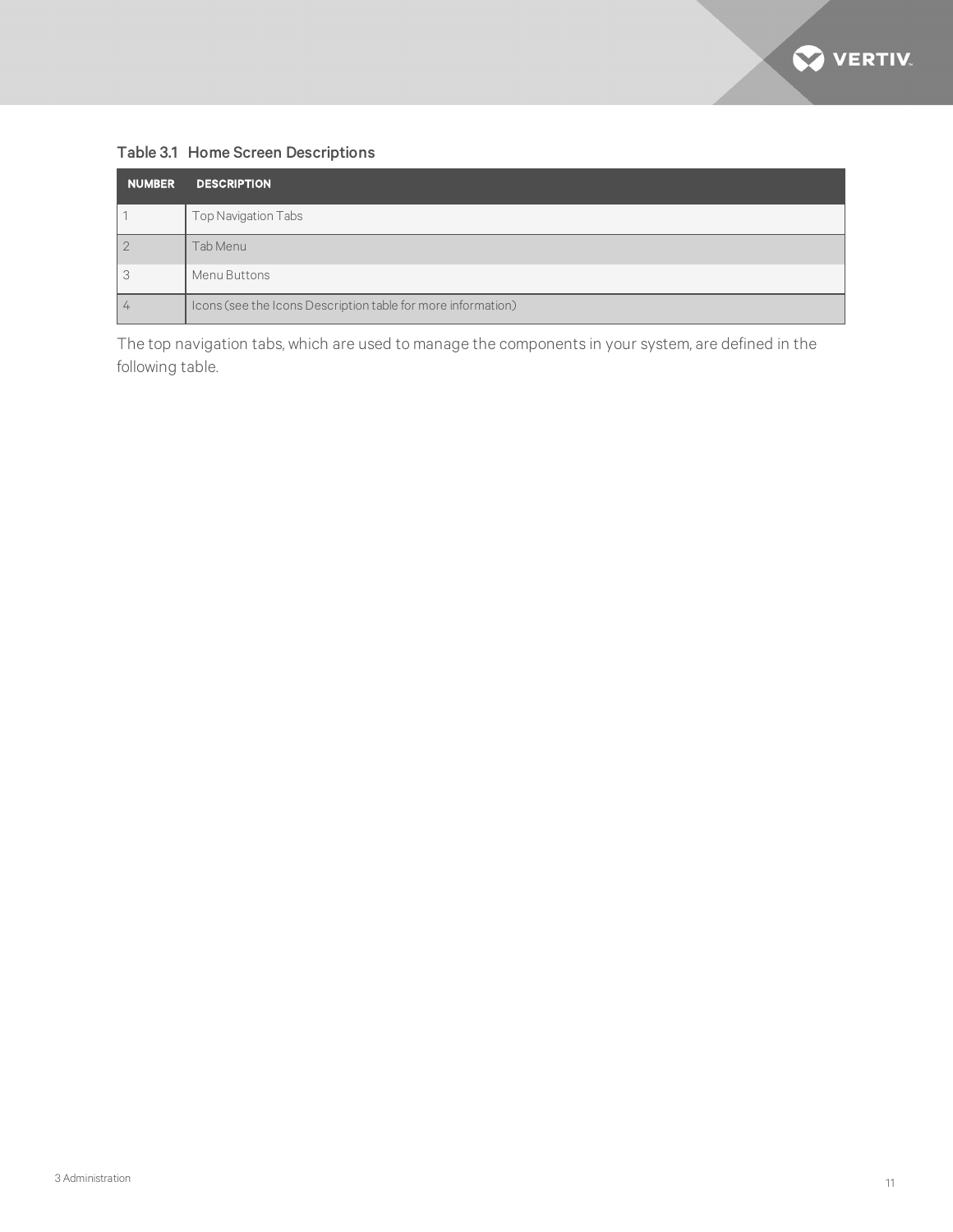Table 3.1 Home Screen Descriptions

| NUMBER | DESCRIPTION |
|---|---|
| 1 | Top Navigation Tabs |
| 2 | Tab Menu |
| 3 | Menu Buttons |
| 4 | Icons (see the Icons Description table for more information) |

The top navigation tabs, which are used to manage the components in your system, are defined in the following table.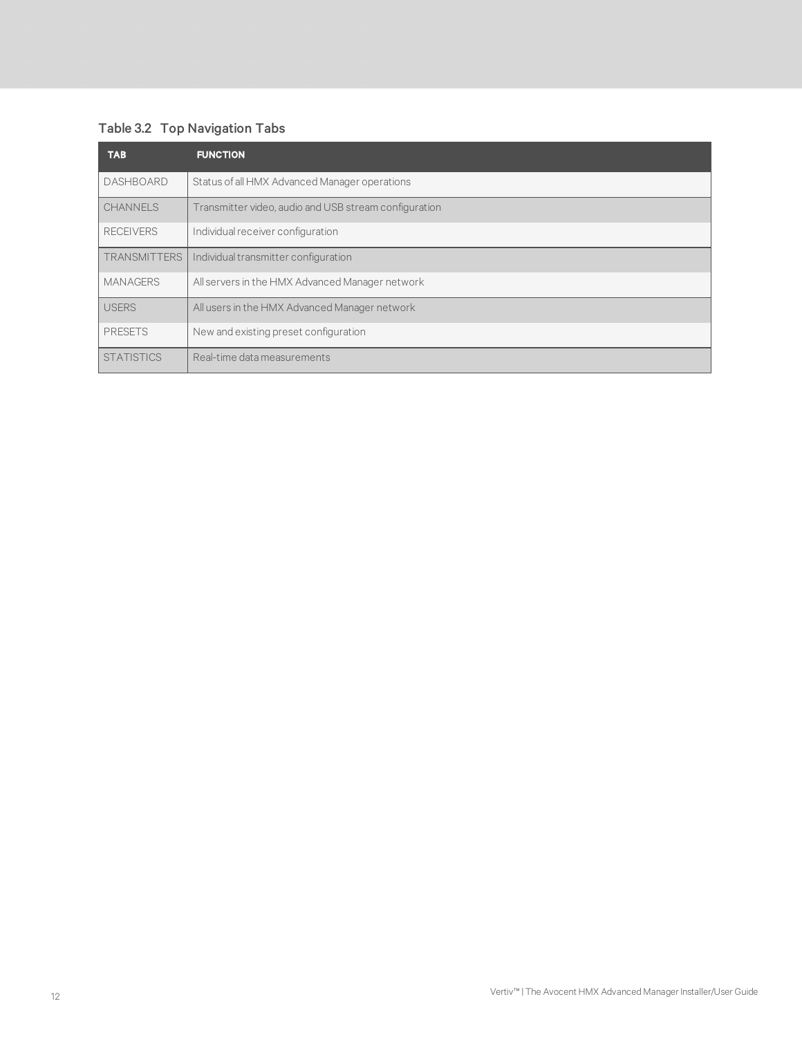Table 3.2 Top Navigation Tabs

| TAB | FUNCTION |
|---|---|
| DASHBOARD | Status of all HMX Advanced Manager operations |
| CHANNELS | Transmitter video, audio and USB stream configuration |
| RECEIVERS | Individual receiver configuration |
| TRANSMITTERS | Individual transmitter configuration |
| MANAGERS | All servers in the HMX Advanced Manager network |
| USERS | All users in the HMX Advanced Manager network |
| PRESETS | New and existing preset configuration |
| STATISTICS | Real-time data measurements |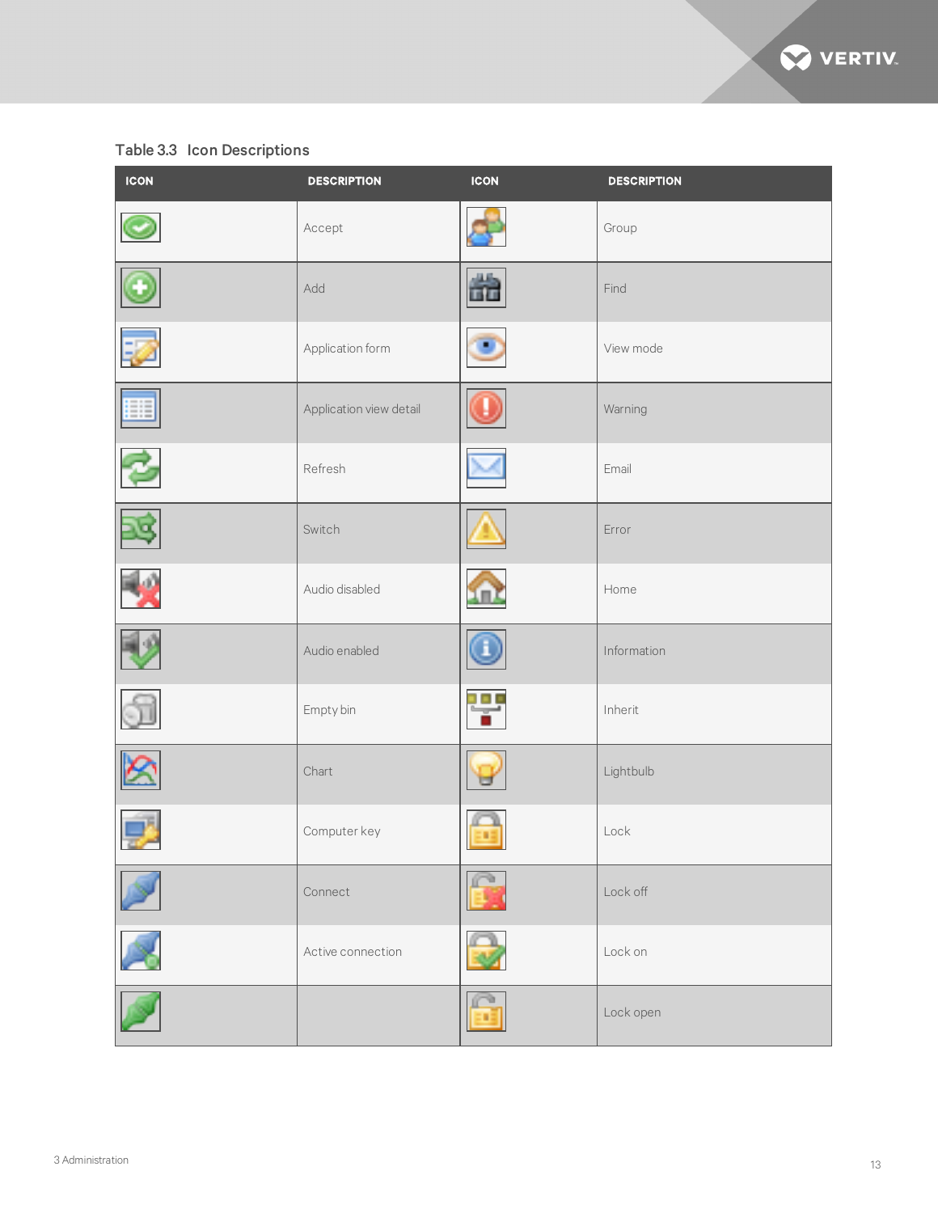Table 3.3 Icon Descriptions

| ICON | DESCRIPTION | ICON | DESCRIPTION |
|---|---|---|---|
| | Accept | | Group |
| | Add | | Find |
| | Application form | | View mode |
| | Application view detail | | Warning |
| | Refresh | | Email |
| | Switch | | Error |
| | Audio disabled | | Home |
| | Audio enabled | | Information |
| | Empty bin | | Inherit |
| | Chart | | Lightbulb |
| | Computer key | | Lock |
| | Connect | | Lock off |
| | Active connection | | Lock on |
| | | | Lock open |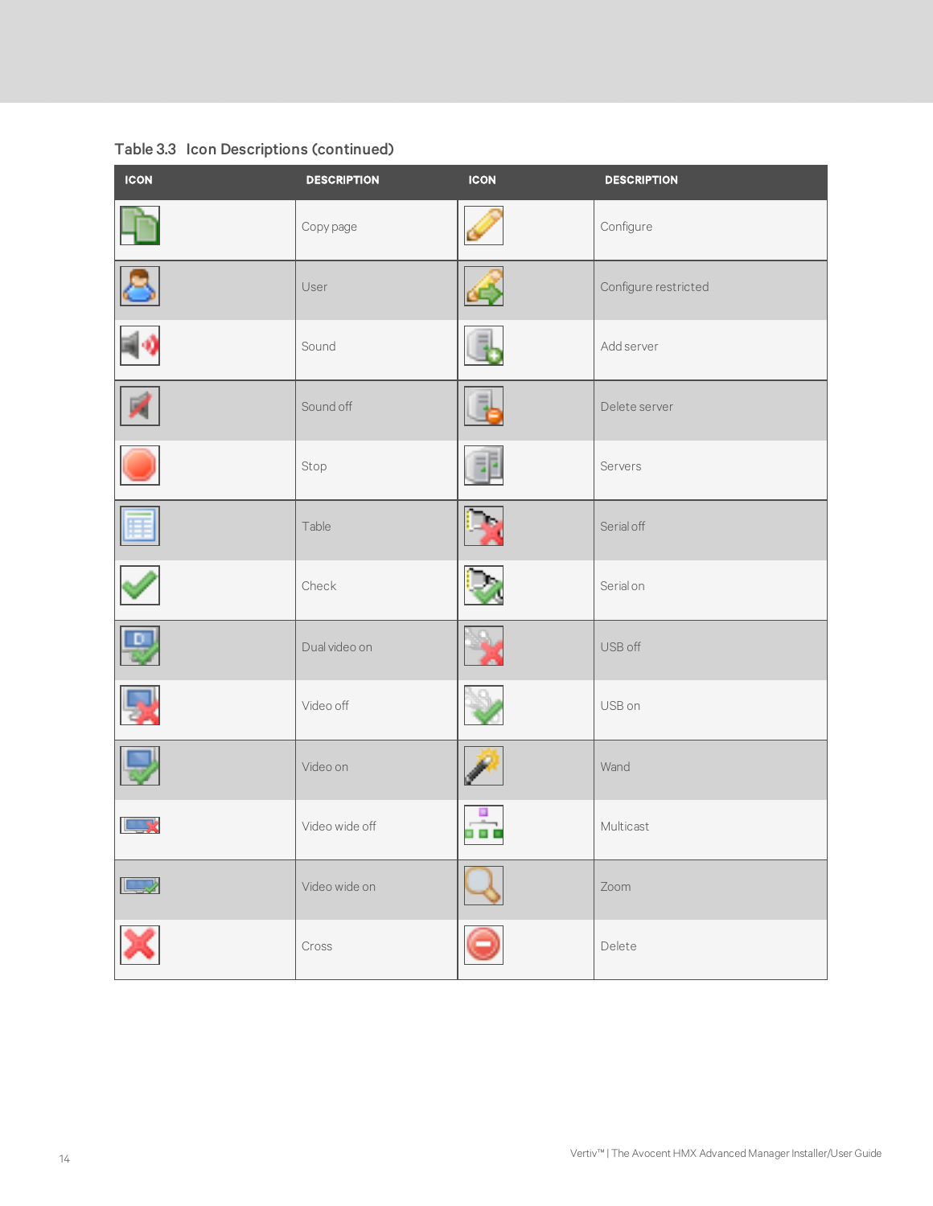Table 3.3 Icon Descriptions (continued)

| ICON | DESCRIPTION | ICON | DESCRIPTION |
|---|---|---|---|
| | Copy page | | Configure |
| | User | | Configure restricted |
| | Sound | | Add server |
| | Sound off | | Delete server |
| | Stop | | Servers |
| | Table | | Serial off |
| | Check | | Serial on |
| | Dual video on | | USB off |
| | Video off | | USB on |
| | Video on | | Wand |
| | Video wide off | | Multicast |
| | Video wide on | | Zoom |
| | Cross | | Delete |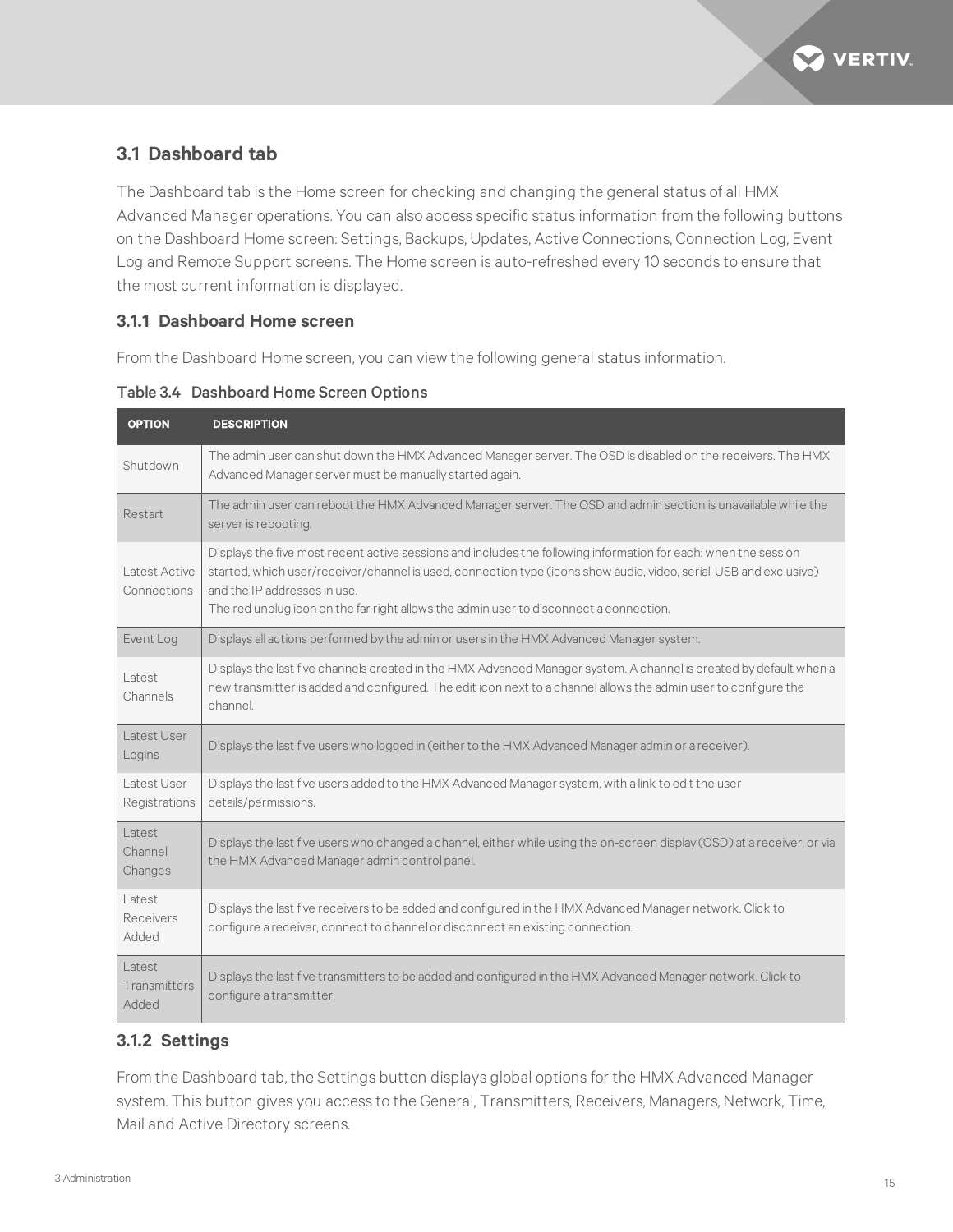## 3.1 Dashboard tab

The Dashboard tab is the Home screen for checking and changing the general status of all HMX Advanced Manager operations. You can also access specific status information from the following buttons on the Dashboard Home screen: Settings, Backups, Updates, Active Connections, Connection Log, Event Log and Remote Support screens. The Home screen is auto-refreshed every 10 seconds to ensure that the most current information is displayed.

### 3.1.1 Dashboard Home screen

From the Dashboard Home screen, you can view the following general status information.

**Table 3.4 Dashboard Home Screen Options**

| OPTION | DESCRIPTION |
|---|---|
| Shutdown | The admin user can shut down the HMX Advanced Manager server. The OSD is disabled on the receivers. The HMX Advanced Manager server must be manually started again. |
| Restart | The admin user can reboot the HMX Advanced Manager server. The OSD and admin section is unavailable while the server is rebooting. |
| Latest Active Connections | Displays the five most recent active sessions and includes the following information for each: when the session started, which user/receiver/channel is used, connection type (icons show audio, video, serial, USB and exclusive) and the IP addresses in use.<br>The red unplug icon on the far right allows the admin user to disconnect a connection. |
| Event Log | Displays all actions performed by the admin or users in the HMX Advanced Manager system. |
| Latest Channels | Displays the last five channels created in the HMX Advanced Manager system. A channel is created by default when a new transmitter is added and configured. The edit icon next to a channel allows the admin user to configure the channel. |
| Latest User Logins | Displays the last five users who logged in (either to the HMX Advanced Manager admin or a receiver). |
| Latest User Registrations | Displays the last five users added to the HMX Advanced Manager system, with a link to edit the user details/permissions. |
| Latest Channel Changes | Displays the last five users who changed a channel, either while using the on-screen display (OSD) at a receiver, or via the HMX Advanced Manager admin control panel. |
| Latest Receivers Added | Displays the last five receivers to be added and configured in the HMX Advanced Manager network. Click to configure a receiver, connect to channel or disconnect an existing connection. |
| Latest Transmitters Added | Displays the last five transmitters to be added and configured in the HMX Advanced Manager network. Click to configure a transmitter. |

### 3.1.2 Settings

From the Dashboard tab, the Settings button displays global options for the HMX Advanced Manager system. This button gives you access to the General, Transmitters, Receivers, Managers, Network, Time, Mail and Active Directory screens.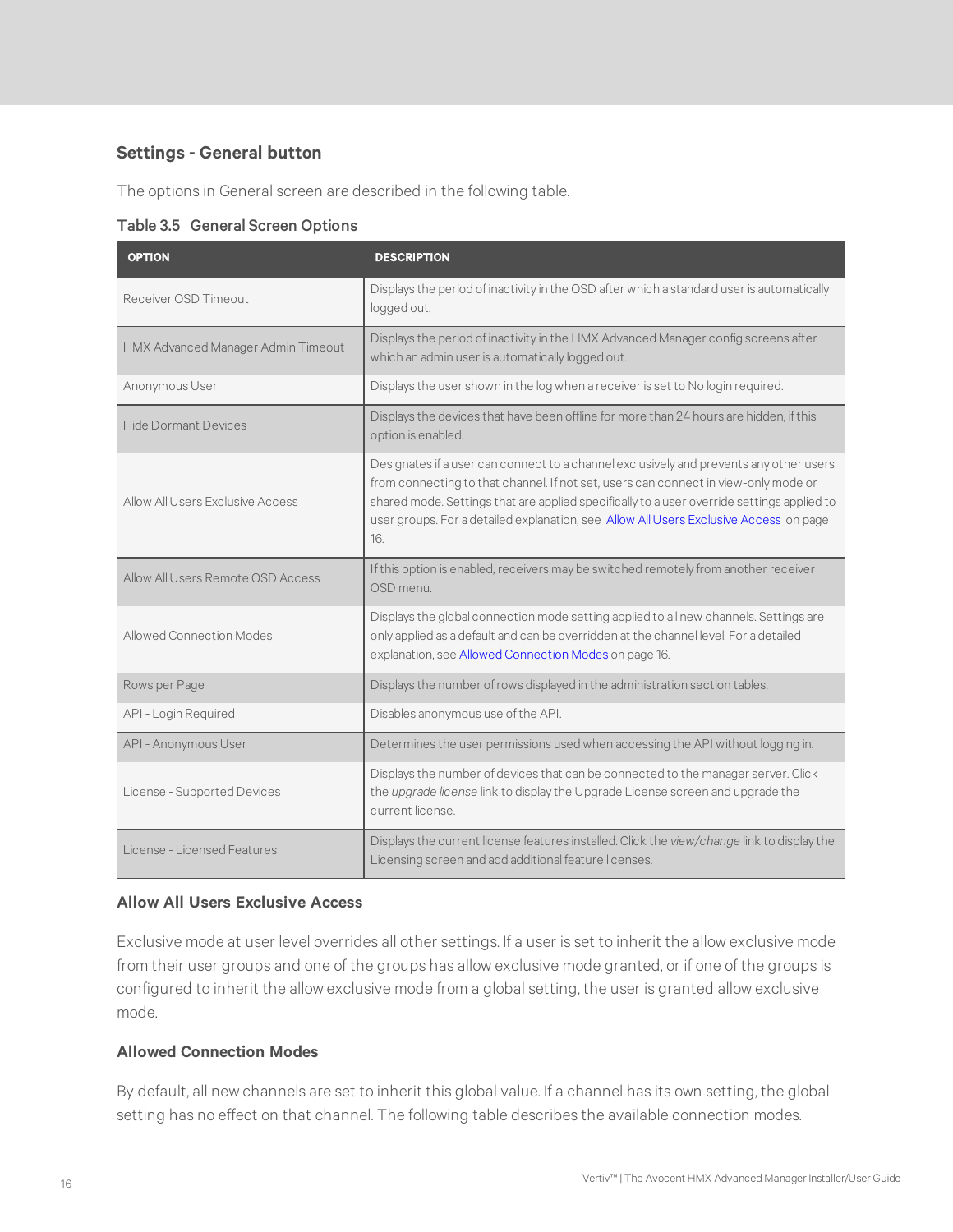### Settings - General button

The options in General screen are described in the following table.

**Table 3.5 General Screen Options**

| OPTION | DESCRIPTION |
|---|---|
| Receiver OSD Timeout | Displays the period of inactivity in the OSD after which a standard user is automatically logged out. |
| HMX Advanced Manager Admin Timeout | Displays the period of inactivity in the HMX Advanced Manager config screens after which an admin user is automatically logged out. |
| Anonymous User | Displays the user shown in the log when a receiver is set to No login required. |
| Hide Dormant Devices | Displays the devices that have been offline for more than 24 hours are hidden, if this option is enabled. |
| Allow All Users Exclusive Access | Designates if a user can connect to a channel exclusively and prevents any other users from connecting to that channel. If not set, users can connect in view-only mode or shared mode. Settings that are applied specifically to a user override settings applied to user groups. For a detailed explanation, see Allow All Users Exclusive Access on page 16. |
| Allow All Users Remote OSD Access | If this option is enabled, receivers may be switched remotely from another receiver OSD menu. |
| Allowed Connection Modes | Displays the global connection mode setting applied to all new channels. Settings are only applied as a default and can be overridden at the channel level. For a detailed explanation, see Allowed Connection Modes on page 16. |
| Rows per Page | Displays the number of rows displayed in the administration section tables. |
| API - Login Required | Disables anonymous use of the API. |
| API - Anonymous User | Determines the user permissions used when accessing the API without logging in. |
| License - Supported Devices | Displays the number of devices that can be connected to the manager server. Click the *upgrade license* link to display the Upgrade License screen and upgrade the current license. |
| License - Licensed Features | Displays the current license features installed. Click the *view/change* link to display the Licensing screen and add additional feature licenses. |

#### Allow All Users Exclusive Access

Exclusive mode at user level overrides all other settings. If a user is set to inherit the allow exclusive mode from their user groups and one of the groups has allow exclusive mode granted, or if one of the groups is configured to inherit the allow exclusive mode from a global setting, the user is granted allow exclusive mode.

#### Allowed Connection Modes

By default, all new channels are set to inherit this global value. If a channel has its own setting, the global setting has no effect on that channel. The following table describes the available connection modes.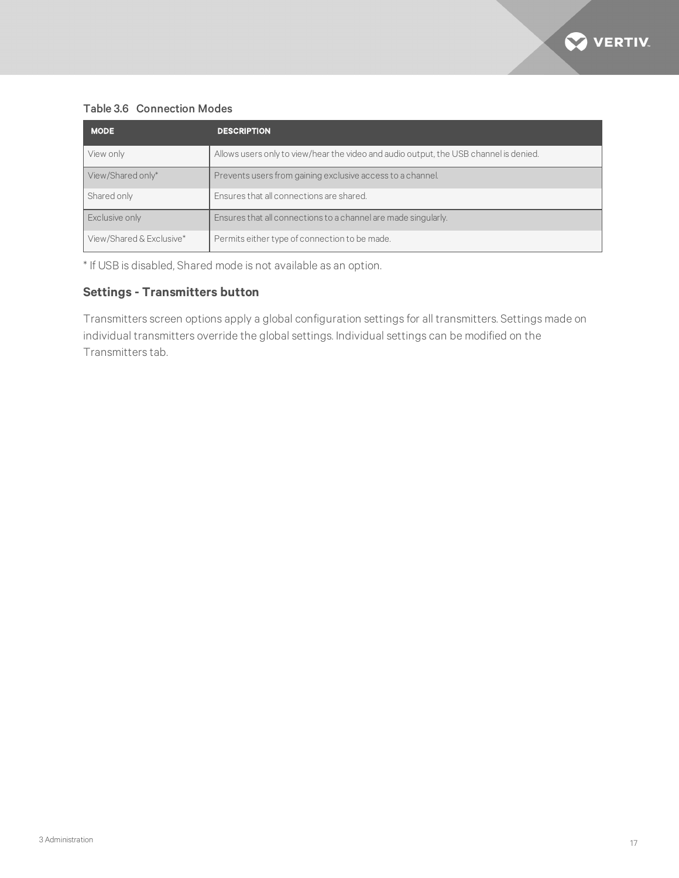Table 3.6 Connection Modes

| MODE | DESCRIPTION |
|---|---|
| View only | Allows users only to view/hear the video and audio output, the USB channel is denied. |
| View/Shared only* | Prevents users from gaining exclusive access to a channel. |
| Shared only | Ensures that all connections are shared. |
| Exclusive only | Ensures that all connections to a channel are made singularly. |
| View/Shared & Exclusive* | Permits either type of connection to be made. |

* If USB is disabled, Shared mode is not available as an option.

### Settings - Transmitters button

Transmitters screen options apply a global configuration settings for all transmitters. Settings made on individual transmitters override the global settings. Individual settings can be modified on the Transmitters tab.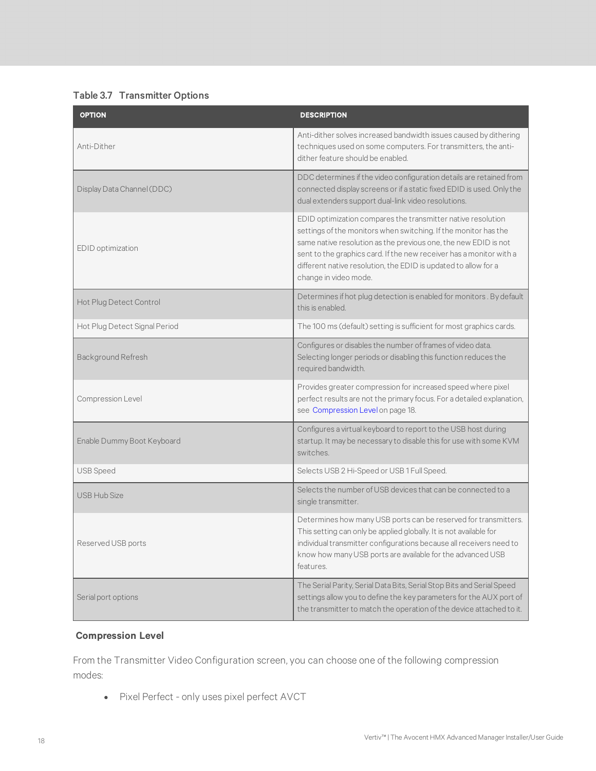Table 3.7 Transmitter Options

| OPTION | DESCRIPTION |
| --- | --- |
| Anti-Dither | Anti-dither solves increased bandwidth issues caused by dithering techniques used on some computers. For transmitters, the anti-dither feature should be enabled. |
| Display Data Channel (DDC) | DDC determines if the video configuration details are retained from connected display screens or if a static fixed EDID is used. Only the dual extenders support dual-link video resolutions. |
| EDID optimization | EDID optimization compares the transmitter native resolution settings of the monitors when switching. If the monitor has the same native resolution as the previous one, the new EDID is not sent to the graphics card. If the new receiver has a monitor with a different native resolution, the EDID is updated to allow for a change in video mode. |
| Hot Plug Detect Control | Determines if hot plug detection is enabled for monitors . By default this is enabled. |
| Hot Plug Detect Signal Period | The 100 ms (default) setting is sufficient for most graphics cards. |
| Background Refresh | Configures or disables the number of frames of video data. Selecting longer periods or disabling this function reduces the required bandwidth. |
| Compression Level | Provides greater compression for increased speed where pixel perfect results are not the primary focus. For a detailed explanation, see Compression Level on page 18. |
| Enable Dummy Boot Keyboard | Configures a virtual keyboard to report to the USB host during startup. It may be necessary to disable this for use with some KVM switches. |
| USB Speed | Selects USB 2 Hi-Speed or USB 1 Full Speed. |
| USB Hub Size | Selects the number of USB devices that can be connected to a single transmitter. |
| Reserved USB ports | Determines how many USB ports can be reserved for transmitters. This setting can only be applied globally. It is not available for individual transmitter configurations because all receivers need to know how many USB ports are available for the advanced USB features. |
| Serial port options | The Serial Parity, Serial Data Bits, Serial Stop Bits and Serial Speed settings allow you to define the key parameters for the AUX port of the transmitter to match the operation of the device attached to it. |

### Compression Level

From the Transmitter Video Configuration screen, you can choose one of the following compression modes:

- Pixel Perfect - only uses pixel perfect AVCT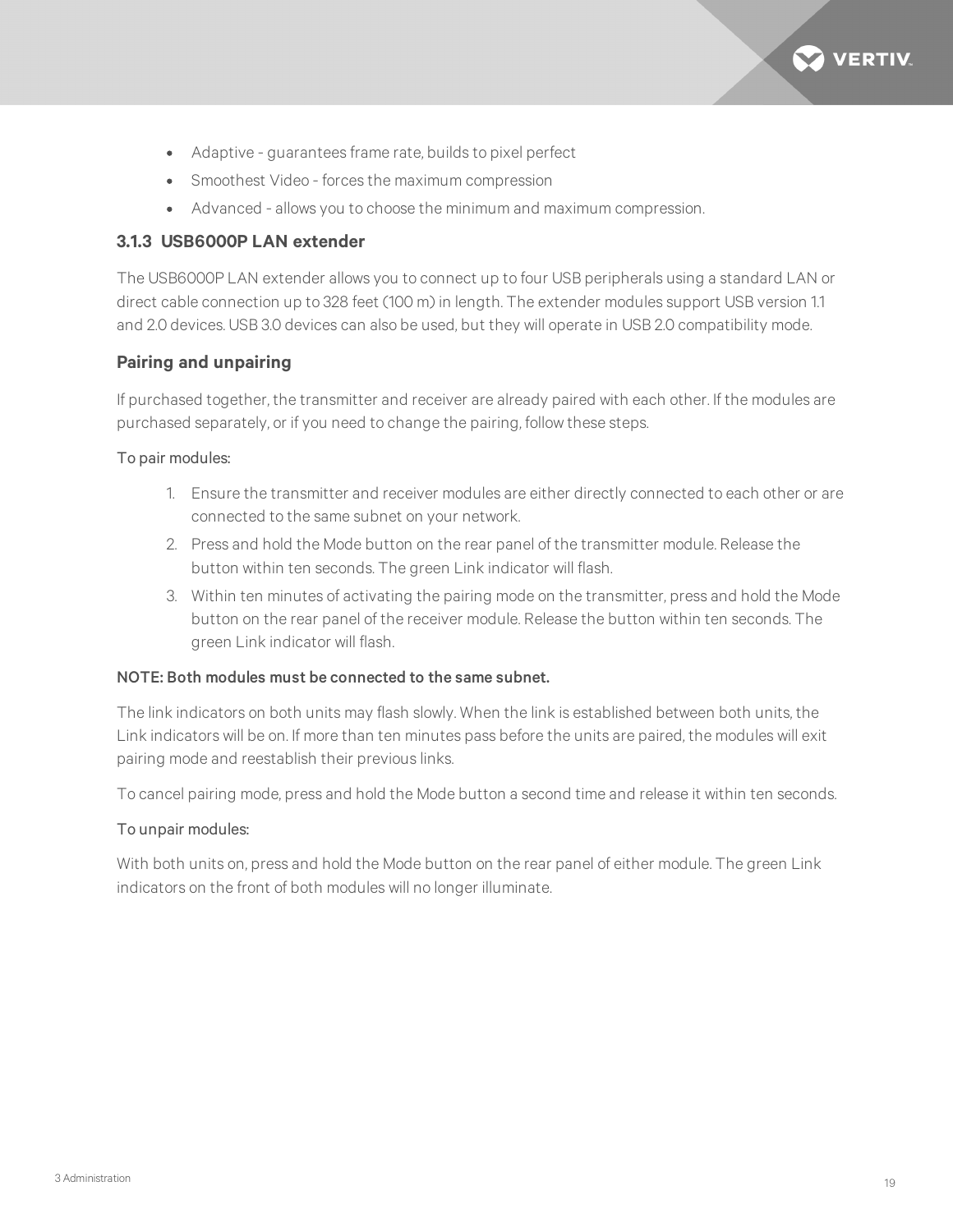- Adaptive - guarantees frame rate, builds to pixel perfect
- Smoothest Video - forces the maximum compression
- Advanced - allows you to choose the minimum and maximum compression.

### 3.1.3 USB6000P LAN extender

The USB6000P LAN extender allows you to connect up to four USB peripherals using a standard LAN or direct cable connection up to 328 feet (100 m) in length. The extender modules support USB version 1.1 and 2.0 devices. USB 3.0 devices can also be used, but they will operate in USB 2.0 compatibility mode.

#### Pairing and unpairing

If purchased together, the transmitter and receiver are already paired with each other. If the modules are purchased separately, or if you need to change the pairing, follow these steps.

To pair modules:

1. Ensure the transmitter and receiver modules are either directly connected to each other or are connected to the same subnet on your network.
2. Press and hold the Mode button on the rear panel of the transmitter module. Release the button within ten seconds. The green Link indicator will flash.
3. Within ten minutes of activating the pairing mode on the transmitter, press and hold the Mode button on the rear panel of the receiver module. Release the button within ten seconds. The green Link indicator will flash.

**NOTE: Both modules must be connected to the same subnet.**

The link indicators on both units may flash slowly. When the link is established between both units, the Link indicators will be on. If more than ten minutes pass before the units are paired, the modules will exit pairing mode and reestablish their previous links.

To cancel pairing mode, press and hold the Mode button a second time and release it within ten seconds.

To unpair modules:

With both units on, press and hold the Mode button on the rear panel of either module. The green Link indicators on the front of both modules will no longer illuminate.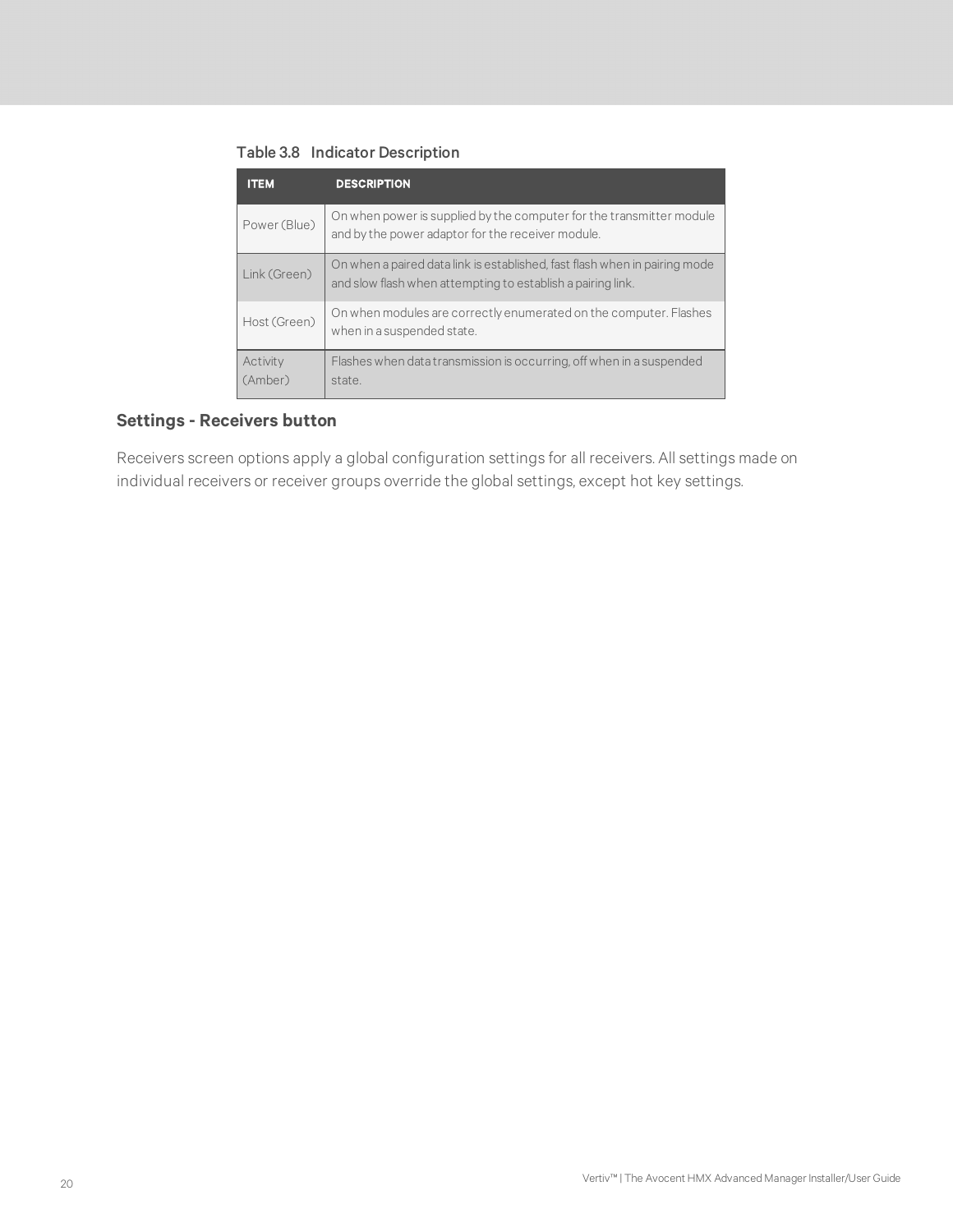Table 3.8 Indicator Description

| ITEM | DESCRIPTION |
| --- | --- |
| Power (Blue) | On when power is supplied by the computer for the transmitter module and by the power adaptor for the receiver module. |
| Link (Green) | On when a paired data link is established, fast flash when in pairing mode and slow flash when attempting to establish a pairing link. |
| Host (Green) | On when modules are correctly enumerated on the computer. Flashes when in a suspended state. |
| Activity (Amber) | Flashes when data transmission is occurring, off when in a suspended state. |

### Settings - Receivers button

Receivers screen options apply a global configuration settings for all receivers. All settings made on individual receivers or receiver groups override the global settings, except hot key settings.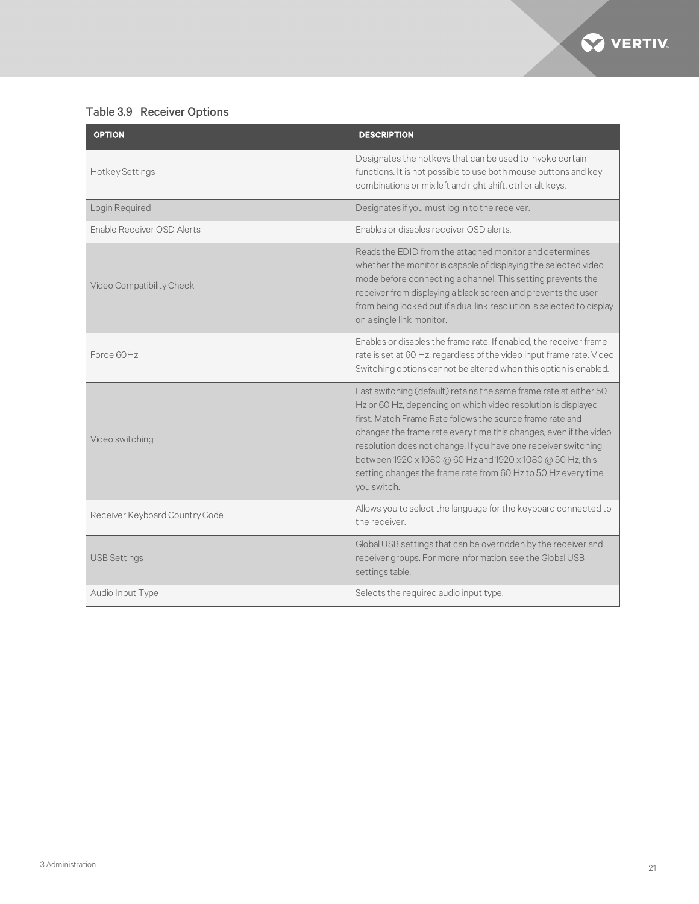### Table 3.9 Receiver Options

| OPTION | DESCRIPTION |
|---|---|
| Hotkey Settings | Designates the hotkeys that can be used to invoke certain functions. It is not possible to use both mouse buttons and key combinations or mix left and right shift, ctrl or alt keys. |
| Login Required | Designates if you must log in to the receiver. |
| Enable Receiver OSD Alerts | Enables or disables receiver OSD alerts. |
| Video Compatibility Check | Reads the EDID from the attached monitor and determines whether the monitor is capable of displaying the selected video mode before connecting a channel. This setting prevents the receiver from displaying a black screen and prevents the user from being locked out if a dual link resolution is selected to display on a single link monitor. |
| Force 60Hz | Enables or disables the frame rate. If enabled, the receiver frame rate is set at 60 Hz, regardless of the video input frame rate. Video Switching options cannot be altered when this option is enabled. |
| Video switching | Fast switching (default) retains the same frame rate at either 50 Hz or 60 Hz, depending on which video resolution is displayed first. Match Frame Rate follows the source frame rate and changes the frame rate every time this changes, even if the video resolution does not change. If you have one receiver switching between 1920 x 1080 @ 60 Hz and 1920 x 1080 @ 50 Hz, this setting changes the frame rate from 60 Hz to 50 Hz every time you switch. |
| Receiver Keyboard Country Code | Allows you to select the language for the keyboard connected to the receiver. |
| USB Settings | Global USB settings that can be overridden by the receiver and receiver groups. For more information, see the Global USB settings table. |
| Audio Input Type | Selects the required audio input type. |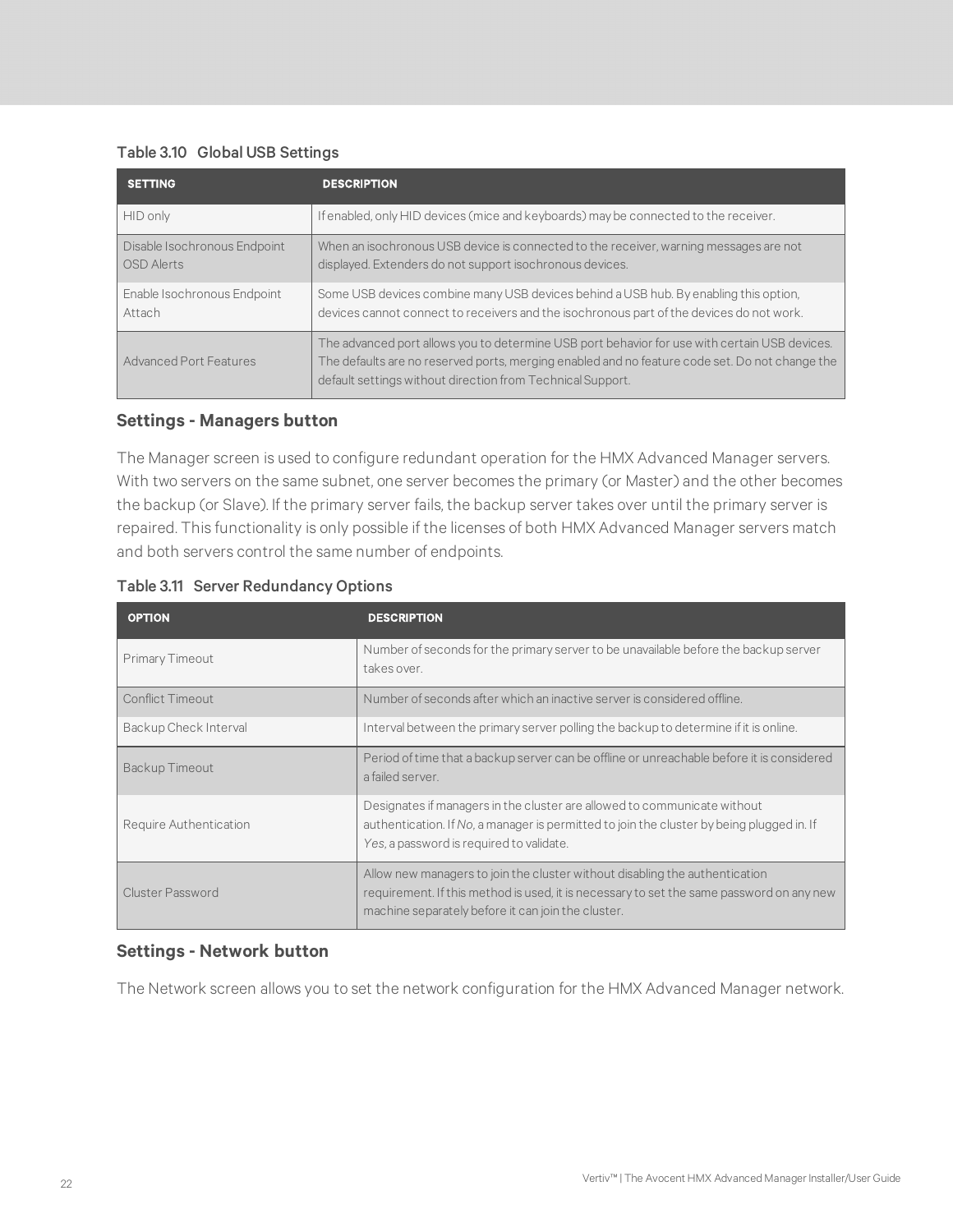Table 3.10 Global USB Settings

| SETTING | DESCRIPTION |
| --- | --- |
| HID only | If enabled, only HID devices (mice and keyboards) may be connected to the receiver. |
| Disable Isochronous Endpoint OSD Alerts | When an isochronous USB device is connected to the receiver, warning messages are not displayed. Extenders do not support isochronous devices. |
| Enable Isochronous Endpoint Attach | Some USB devices combine many USB devices behind a USB hub. By enabling this option, devices cannot connect to receivers and the isochronous part of the devices do not work. |
| Advanced Port Features | The advanced port allows you to determine USB port behavior for use with certain USB devices. The defaults are no reserved ports, merging enabled and no feature code set. Do not change the default settings without direction from Technical Support. |

### Settings - Managers button

The Manager screen is used to configure redundant operation for the HMX Advanced Manager servers. With two servers on the same subnet, one server becomes the primary (or Master) and the other becomes the backup (or Slave). If the primary server fails, the backup server takes over until the primary server is repaired. This functionality is only possible if the licenses of both HMX Advanced Manager servers match and both servers control the same number of endpoints.

Table 3.11 Server Redundancy Options

| OPTION | DESCRIPTION |
| --- | --- |
| Primary Timeout | Number of seconds for the primary server to be unavailable before the backup server takes over. |
| Conflict Timeout | Number of seconds after which an inactive server is considered offline. |
| Backup Check Interval | Interval between the primary server polling the backup to determine if it is online. |
| Backup Timeout | Period of time that a backup server can be offline or unreachable before it is considered a failed server. |
| Require Authentication | Designates if managers in the cluster are allowed to communicate without authentication. If *No*, a manager is permitted to join the cluster by being plugged in. If *Yes*, a password is required to validate. |
| Cluster Password | Allow new managers to join the cluster without disabling the authentication requirement. If this method is used, it is necessary to set the same password on any new machine separately before it can join the cluster. |

### Settings - Network button

The Network screen allows you to set the network configuration for the HMX Advanced Manager network.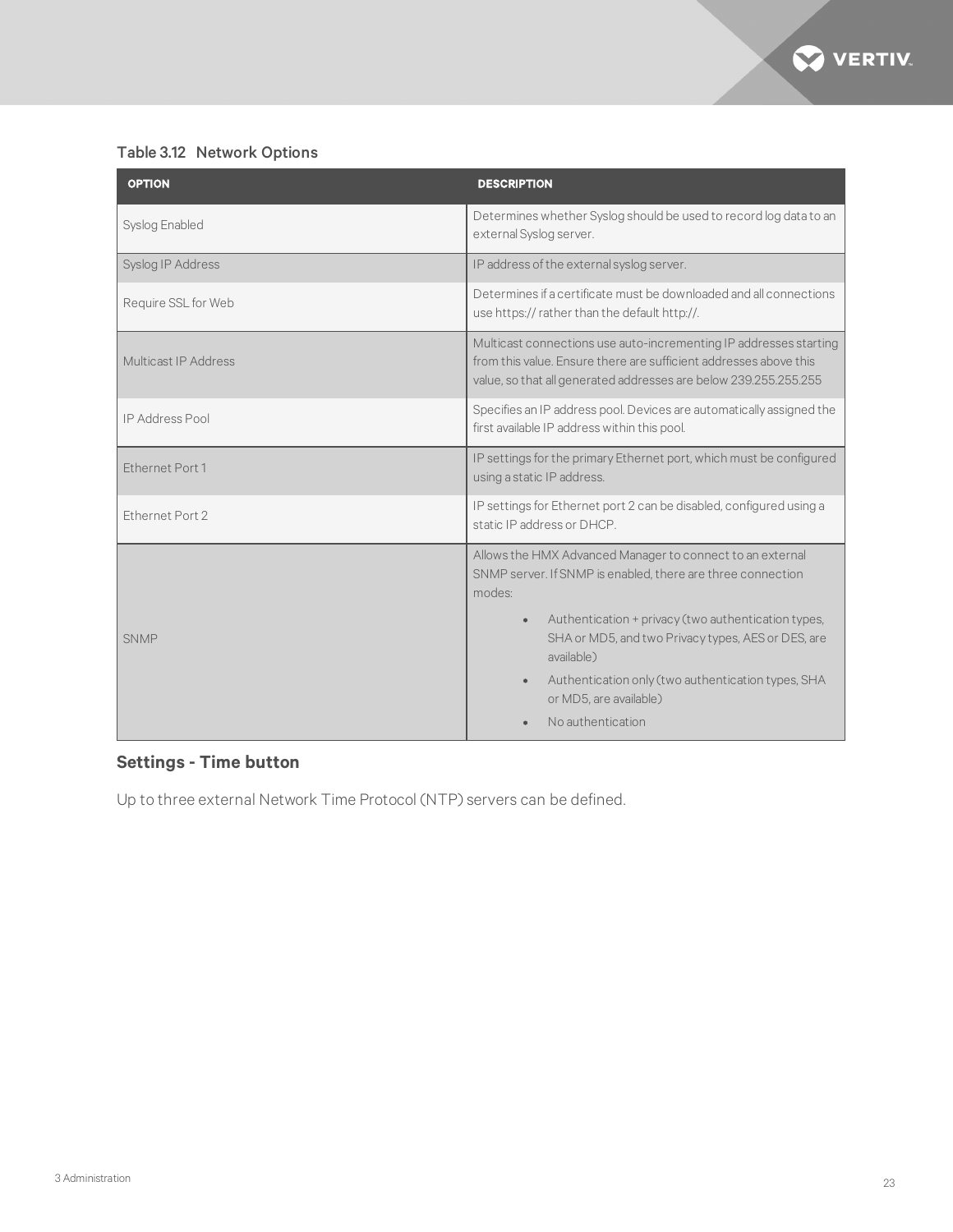Table 3.12 Network Options

| OPTION | DESCRIPTION |
| --- | --- |
| Syslog Enabled | Determines whether Syslog should be used to record log data to an external Syslog server. |
| Syslog IP Address | IP address of the external syslog server. |
| Require SSL for Web | Determines if a certificate must be downloaded and all connections use https:// rather than the default http://. |
| Multicast IP Address | Multicast connections use auto-incrementing IP addresses starting from this value. Ensure there are sufficient addresses above this value, so that all generated addresses are below 239.255.255.255 |
| IP Address Pool | Specifies an IP address pool. Devices are automatically assigned the first available IP address within this pool. |
| Ethernet Port 1 | IP settings for the primary Ethernet port, which must be configured using a static IP address. |
| Ethernet Port 2 | IP settings for Ethernet port 2 can be disabled, configured using a static IP address or DHCP. |
| SNMP | Allows the HMX Advanced Manager to connect to an external SNMP server. If SNMP is enabled, there are three connection modes: <br>• Authentication + privacy (two authentication types, SHA or MD5, and two Privacy types, AES or DES, are available) <br>• Authentication only (two authentication types, SHA or MD5, are available) <br>• No authentication |

### Settings - Time button

Up to three external Network Time Protocol (NTP) servers can be defined.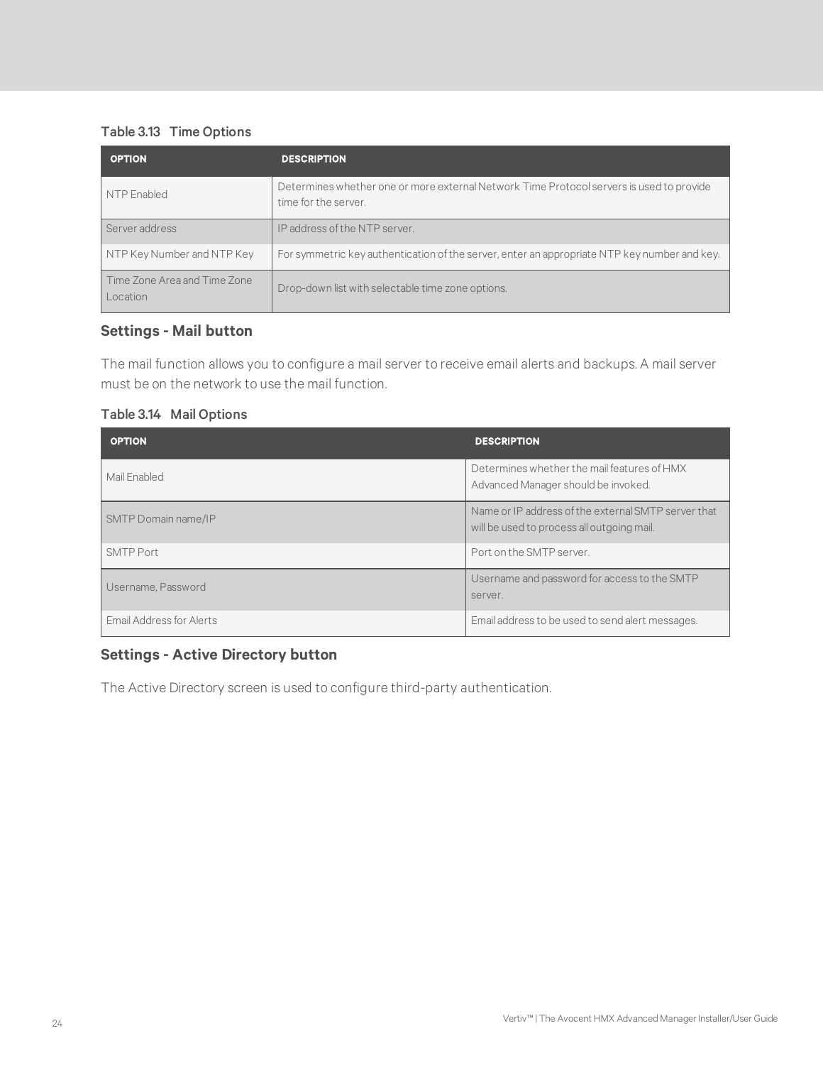Table 3.13 Time Options

| OPTION | DESCRIPTION |
|---|---|
| NTP Enabled | Determines whether one or more external Network Time Protocol servers is used to provide time for the server. |
| Server address | IP address of the NTP server. |
| NTP Key Number and NTP Key | For symmetric key authentication of the server, enter an appropriate NTP key number and key. |
| Time Zone Area and Time Zone Location | Drop-down list with selectable time zone options. |

### Settings - Mail button

The mail function allows you to configure a mail server to receive email alerts and backups. A mail server must be on the network to use the mail function.

Table 3.14 Mail Options

| OPTION | DESCRIPTION |
|---|---|
| Mail Enabled | Determines whether the mail features of HMX Advanced Manager should be invoked. |
| SMTP Domain name/IP | Name or IP address of the external SMTP server that will be used to process all outgoing mail. |
| SMTP Port | Port on the SMTP server. |
| Username, Password | Username and password for access to the SMTP server. |
| Email Address for Alerts | Email address to be used to send alert messages. |

### Settings - Active Directory button

The Active Directory screen is used to configure third-party authentication.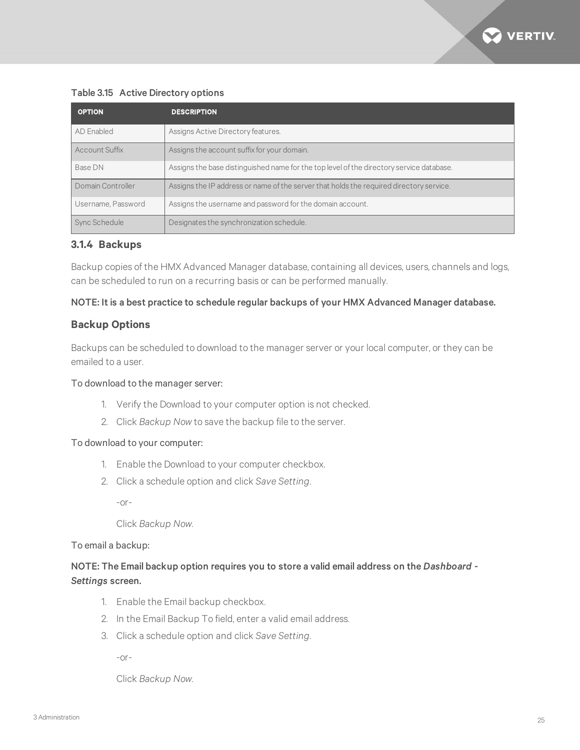Table 3.15 Active Directory options

| OPTION | DESCRIPTION |
|---|---|
| AD Enabled | Assigns Active Directory features. |
| Account Suffix | Assigns the account suffix for your domain. |
| Base DN | Assigns the base distinguished name for the top level of the directory service database. |
| Domain Controller | Assigns the IP address or name of the server that holds the required directory service. |
| Username, Password | Assigns the username and password for the domain account. |
| Sync Schedule | Designates the synchronization schedule. |

### 3.1.4 Backups

Backup copies of the HMX Advanced Manager database, containing all devices, users, channels and logs, can be scheduled to run on a recurring basis or can be performed manually.

**NOTE: It is a best practice to schedule regular backups of your HMX Advanced Manager database.**

### Backup Options

Backups can be scheduled to download to the manager server or your local computer, or they can be emailed to a user.

To download to the manager server:

1. Verify the Download to your computer option is not checked.
2. Click *Backup Now* to save the backup file to the server.

To download to your computer:

1. Enable the Download to your computer checkbox.
2. Click a schedule option and click *Save Setting*.

   -or-

   Click *Backup Now*.

To email a backup:

**NOTE: The Email backup option requires you to store a valid email address on the *Dashboard - Settings* screen.**

1. Enable the Email backup checkbox.
2. In the Email Backup To field, enter a valid email address.
3. Click a schedule option and click *Save Setting*.

   -or-

   Click *Backup Now*.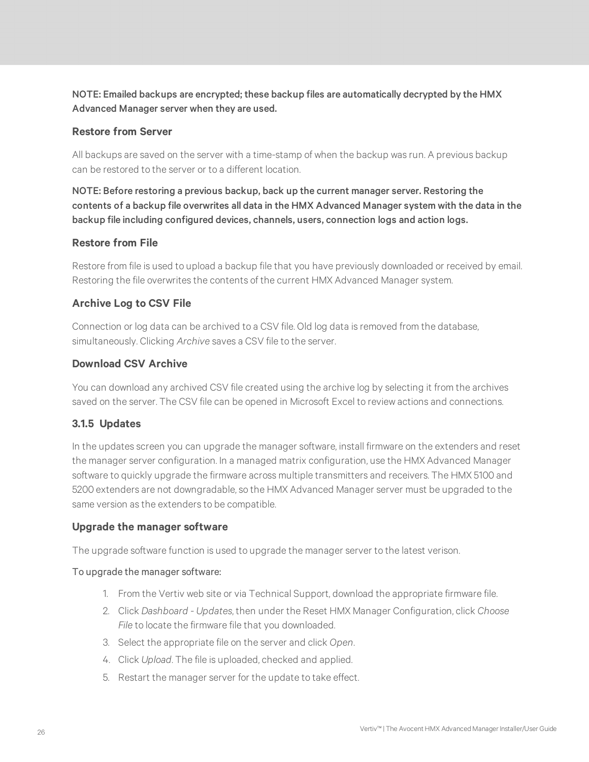NOTE: Emailed backups are encrypted; these backup files are automatically decrypted by the HMX Advanced Manager server when they are used.

### Restore from Server

All backups are saved on the server with a time-stamp of when the backup was run. A previous backup can be restored to the server or to a different location.

NOTE: Before restoring a previous backup, back up the current manager server. Restoring the contents of a backup file overwrites all data in the HMX Advanced Manager system with the data in the backup file including configured devices, channels, users, connection logs and action logs.

### Restore from File

Restore from file is used to upload a backup file that you have previously downloaded or received by email. Restoring the file overwrites the contents of the current HMX Advanced Manager system.

### Archive Log to CSV File

Connection or log data can be archived to a CSV file. Old log data is removed from the database, simultaneously. Clicking *Archive* saves a CSV file to the server.

### Download CSV Archive

You can download any archived CSV file created using the archive log by selecting it from the archives saved on the server. The CSV file can be opened in Microsoft Excel to review actions and connections.

## 3.1.5 Updates

In the updates screen you can upgrade the manager software, install firmware on the extenders and reset the manager server configuration. In a managed matrix configuration, use the HMX Advanced Manager software to quickly upgrade the firmware across multiple transmitters and receivers. The HMX 5100 and 5200 extenders are not downgradable, so the HMX Advanced Manager server must be upgraded to the same version as the extenders to be compatible.

### Upgrade the manager software

The upgrade software function is used to upgrade the manager server to the latest verison.

To upgrade the manager software:

1. From the Vertiv web site or via Technical Support, download the appropriate firmware file.
2. Click *Dashboard - Updates*, then under the Reset HMX Manager Configuration, click *Choose File* to locate the firmware file that you downloaded.
3. Select the appropriate file on the server and click *Open*.
4. Click *Upload*. The file is uploaded, checked and applied.
5. Restart the manager server for the update to take effect.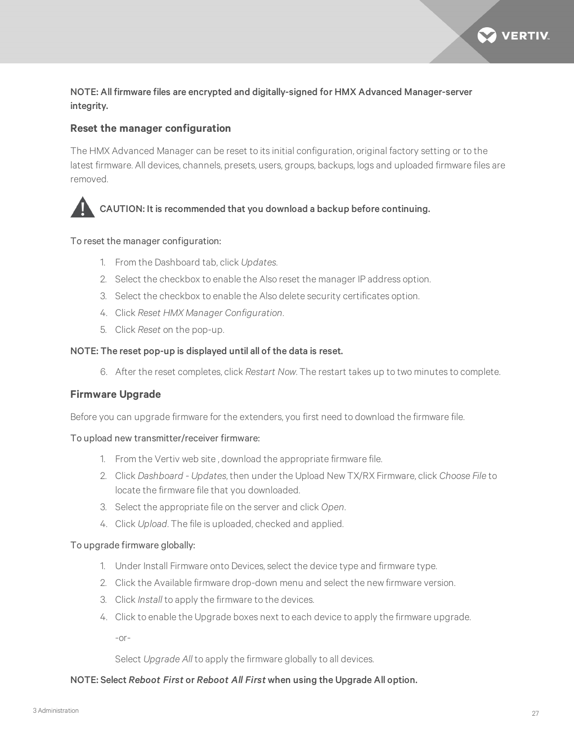NOTE: All firmware files are encrypted and digitally-signed for HMX Advanced Manager-server integrity.

### Reset the manager configuration

The HMX Advanced Manager can be reset to its initial configuration, original factory setting or to the latest firmware. All devices, channels, presets, users, groups, backups, logs and uploaded firmware files are removed.

CAUTION: It is recommended that you download a backup before continuing.

To reset the manager configuration:

1. From the Dashboard tab, click *Updates*.
2. Select the checkbox to enable the Also reset the manager IP address option.
3. Select the checkbox to enable the Also delete security certificates option.
4. Click *Reset HMX Manager Configuration*.
5. Click *Reset* on the pop-up.

NOTE: The reset pop-up is displayed until all of the data is reset.

6. After the reset completes, click *Restart Now*. The restart takes up to two minutes to complete.

### Firmware Upgrade

Before you can upgrade firmware for the extenders, you first need to download the firmware file.

To upload new transmitter/receiver firmware:

1. From the Vertiv web site , download the appropriate firmware file.
2. Click *Dashboard - Updates*, then under the Upload New TX/RX Firmware, click *Choose File* to locate the firmware file that you downloaded.
3. Select the appropriate file on the server and click *Open*.
4. Click *Upload*. The file is uploaded, checked and applied.

To upgrade firmware globally:

1. Under Install Firmware onto Devices, select the device type and firmware type.
2. Click the Available firmware drop-down menu and select the new firmware version.
3. Click *Install* to apply the firmware to the devices.
4. Click to enable the Upgrade boxes next to each device to apply the firmware upgrade.

   -or-

   Select *Upgrade All* to apply the firmware globally to all devices.

NOTE: Select *Reboot First* or *Reboot All First* when using the Upgrade All option.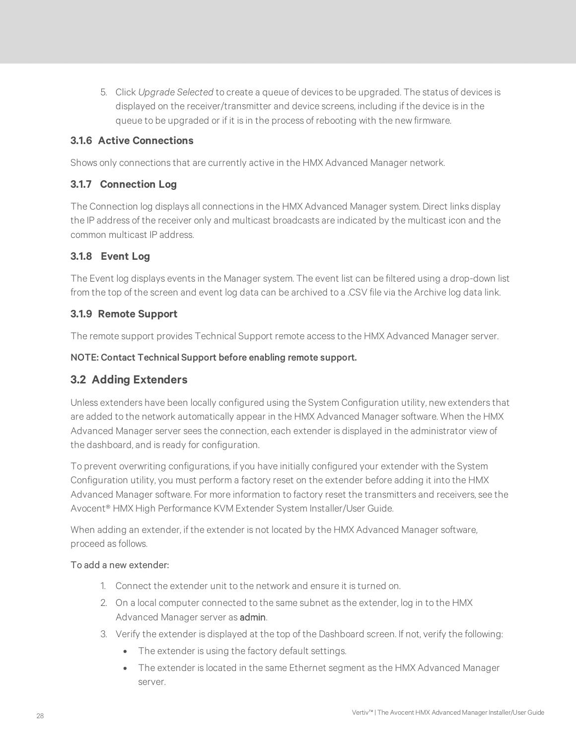5. Click *Upgrade Selected* to create a queue of devices to be upgraded. The status of devices is displayed on the receiver/transmitter and device screens, including if the device is in the queue to be upgraded or if it is in the process of rebooting with the new firmware.

### 3.1.6 Active Connections

Shows only connections that are currently active in the HMX Advanced Manager network.

### 3.1.7 Connection Log

The Connection log displays all connections in the HMX Advanced Manager system. Direct links display the IP address of the receiver only and multicast broadcasts are indicated by the multicast icon and the common multicast IP address.

### 3.1.8 Event Log

The Event log displays events in the Manager system. The event list can be filtered using a drop-down list from the top of the screen and event log data can be archived to a .CSV file via the Archive log data link.

### 3.1.9 Remote Support

The remote support provides Technical Support remote access to the HMX Advanced Manager server.

**NOTE: Contact Technical Support before enabling remote support.**

## 3.2 Adding Extenders

Unless extenders have been locally configured using the System Configuration utility, new extenders that are added to the network automatically appear in the HMX Advanced Manager software. When the HMX Advanced Manager server sees the connection, each extender is displayed in the administrator view of the dashboard, and is ready for configuration.

To prevent overwriting configurations, if you have initially configured your extender with the System Configuration utility, you must perform a factory reset on the extender before adding it into the HMX Advanced Manager software. For more information to factory reset the transmitters and receivers, see the Avocent® HMX High Performance KVM Extender System Installer/User Guide.

When adding an extender, if the extender is not located by the HMX Advanced Manager software, proceed as follows.

To add a new extender:

1. Connect the extender unit to the network and ensure it is turned on.
2. On a local computer connected to the same subnet as the extender, log in to the HMX Advanced Manager server as **admin**.
3. Verify the extender is displayed at the top of the Dashboard screen. If not, verify the following:
   - The extender is using the factory default settings.
   - The extender is located in the same Ethernet segment as the HMX Advanced Manager server.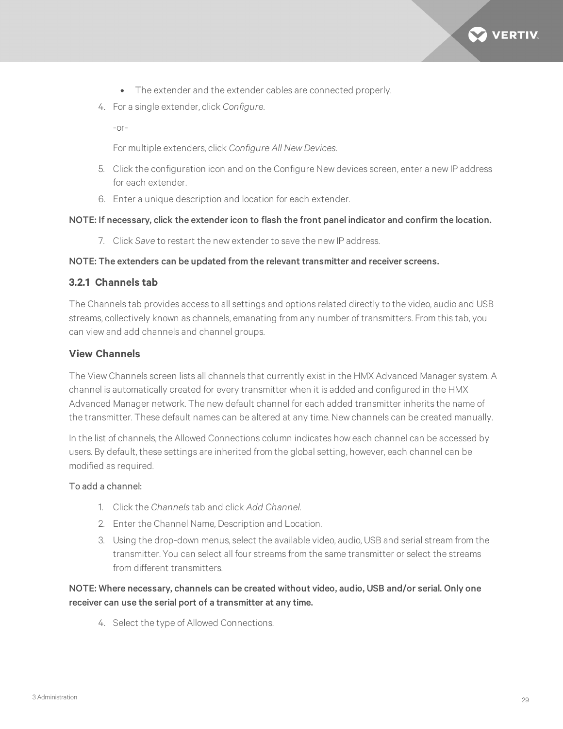- The extender and the extender cables are connected properly.

4. For a single extender, click *Configure*.

   -or-

   For multiple extenders, click *Configure All New Devices*.

5. Click the configuration icon and on the Configure New devices screen, enter a new IP address for each extender.
6. Enter a unique description and location for each extender.

**NOTE: If necessary, click the extender icon to flash the front panel indicator and confirm the location.**

7. Click *Save* to restart the new extender to save the new IP address.

**NOTE: The extenders can be updated from the relevant transmitter and receiver screens.**

### 3.2.1 Channels tab

The Channels tab provides access to all settings and options related directly to the video, audio and USB streams, collectively known as channels, emanating from any number of transmitters. From this tab, you can view and add channels and channel groups.

#### View Channels

The View Channels screen lists all channels that currently exist in the HMX Advanced Manager system. A channel is automatically created for every transmitter when it is added and configured in the HMX Advanced Manager network. The new default channel for each added transmitter inherits the name of the transmitter. These default names can be altered at any time. New channels can be created manually.

In the list of channels, the Allowed Connections column indicates how each channel can be accessed by users. By default, these settings are inherited from the global setting, however, each channel can be modified as required.

To add a channel:

1. Click the *Channels* tab and click *Add Channel*.
2. Enter the Channel Name, Description and Location.
3. Using the drop-down menus, select the available video, audio, USB and serial stream from the transmitter. You can select all four streams from the same transmitter or select the streams from different transmitters.

**NOTE: Where necessary, channels can be created without video, audio, USB and/or serial. Only one receiver can use the serial port of a transmitter at any time.**

4. Select the type of Allowed Connections.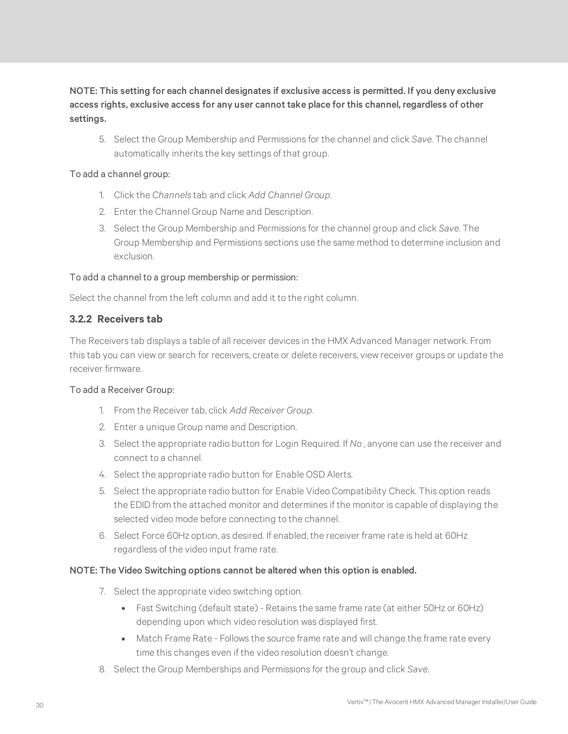**NOTE: This setting for each channel designates if exclusive access is permitted. If you deny exclusive access rights, exclusive access for any user cannot take place for this channel, regardless of other settings.**

5. Select the Group Membership and Permissions for the channel and click *Save*. The channel automatically inherits the key settings of that group.

To add a channel group:

1. Click the *Channels* tab and click *Add Channel Group*.
2. Enter the Channel Group Name and Description.
3. Select the Group Membership and Permissions for the channel group and click *Save*. The Group Membership and Permissions sections use the same method to determine inclusion and exclusion.

To add a channel to a group membership or permission:

Select the channel from the left column and add it to the right column.

### 3.2.2 Receivers tab

The Receivers tab displays a table of all receiver devices in the HMX Advanced Manager network. From this tab you can view or search for receivers, create or delete receivers, view receiver groups or update the receiver firmware.

To add a Receiver Group:

1. From the Receiver tab, click *Add Receiver Group*.
2. Enter a unique Group name and Description.
3. Select the appropriate radio button for Login Required. If *No* , anyone can use the receiver and connect to a channel.
4. Select the appropriate radio button for Enable OSD Alerts.
5. Select the appropriate radio button for Enable Video Compatibility Check. This option reads the EDID from the attached monitor and determines if the monitor is capable of displaying the selected video mode before connecting to the channel.
6. Select Force 60Hz option, as desired. If enabled, the receiver frame rate is held at 60Hz regardless of the video input frame rate.

**NOTE: The Video Switching options cannot be altered when this option is enabled.**

7. Select the appropriate video switching option.
   - Fast Switching (default state) - Retains the same frame rate (at either 50Hz or 60Hz) depending upon which video resolution was displayed first.
   - Match Frame Rate - Follows the source frame rate and will change the frame rate every time this changes even if the video resolution doesn't change.
8. Select the Group Memberships and Permissions for the group and click *Save*.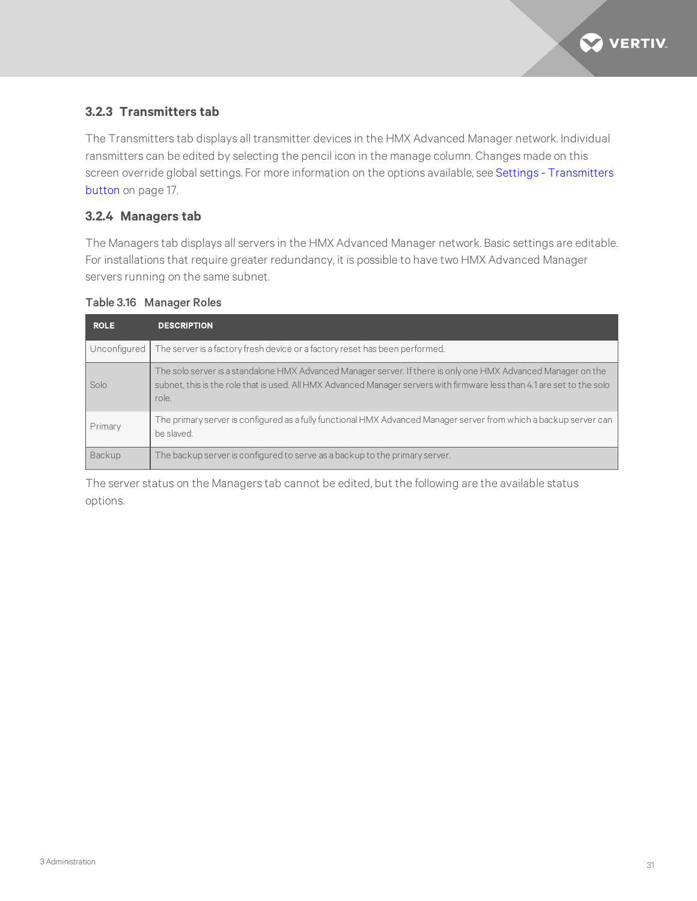### 3.2.3 Transmitters tab

The Transmitters tab displays all transmitter devices in the HMX Advanced Manager network. Individual ransmitters can be edited by selecting the pencil icon in the manage column. Changes made on this screen override global settings. For more information on the options available, see Settings - Transmitters button on page 17.

### 3.2.4 Managers tab

The Managers tab displays all servers in the HMX Advanced Manager network. Basic settings are editable. For installations that require greater redundancy, it is possible to have two HMX Advanced Manager servers running on the same subnet.

Table 3.16 Manager Roles

| ROLE | DESCRIPTION |
|---|---|
| Unconfigured | The server is a factory fresh device or a factory reset has been performed. |
| Solo | The solo server is a standalone HMX Advanced Manager server. If there is only one HMX Advanced Manager on the subnet, this is the role that is used. All HMX Advanced Manager servers with firmware less than 4.1 are set to the solo role. |
| Primary | The primary server is configured as a fully functional HMX Advanced Manager server from which a backup server can be slaved. |
| Backup | The backup server is configured to serve as a backup to the primary server. |

The server status on the Managers tab cannot be edited, but the following are the available status options.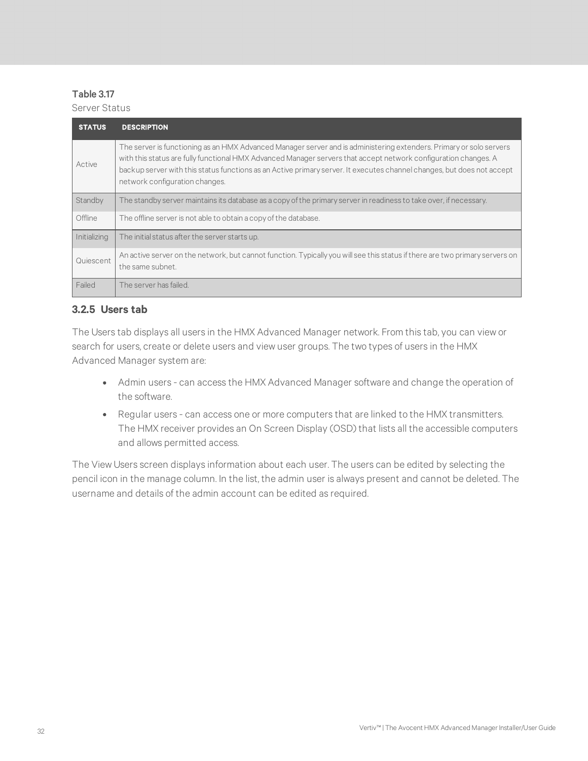**Table 3.17**

Server Status

| STATUS | DESCRIPTION |
|---|---|
| Active | The server is functioning as an HMX Advanced Manager server and is administering extenders. Primary or solo servers with this status are fully functional HMX Advanced Manager servers that accept network configuration changes. A backup server with this status functions as an Active primary server. It executes channel changes, but does not accept network configuration changes. |
| Standby | The standby server maintains its database as a copy of the primary server in readiness to take over, if necessary. |
| Offline | The offline server is not able to obtain a copy of the database. |
| Initializing | The initial status after the server starts up. |
| Quiescent | An active server on the network, but cannot function. Typically you will see this status if there are two primary servers on the same subnet. |
| Failed | The server has failed. |

### 3.2.5 Users tab

The Users tab displays all users in the HMX Advanced Manager network. From this tab, you can view or search for users, create or delete users and view user groups. The two types of users in the HMX Advanced Manager system are:

- Admin users - can access the HMX Advanced Manager software and change the operation of the software.
- Regular users - can access one or more computers that are linked to the HMX transmitters. The HMX receiver provides an On Screen Display (OSD) that lists all the accessible computers and allows permitted access.

The View Users screen displays information about each user. The users can be edited by selecting the pencil icon in the manage column. In the list, the admin user is always present and cannot be deleted. The username and details of the admin account can be edited as required.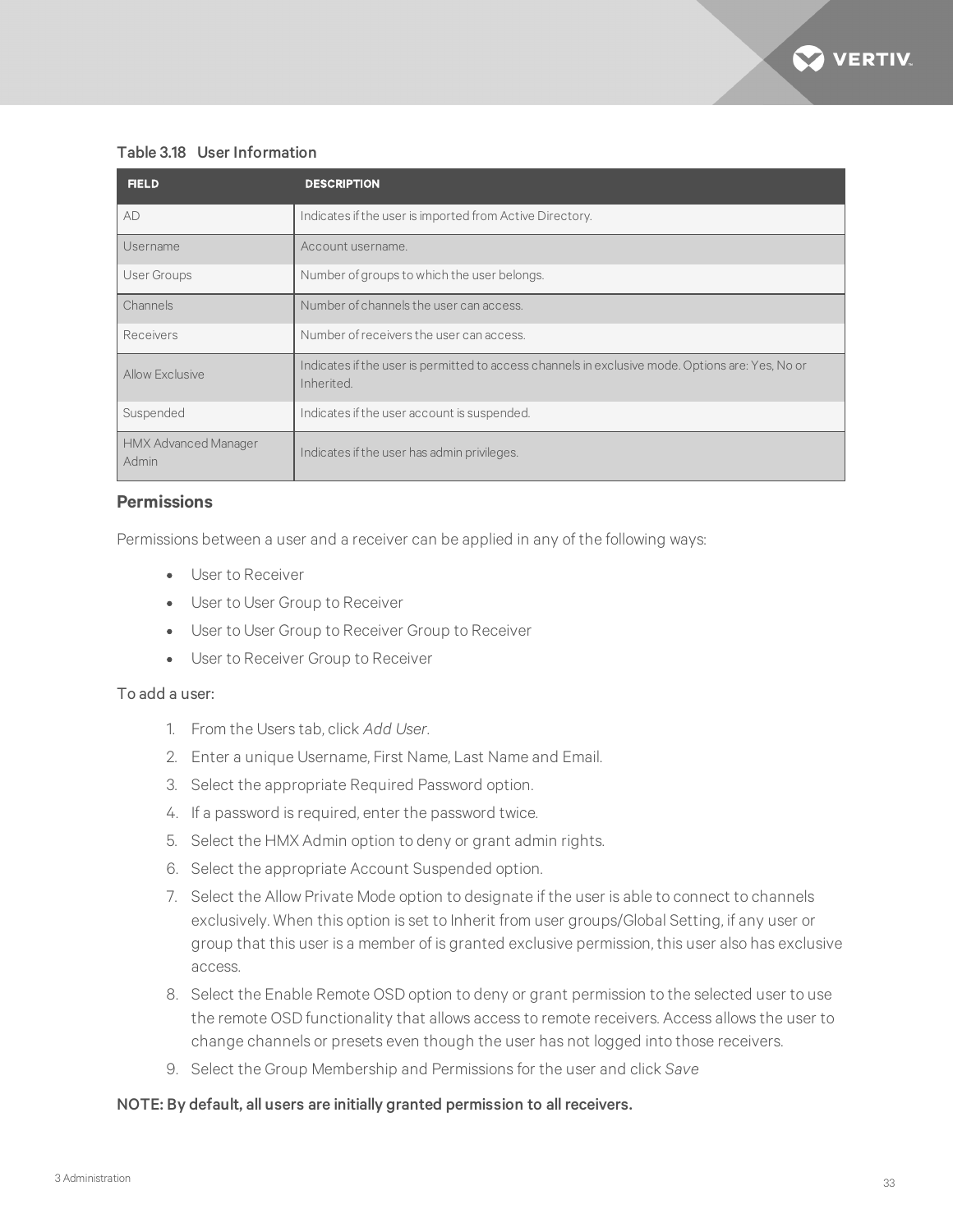Table 3.18 User Information

| FIELD | DESCRIPTION |
| --- | --- |
| AD | Indicates if the user is imported from Active Directory. |
| Username | Account username. |
| User Groups | Number of groups to which the user belongs. |
| Channels | Number of channels the user can access. |
| Receivers | Number of receivers the user can access. |
| Allow Exclusive | Indicates if the user is permitted to access channels in exclusive mode. Options are: Yes, No or Inherited. |
| Suspended | Indicates if the user account is suspended. |
| HMX Advanced Manager Admin | Indicates if the user has admin privileges. |

### Permissions

Permissions between a user and a receiver can be applied in any of the following ways:

- User to Receiver
- User to User Group to Receiver
- User to User Group to Receiver Group to Receiver
- User to Receiver Group to Receiver

To add a user:

1. From the Users tab, click *Add User*.
2. Enter a unique Username, First Name, Last Name and Email.
3. Select the appropriate Required Password option.
4. If a password is required, enter the password twice.
5. Select the HMX Admin option to deny or grant admin rights.
6. Select the appropriate Account Suspended option.
7. Select the Allow Private Mode option to designate if the user is able to connect to channels exclusively. When this option is set to Inherit from user groups/Global Setting, if any user or group that this user is a member of is granted exclusive permission, this user also has exclusive access.
8. Select the Enable Remote OSD option to deny or grant permission to the selected user to use the remote OSD functionality that allows access to remote receivers. Access allows the user to change channels or presets even though the user has not logged into those receivers.
9. Select the Group Membership and Permissions for the user and click *Save*

**NOTE: By default, all users are initially granted permission to all receivers.**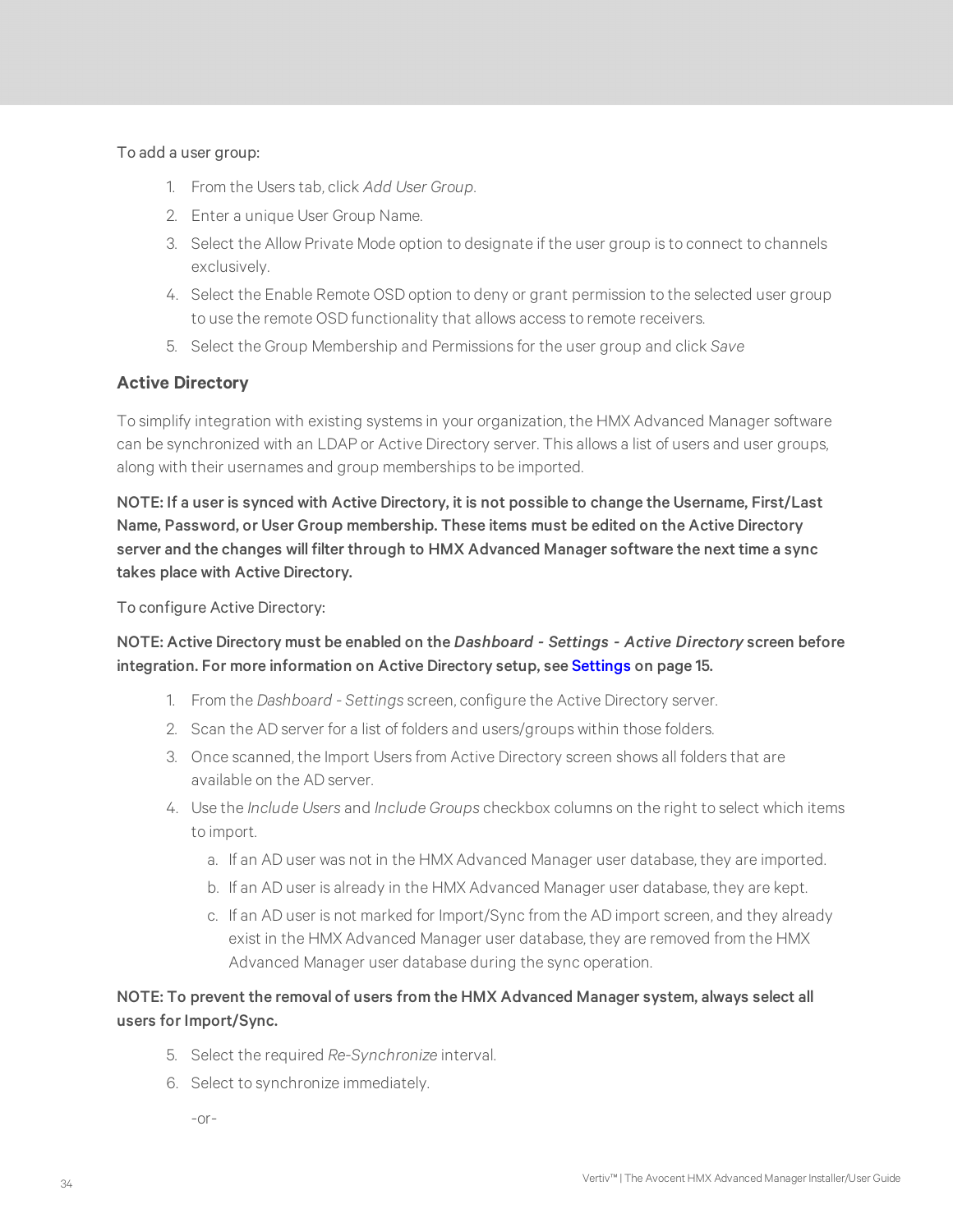To add a user group:

1. From the Users tab, click *Add User Group*.
2. Enter a unique User Group Name.
3. Select the Allow Private Mode option to designate if the user group is to connect to channels exclusively.
4. Select the Enable Remote OSD option to deny or grant permission to the selected user group to use the remote OSD functionality that allows access to remote receivers.
5. Select the Group Membership and Permissions for the user group and click *Save*

### Active Directory

To simplify integration with existing systems in your organization, the HMX Advanced Manager software can be synchronized with an LDAP or Active Directory server. This allows a list of users and user groups, along with their usernames and group memberships to be imported.

**NOTE: If a user is synced with Active Directory, it is not possible to change the Username, First/Last Name, Password, or User Group membership. These items must be edited on the Active Directory server and the changes will filter through to HMX Advanced Manager software the next time a sync takes place with Active Directory.**

To configure Active Directory:

**NOTE: Active Directory must be enabled on the *Dashboard - Settings - Active Directory* screen before integration. For more information on Active Directory setup, see Settings on page 15.**

1. From the *Dashboard - Settings* screen, configure the Active Directory server.
2. Scan the AD server for a list of folders and users/groups within those folders.
3. Once scanned, the Import Users from Active Directory screen shows all folders that are available on the AD server.
4. Use the *Include Users* and *Include Groups* checkbox columns on the right to select which items to import.
   a. If an AD user was not in the HMX Advanced Manager user database, they are imported.
   b. If an AD user is already in the HMX Advanced Manager user database, they are kept.
   c. If an AD user is not marked for Import/Sync from the AD import screen, and they already exist in the HMX Advanced Manager user database, they are removed from the HMX Advanced Manager user database during the sync operation.

**NOTE: To prevent the removal of users from the HMX Advanced Manager system, always select all users for Import/Sync.**

5. Select the required *Re-Synchronize* interval.
6. Select to synchronize immediately.

   -or-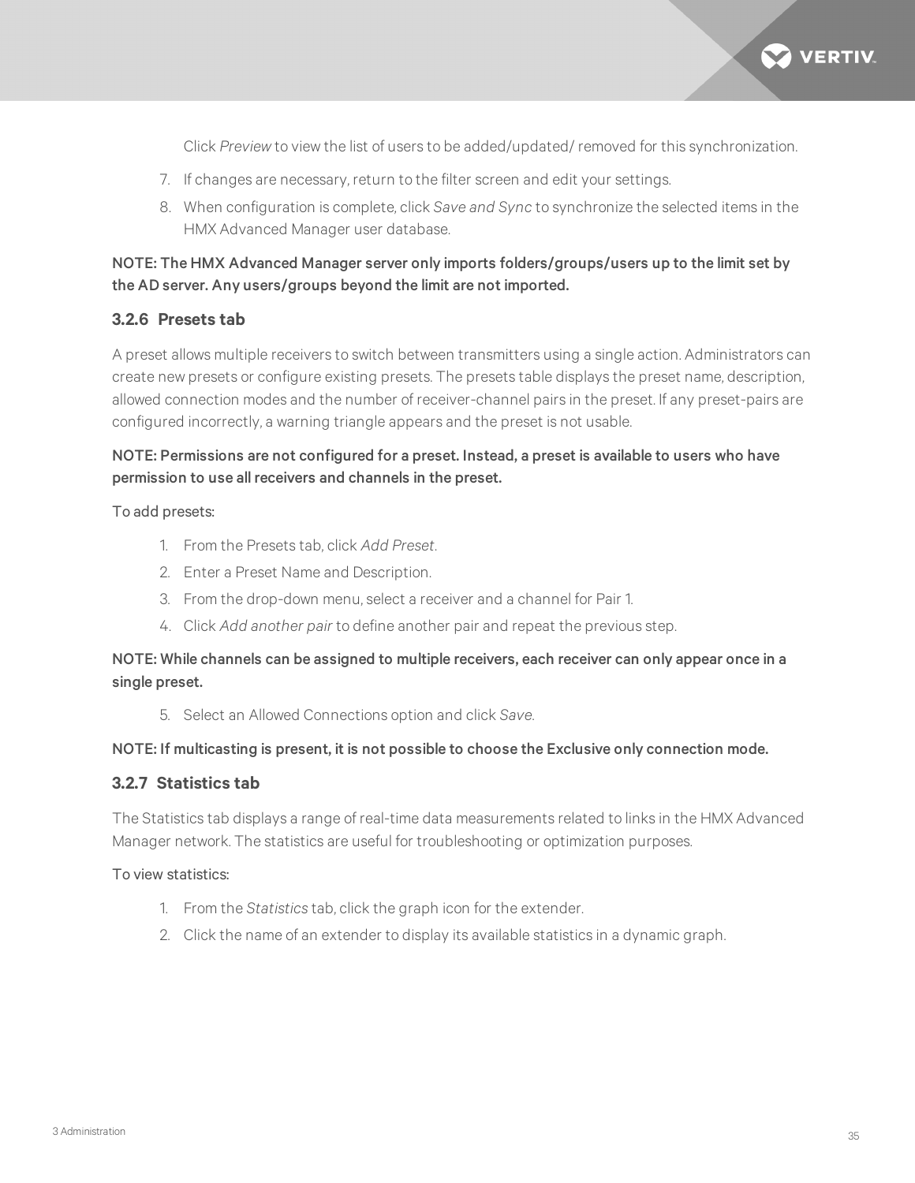Click *Preview* to view the list of users to be added/updated/ removed for this synchronization.

7. If changes are necessary, return to the filter screen and edit your settings.
8. When configuration is complete, click *Save and Sync* to synchronize the selected items in the HMX Advanced Manager user database.

**NOTE: The HMX Advanced Manager server only imports folders/groups/users up to the limit set by the AD server. Any users/groups beyond the limit are not imported.**

### 3.2.6 Presets tab

A preset allows multiple receivers to switch between transmitters using a single action. Administrators can create new presets or configure existing presets. The presets table displays the preset name, description, allowed connection modes and the number of receiver-channel pairs in the preset. If any preset-pairs are configured incorrectly, a warning triangle appears and the preset is not usable.

**NOTE: Permissions are not configured for a preset. Instead, a preset is available to users who have permission to use all receivers and channels in the preset.**

To add presets:

1. From the Presets tab, click *Add Preset*.
2. Enter a Preset Name and Description.
3. From the drop-down menu, select a receiver and a channel for Pair 1.
4. Click *Add another pair* to define another pair and repeat the previous step.

**NOTE: While channels can be assigned to multiple receivers, each receiver can only appear once in a single preset.**

5. Select an Allowed Connections option and click *Save*.

**NOTE: If multicasting is present, it is not possible to choose the Exclusive only connection mode.**

### 3.2.7 Statistics tab

The Statistics tab displays a range of real-time data measurements related to links in the HMX Advanced Manager network. The statistics are useful for troubleshooting or optimization purposes.

To view statistics:

1. From the *Statistics* tab, click the graph icon for the extender.
2. Click the name of an extender to display its available statistics in a dynamic graph.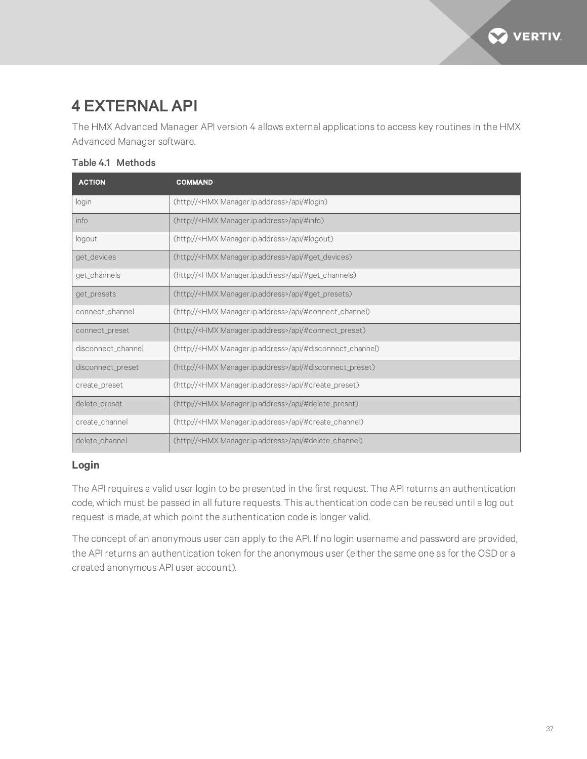# 4 EXTERNAL API

The HMX Advanced Manager API version 4 allows external applications to access key routines in the HMX Advanced Manager software.

**Table 4.1 Methods**

| ACTION | COMMAND |
| --- | --- |
| login | (http://<HMX Manager.ip.address>/api/#login) |
| info | (http://<HMX Manager.ip.address>/api/#info) |
| logout | (http://<HMX Manager.ip.address>/api/#logout) |
| get_devices | (http://<HMX Manager.ip.address>/api/#get_devices) |
| get_channels | (http://<HMX Manager.ip.address>/api/#get_channels) |
| get_presets | (http://<HMX Manager.ip.address>/api/#get_presets) |
| connect_channel | (http://<HMX Manager.ip.address>/api/#connect_channel) |
| connect_preset | (http://<HMX Manager.ip.address>/api/#connect_preset) |
| disconnect_channel | (http://<HMX Manager.ip.address>/api/#disconnect_channel) |
| disconnect_preset | (http://<HMX Manager.ip.address>/api/#disconnect_preset) |
| create_preset | (http://<HMX Manager.ip.address>/api/#create_preset) |
| delete_preset | (http://<HMX Manager.ip.address>/api/#delete_preset) |
| create_channel | (http://<HMX Manager.ip.address>/api/#create_channel) |
| delete_channel | (http://<HMX Manager.ip.address>/api/#delete_channel) |

### Login

The API requires a valid user login to be presented in the first request. The API returns an authentication code, which must be passed in all future requests. This authentication code can be reused until a log out request is made, at which point the authentication code is longer valid.

The concept of an anonymous user can apply to the API. If no login username and password are provided, the API returns an authentication token for the anonymous user (either the same one as for the OSD or a created anonymous API user account).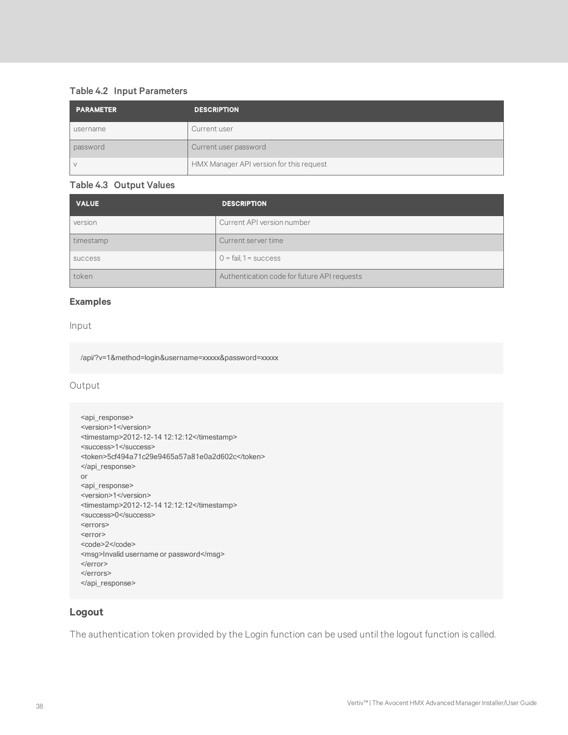**Table 4.2 Input Parameters**

| PARAMETER | DESCRIPTION |
| --- | --- |
| username | Current user |
| password | Current user password |
| v | HMX Manager API version for this request |

**Table 4.3 Output Values**

| VALUE | DESCRIPTION |
| --- | --- |
| version | Current API version number |
| timestamp | Current server time |
| success | 0 = fail, 1 = success |
| token | Authentication code for future API requests |

### Examples

Input

```
/api/?v=1&method=login&username=xxxxx&password=xxxxx
```

Output

```
<api_response>
<version>1</version>
<timestamp>2012-12-14 12:12:12</timestamp>
<success>1</success>
<token>5cf494a71c29e9465a57a81e0a2d602c</token>
</api_response>
or
<api_response>
<version>1</version>
<timestamp>2012-12-14 12:12:12</timestamp>
<success>0</success>
<errors>
<error>
<code>2</code>
<msg>Invalid username or password</msg>
</error>
</errors>
</api_response>
```

## Logout

The authentication token provided by the Login function can be used until the logout function is called.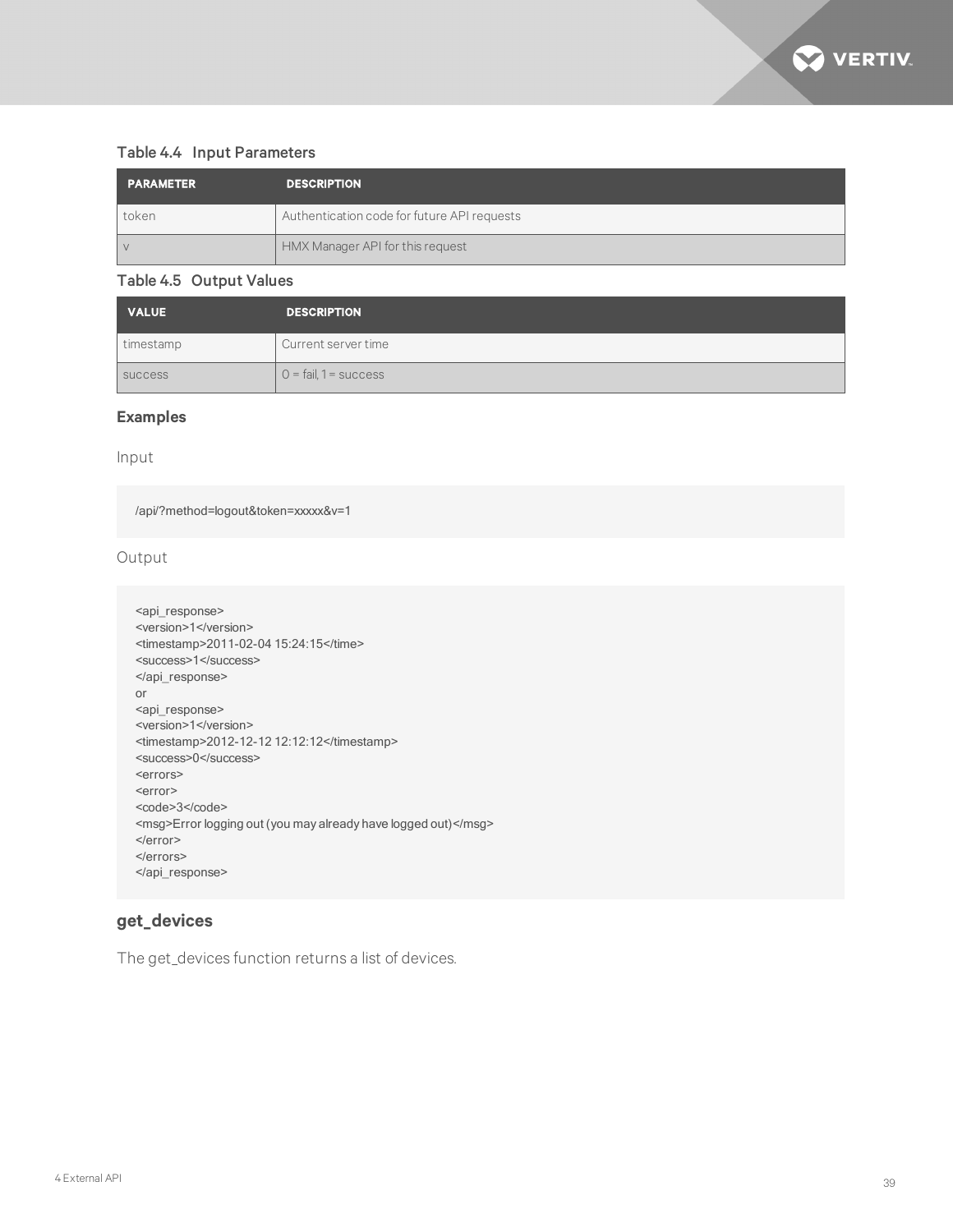### Table 4.4 Input Parameters

| PARAMETER | DESCRIPTION |
| --- | --- |
| token | Authentication code for future API requests |
| v | HMX Manager API for this request |

### Table 4.5 Output Values

| VALUE | DESCRIPTION |
| --- | --- |
| timestamp | Current server time |
| success | 0 = fail, 1 = success |

**Examples**

Input

```
/api/?method=logout&token=xxxxx&v=1
```

Output

```
<api_response>
<version>1</version>
<timestamp>2011-02-04 15:24:15</time>
<success>1</success>
</api_response>
or
<api_response>
<version>1</version>
<timestamp>2012-12-12 12:12:12</timestamp>
<success>0</success>
<errors>
<error>
<code>3</code>
<msg>Error logging out (you may already have logged out)</msg>
</error>
</errors>
</api_response>
```

## get_devices

The get_devices function returns a list of devices.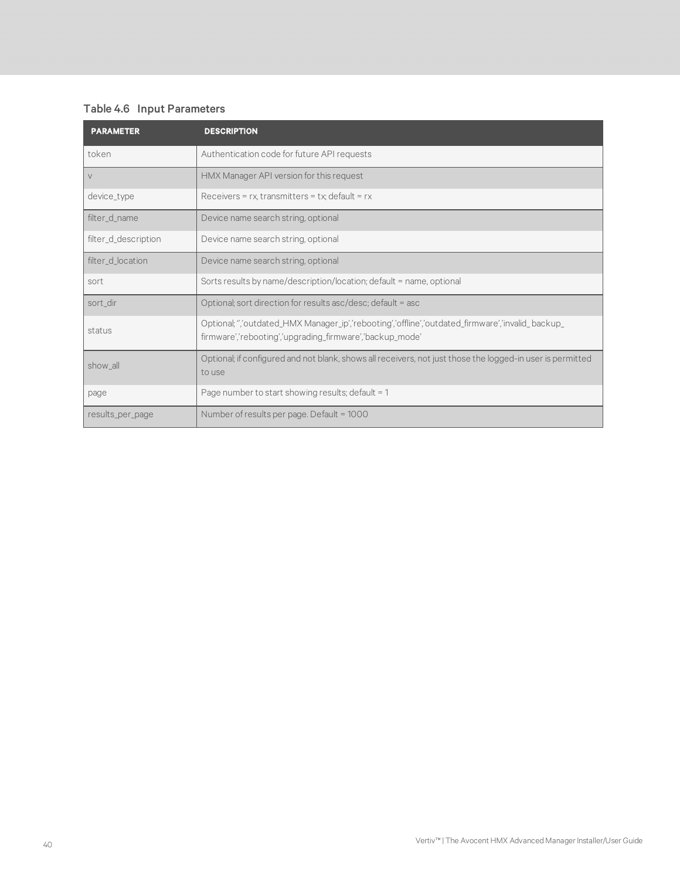### Table 4.6 Input Parameters

| PARAMETER | DESCRIPTION |
| --- | --- |
| token | Authentication code for future API requests |
| v | HMX Manager API version for this request |
| device_type | Receivers = rx, transmitters = tx; default = rx |
| filter_d_name | Device name search string, optional |
| filter_d_description | Device name search string, optional |
| filter_d_location | Device name search string, optional |
| sort | Sorts results by name/description/location; default = name, optional |
| sort_dir | Optional; sort direction for results asc/desc; default = asc |
| status | Optional; '','outdated_HMX Manager_ip','rebooting','offline','outdated_firmware','invalid_ backup_ firmware','rebooting','upgrading_firmware','backup_mode' |
| show_all | Optional; if configured and not blank, shows all receivers, not just those the logged-in user is permitted to use |
| page | Page number to start showing results; default = 1 |
| results_per_page | Number of results per page. Default = 1000 |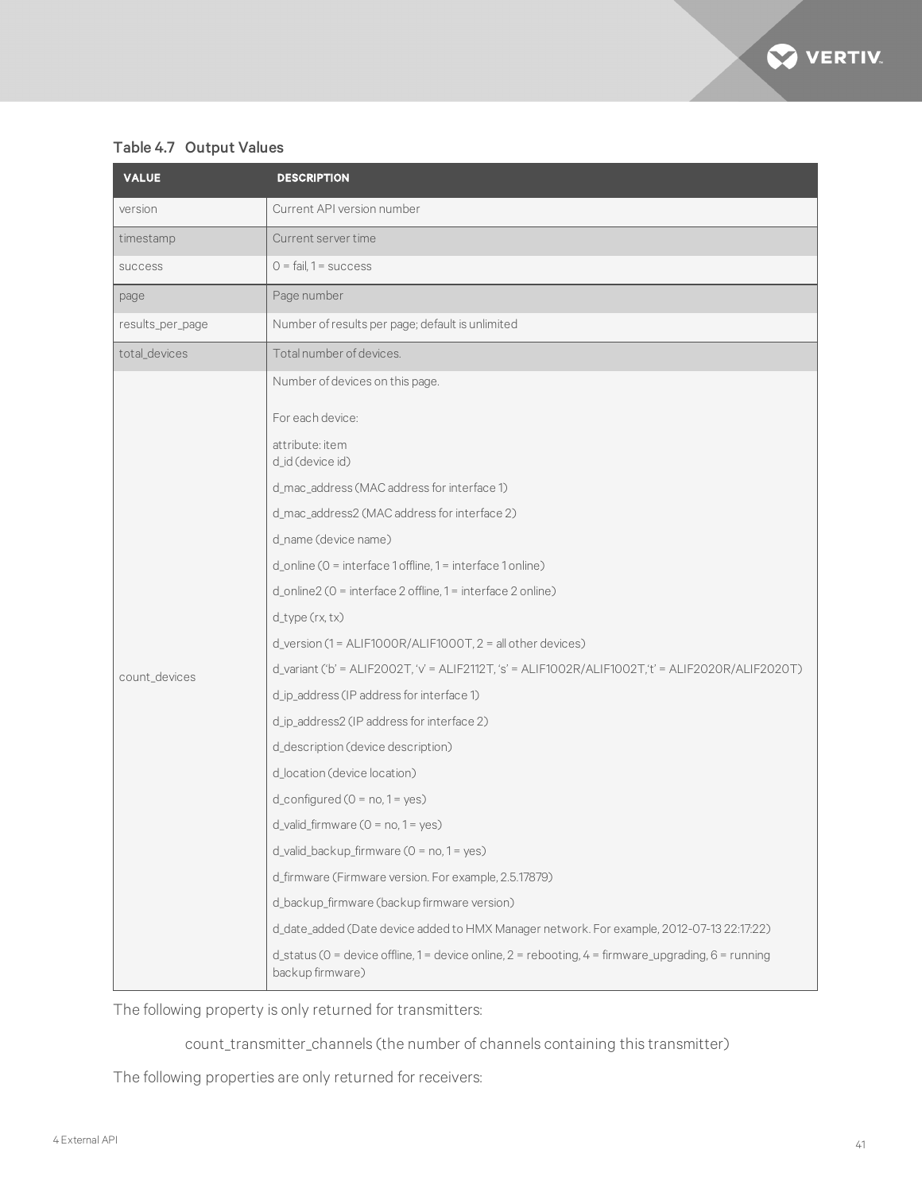**Table 4.7 Output Values**

| VALUE | DESCRIPTION |
| --- | --- |
| version | Current API version number |
| timestamp | Current server time |
| success | 0 = fail, 1 = success |
| page | Page number |
| results_per_page | Number of results per page; default is unlimited |
| total_devices | Total number of devices. |
| count_devices | Number of devices on this page.<br><br>For each device:<br><br>attribute: item<br>d_id (device id)<br><br>d_mac_address (MAC address for interface 1)<br><br>d_mac_address2 (MAC address for interface 2)<br><br>d_name (device name)<br><br>d_online (0 = interface 1 offline, 1 = interface 1 online)<br><br>d_online2 (0 = interface 2 offline, 1 = interface 2 online)<br><br>d_type (rx, tx)<br><br>d_version (1 = ALIF1000R/ALIF1000T, 2 = all other devices)<br><br>d_variant ('b' = ALIF2002T, 'v' = ALIF2112T, 's' = ALIF1002R/ALIF1002T,'t' = ALIF2020R/ALIF2020T)<br><br>d_ip_address (IP address for interface 1)<br><br>d_ip_address2 (IP address for interface 2)<br><br>d_description (device description)<br><br>d_location (device location)<br><br>d_configured (0 = no, 1 = yes)<br><br>d_valid_firmware (0 = no, 1 = yes)<br><br>d_valid_backup_firmware (0 = no, 1 = yes)<br><br>d_firmware (Firmware version. For example, 2.5.17879)<br><br>d_backup_firmware (backup firmware version)<br><br>d_date_added (Date device added to HMX Manager network. For example, 2012-07-13 22:17:22)<br><br>d_status (0 = device offline, 1 = device online, 2 = rebooting, 4 = firmware_upgrading, 6 = running backup firmware) |

The following property is only returned for transmitters:

count_transmitter_channels (the number of channels containing this transmitter)

The following properties are only returned for receivers: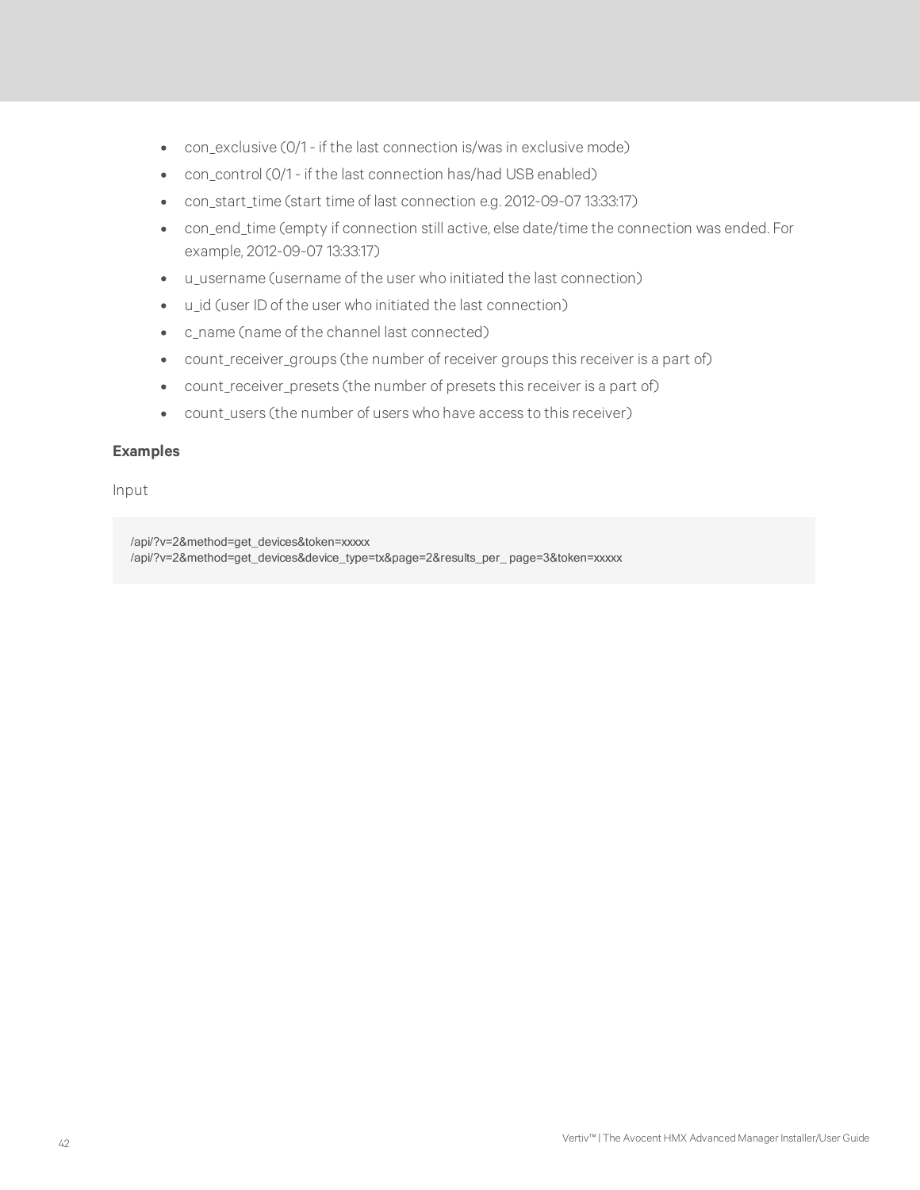- con_exclusive (0/1 - if the last connection is/was in exclusive mode)
- con_control (0/1 - if the last connection has/had USB enabled)
- con_start_time (start time of last connection e.g. 2012-09-07 13:33:17)
- con_end_time (empty if connection still active, else date/time the connection was ended. For example, 2012-09-07 13:33:17)
- u_username (username of the user who initiated the last connection)
- u_id (user ID of the user who initiated the last connection)
- c_name (name of the channel last connected)
- count_receiver_groups (the number of receiver groups this receiver is a part of)
- count_receiver_presets (the number of presets this receiver is a part of)
- count_users (the number of users who have access to this receiver)

**Examples**

Input

```
/api/?v=2&method=get_devices&token=xxxxx
/api/?v=2&method=get_devices&device_type=tx&page=2&results_per_ page=3&token=xxxxx
```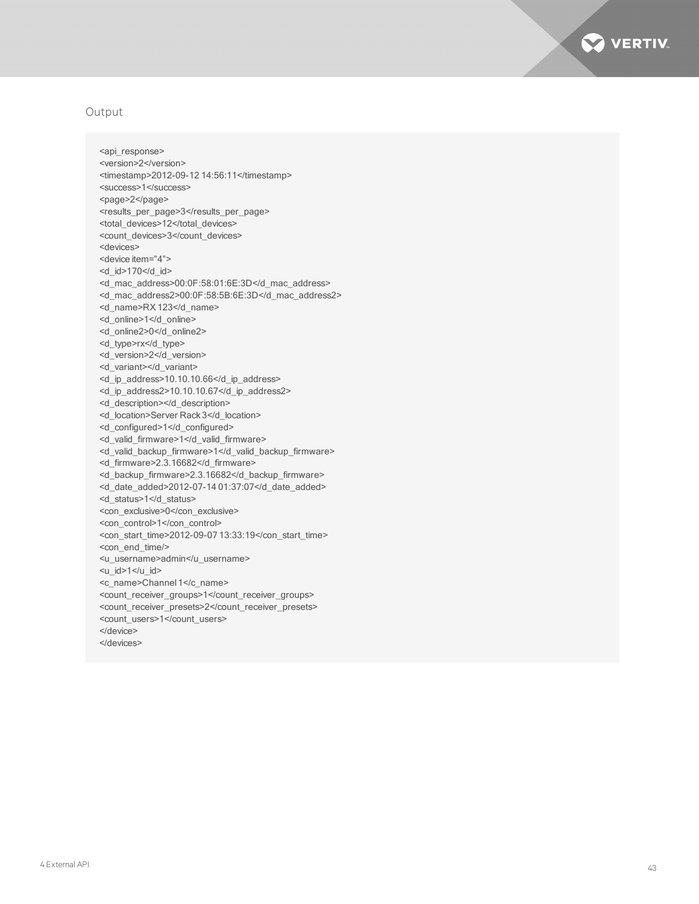Output

```
<api_response>
<version>2</version>
<timestamp>2012-09-12 14:56:11</timestamp>
<success>1</success>
<page>2</page>
<results_per_page>3</results_per_page>
<total_devices>12</total_devices>
<count_devices>3</count_devices>
<devices>
<device item="4">
<d_id>170</d_id>
<d_mac_address>00:0F:58:01:6E:3D</d_mac_address>
<d_mac_address2>00:0F:58:5B:6E:3D</d_mac_address2>
<d_name>RX 123</d_name>
<d_online>1</d_online>
<d_online2>0</d_online2>
<d_type>rx</d_type>
<d_version>2</d_version>
<d_variant></d_variant>
<d_ip_address>10.10.10.66</d_ip_address>
<d_ip_address2>10.10.10.67</d_ip_address2>
<d_description></d_description>
<d_location>Server Rack 3</d_location>
<d_configured>1</d_configured>
<d_valid_firmware>1</d_valid_firmware>
<d_valid_backup_firmware>1</d_valid_backup_firmware>
<d_firmware>2.3.16682</d_firmware>
<d_backup_firmware>2.3.16682</d_backup_firmware>
<d_date_added>2012-07-14 01:37:07</d_date_added>
<d_status>1</d_status>
<con_exclusive>0</con_exclusive>
<con_control>1</con_control>
<con_start_time>2012-09-07 13:33:19</con_start_time>
<con_end_time/>
<u_username>admin</u_username>
<u_id>1</u_id>
<c_name>Channel 1</c_name>
<count_receiver_groups>1</count_receiver_groups>
<count_receiver_presets>2</count_receiver_presets>
<count_users>1</count_users>
</device>
</devices>
```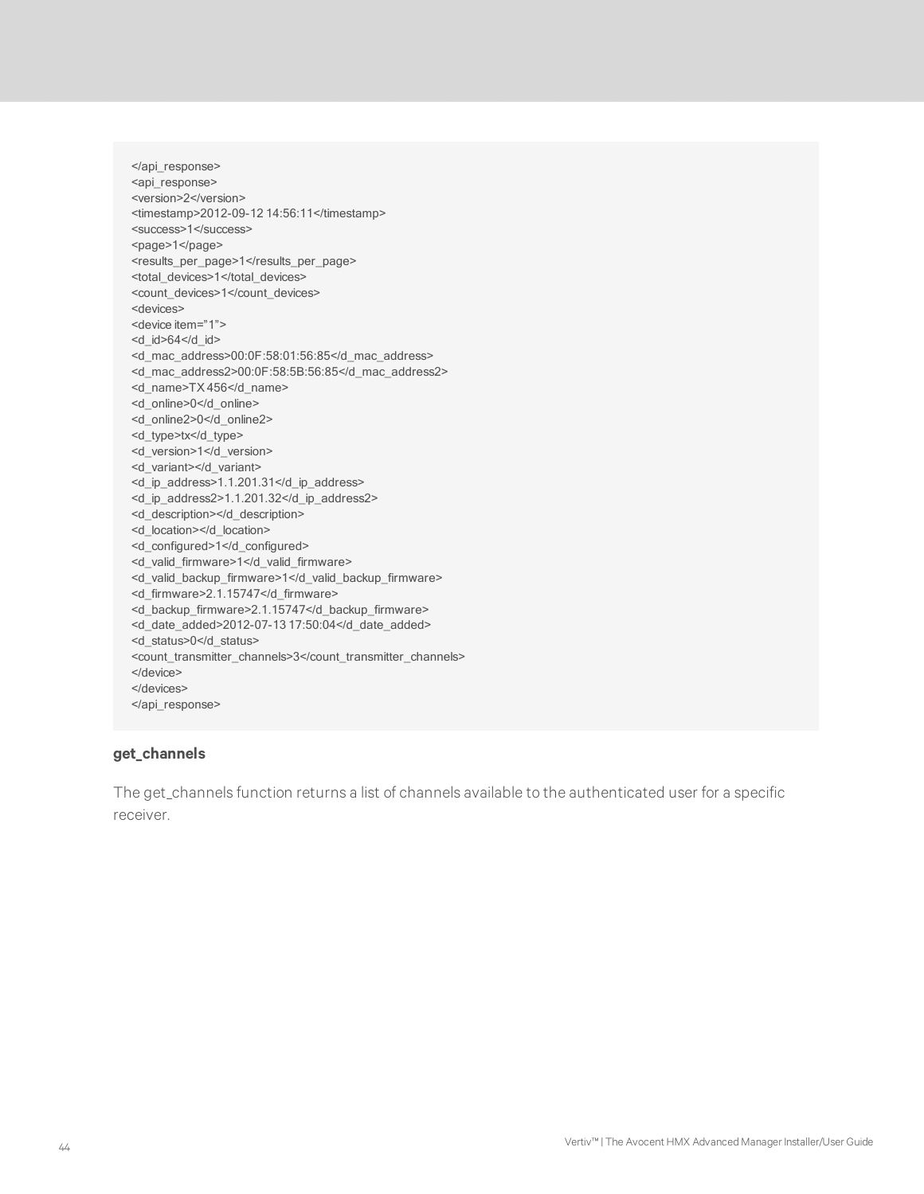```
</api_response>
<api_response>
<version>2</version>
<timestamp>2012-09-12 14:56:11</timestamp>
<success>1</success>
<page>1</page>
<results_per_page>1</results_per_page>
<total_devices>1</total_devices>
<count_devices>1</count_devices>
<devices>
<device item="1">
<d_id>64</d_id>
<d_mac_address>00:0F:58:01:56:85</d_mac_address>
<d_mac_address2>00:0F:58:5B:56:85</d_mac_address2>
<d_name>TX 456</d_name>
<d_online>0</d_online>
<d_online2>0</d_online2>
<d_type>tx</d_type>
<d_version>1</d_version>
<d_variant></d_variant>
<d_ip_address>1.1.201.31</d_ip_address>
<d_ip_address2>1.1.201.32</d_ip_address2>
<d_description></d_description>
<d_location></d_location>
<d_configured>1</d_configured>
<d_valid_firmware>1</d_valid_firmware>
<d_valid_backup_firmware>1</d_valid_backup_firmware>
<d_firmware>2.1.15747</d_firmware>
<d_backup_firmware>2.1.15747</d_backup_firmware>
<d_date_added>2012-07-13 17:50:04</d_date_added>
<d_status>0</d_status>
<count_transmitter_channels>3</count_transmitter_channels>
</device>
</devices>
</api_response>
```

**get_channels**

The get_channels function returns a list of channels available to the authenticated user for a specific receiver.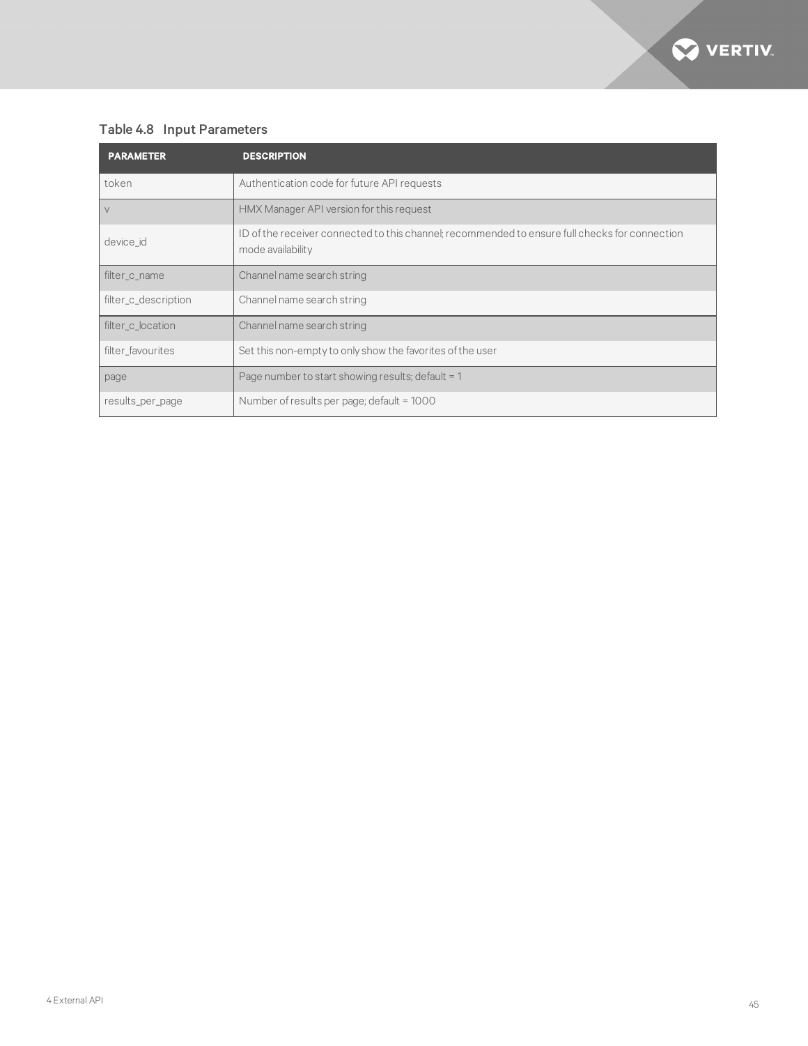Table 4.8 Input Parameters

| PARAMETER | DESCRIPTION |
|---|---|
| token | Authentication code for future API requests |
| v | HMX Manager API version for this request |
| device_id | ID of the receiver connected to this channel; recommended to ensure full checks for connection mode availability |
| filter_c_name | Channel name search string |
| filter_c_description | Channel name search string |
| filter_c_location | Channel name search string |
| filter_favourites | Set this non-empty to only show the favorites of the user |
| page | Page number to start showing results; default = 1 |
| results_per_page | Number of results per page; default = 1000 |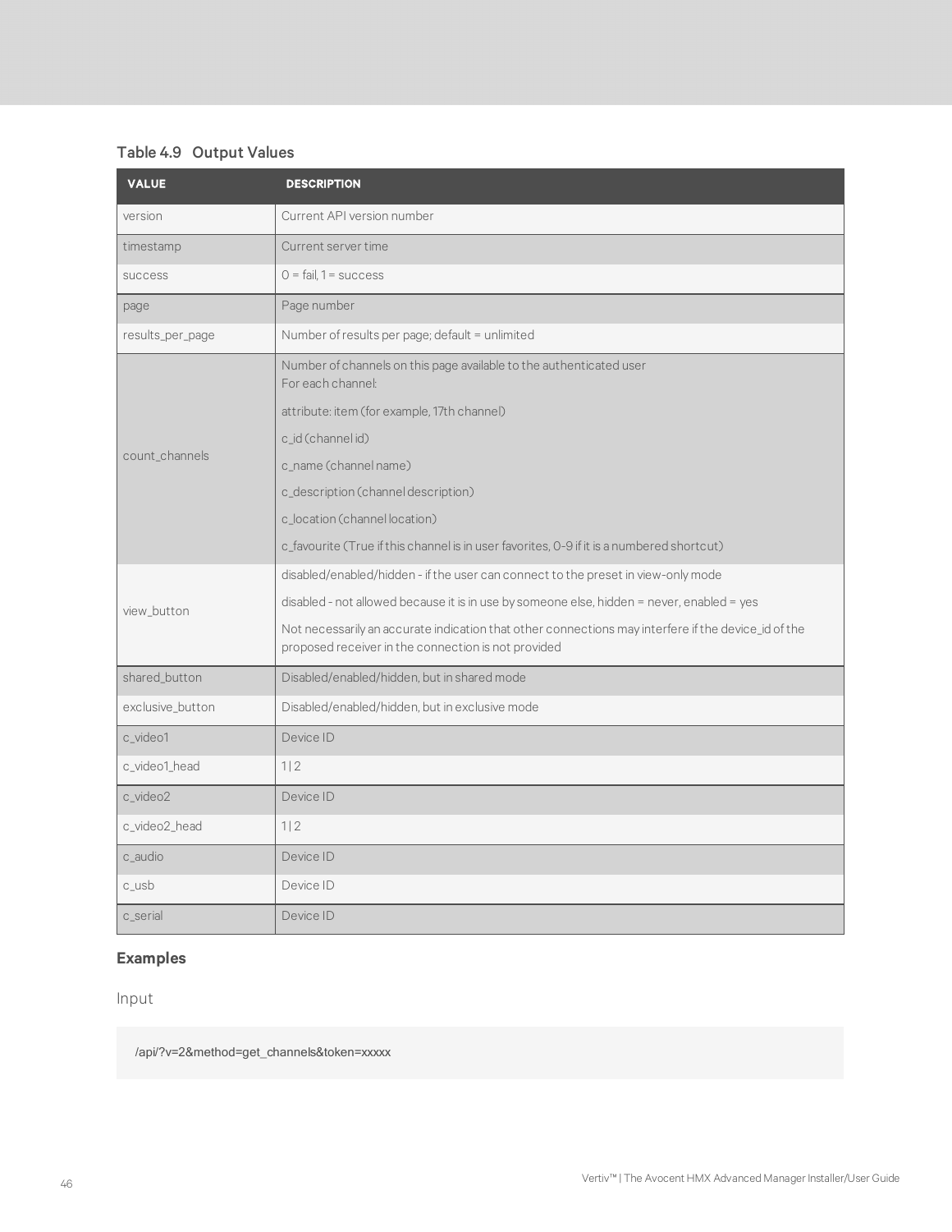### Table 4.9 Output Values

| VALUE | DESCRIPTION |
|---|---|
| version | Current API version number |
| timestamp | Current server time |
| success | 0 = fail, 1 = success |
| page | Page number |
| results_per_page | Number of results per page; default = unlimited |
| count_channels | Number of channels on this page available to the authenticated user<br>For each channel:<br>attribute: item (for example, 17th channel)<br>c_id (channel id)<br>c_name (channel name)<br>c_description (channel description)<br>c_location (channel location)<br>c_favourite (True if this channel is in user favorites, 0-9 if it is a numbered shortcut) |
| view_button | disabled/enabled/hidden - if the user can connect to the preset in view-only mode<br>disabled - not allowed because it is in use by someone else, hidden = never, enabled = yes<br>Not necessarily an accurate indication that other connections may interfere if the device_id of the proposed receiver in the connection is not provided |
| shared_button | Disabled/enabled/hidden, but in shared mode |
| exclusive_button | Disabled/enabled/hidden, but in exclusive mode |
| c_video1 | Device ID |
| c_video1_head | 1 \| 2 |
| c_video2 | Device ID |
| c_video2_head | 1 \| 2 |
| c_audio | Device ID |
| c_usb | Device ID |
| c_serial | Device ID |

#### Examples

Input

```
/api/?v=2&method=get_channels&token=xxxxx
```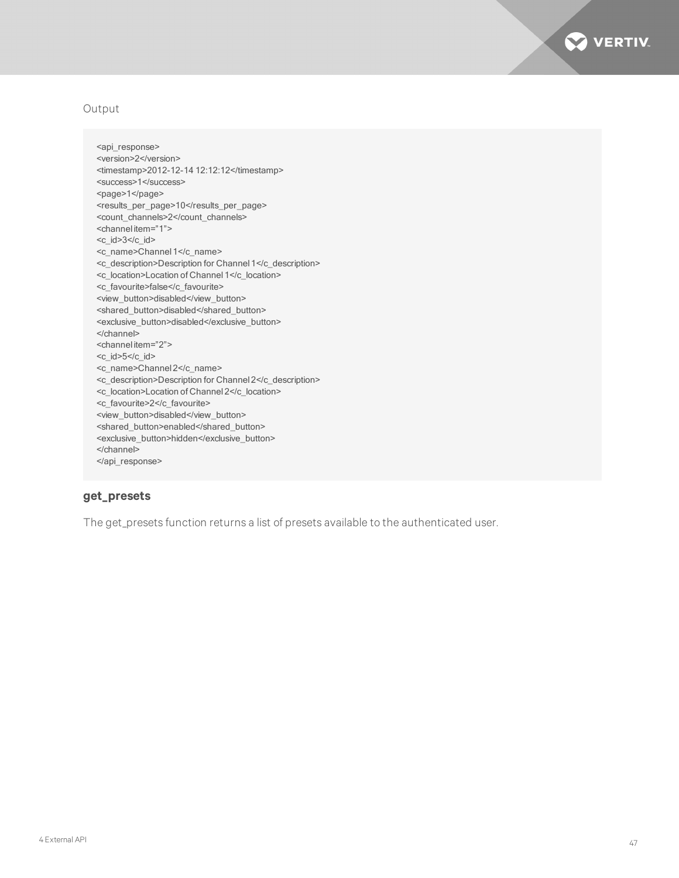Output

```
<api_response>
<version>2</version>
<timestamp>2012-12-14 12:12:12</timestamp>
<success>1</success>
<page>1</page>
<results_per_page>10</results_per_page>
<count_channels>2</count_channels>
<channel item="1">
<c_id>3</c_id>
<c_name>Channel 1</c_name>
<c_description>Description for Channel 1</c_description>
<c_location>Location of Channel 1</c_location>
<c_favourite>false</c_favourite>
<view_button>disabled</view_button>
<shared_button>disabled</shared_button>
<exclusive_button>disabled</exclusive_button>
</channel>
<channel item="2">
<c_id>5</c_id>
<c_name>Channel 2</c_name>
<c_description>Description for Channel 2</c_description>
<c_location>Location of Channel 2</c_location>
<c_favourite>2</c_favourite>
<view_button>disabled</view_button>
<shared_button>enabled</shared_button>
<exclusive_button>hidden</exclusive_button>
</channel>
</api_response>
```

### get_presets

The get_presets function returns a list of presets available to the authenticated user.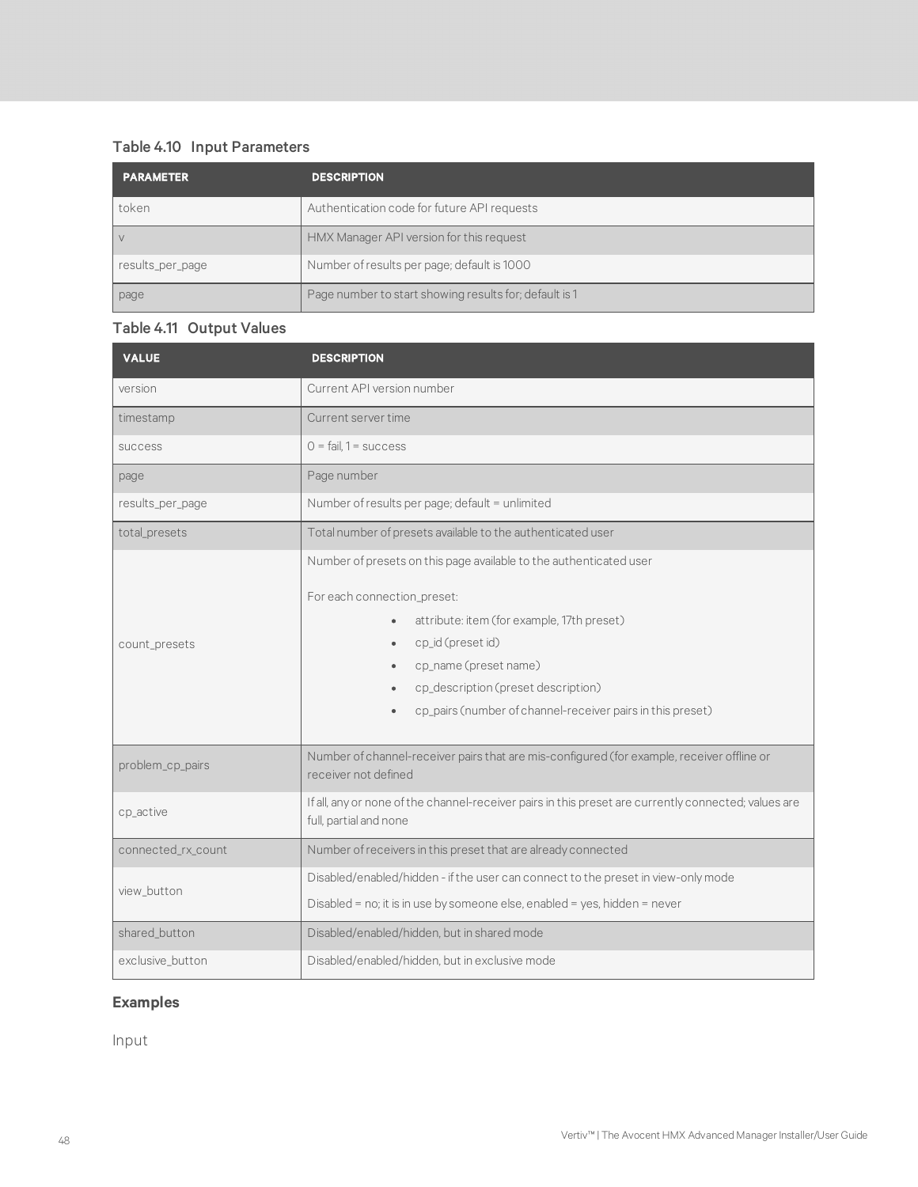### Table 4.10 Input Parameters

| PARAMETER | DESCRIPTION |
| --- | --- |
| token | Authentication code for future API requests |
| v | HMX Manager API version for this request |
| results_per_page | Number of results per page; default is 1000 |
| page | Page number to start showing results for; default is 1 |

### Table 4.11 Output Values

| VALUE | DESCRIPTION |
| --- | --- |
| version | Current API version number |
| timestamp | Current server time |
| success | 0 = fail, 1 = success |
| page | Page number |
| results_per_page | Number of results per page; default = unlimited |
| total_presets | Total number of presets available to the authenticated user |
| count_presets | Number of presets on this page available to the authenticated user<br><br>For each connection_preset:<br>• attribute: item (for example, 17th preset)<br>• cp_id (preset id)<br>• cp_name (preset name)<br>• cp_description (preset description)<br>• cp_pairs (number of channel-receiver pairs in this preset) |
| problem_cp_pairs | Number of channel-receiver pairs that are mis-configured (for example, receiver offline or receiver not defined |
| cp_active | If all, any or none of the channel-receiver pairs in this preset are currently connected; values are full, partial and none |
| connected_rx_count | Number of receivers in this preset that are already connected |
| view_button | Disabled/enabled/hidden - if the user can connect to the preset in view-only mode<br><br>Disabled = no; it is in use by someone else, enabled = yes, hidden = never |
| shared_button | Disabled/enabled/hidden, but in shared mode |
| exclusive_button | Disabled/enabled/hidden, but in exclusive mode |

### Examples

Input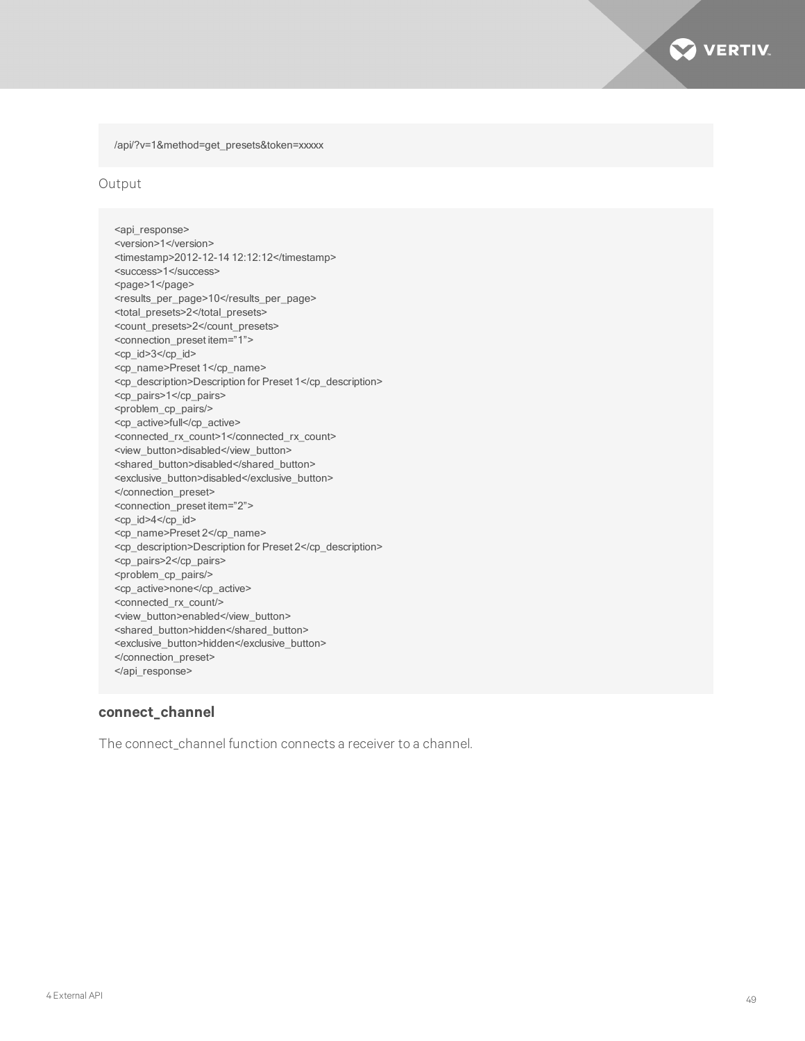```
/api/?v=1&method=get_presets&token=xxxxx
```

Output

```
<api_response>
<version>1</version>
<timestamp>2012-12-14 12:12:12</timestamp>
<success>1</success>
<page>1</page>
<results_per_page>10</results_per_page>
<total_presets>2</total_presets>
<count_presets>2</count_presets>
<connection_preset item="1">
<cp_id>3</cp_id>
<cp_name>Preset 1</cp_name>
<cp_description>Description for Preset 1</cp_description>
<cp_pairs>1</cp_pairs>
<problem_cp_pairs/>
<cp_active>full</cp_active>
<connected_rx_count>1</connected_rx_count>
<view_button>disabled</view_button>
<shared_button>disabled</shared_button>
<exclusive_button>disabled</exclusive_button>
</connection_preset>
<connection_preset item="2">
<cp_id>4</cp_id>
<cp_name>Preset 2</cp_name>
<cp_description>Description for Preset 2</cp_description>
<cp_pairs>2</cp_pairs>
<problem_cp_pairs/>
<cp_active>none</cp_active>
<connected_rx_count/>
<view_button>enabled</view_button>
<shared_button>hidden</shared_button>
<exclusive_button>hidden</exclusive_button>
</connection_preset>
</api_response>
```

### connect_channel

The connect_channel function connects a receiver to a channel.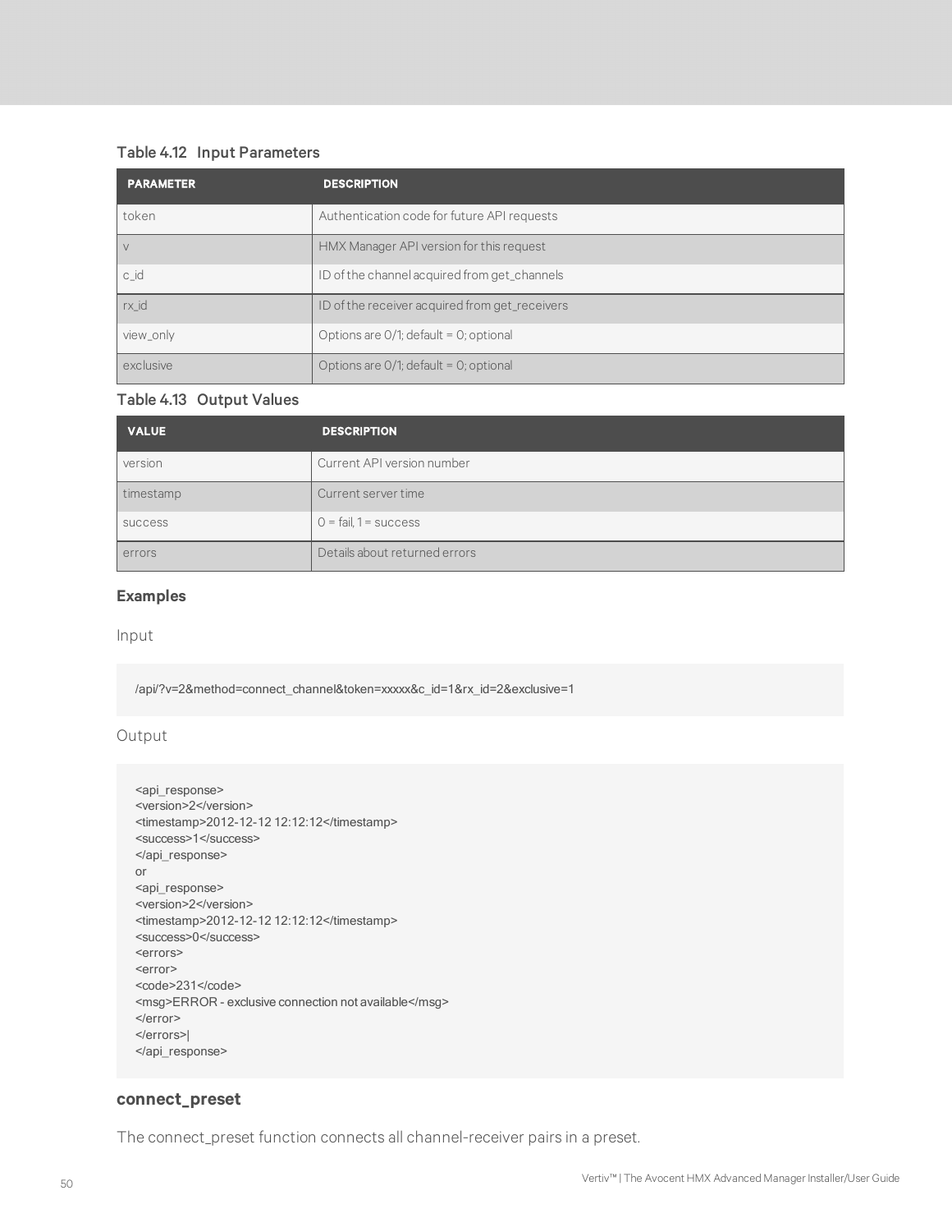### Table 4.12 Input Parameters

| PARAMETER | DESCRIPTION |
|---|---|
| token | Authentication code for future API requests |
| v | HMX Manager API version for this request |
| c_id | ID of the channel acquired from get_channels |
| rx_id | ID of the receiver acquired from get_receivers |
| view_only | Options are 0/1; default = 0; optional |
| exclusive | Options are 0/1; default = 0; optional |

### Table 4.13 Output Values

| VALUE | DESCRIPTION |
|---|---|
| version | Current API version number |
| timestamp | Current server time |
| success | 0 = fail, 1 = success |
| errors | Details about returned errors |

### Examples

Input

```
/api/?v=2&method=connect_channel&token=xxxxx&c_id=1&rx_id=2&exclusive=1
```

Output

```
<api_response>
<version>2</version>
<timestamp>2012-12-12 12:12:12</timestamp>
<success>1</success>
</api_response>
or
<api_response>
<version>2</version>
<timestamp>2012-12-12 12:12:12</timestamp>
<success>0</success>
<errors>
<error>
<code>231</code>
<msg>ERROR - exclusive connection not available</msg>
</error>
</errors>|
</api_response>
```

## connect_preset

The connect_preset function connects all channel-receiver pairs in a preset.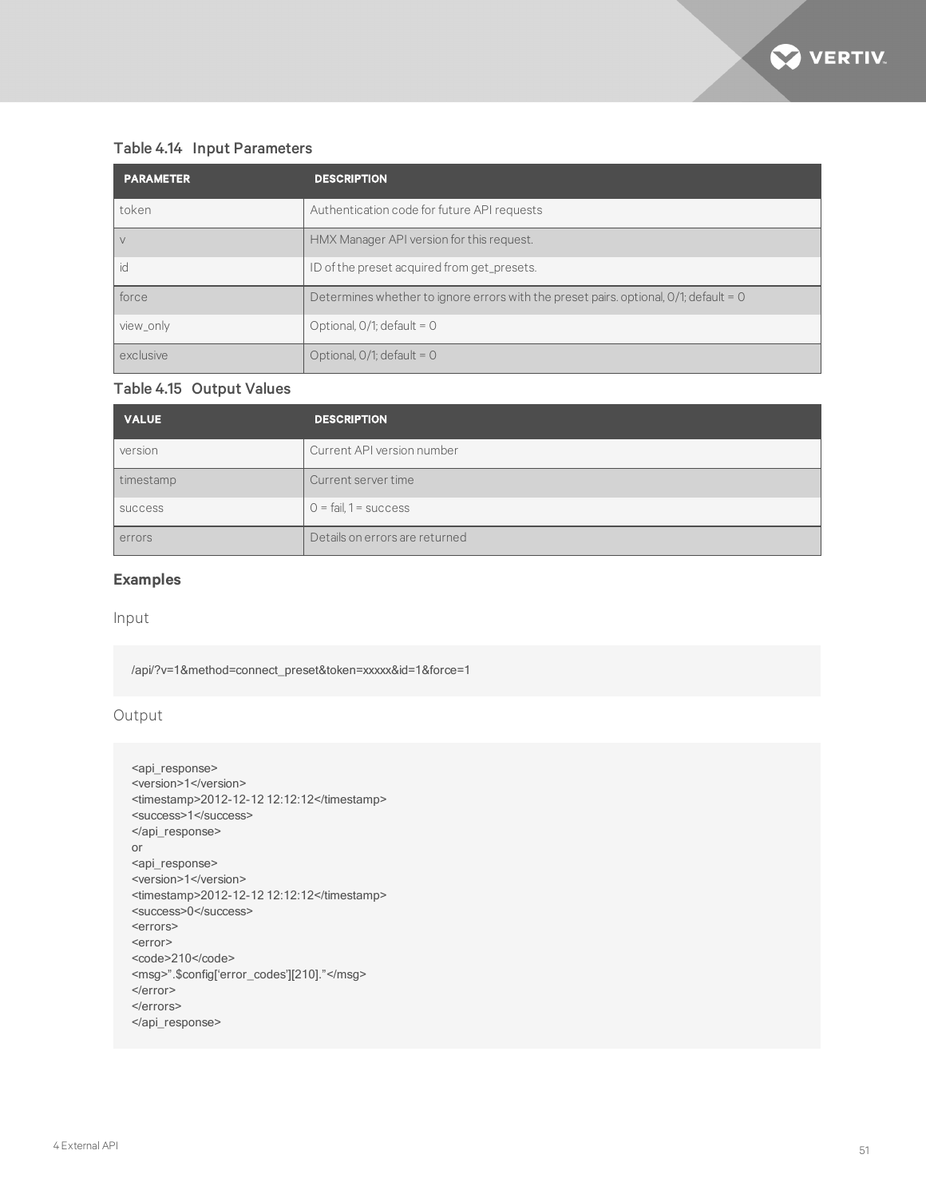### Table 4.14 Input Parameters

| PARAMETER | DESCRIPTION |
| --- | --- |
| token | Authentication code for future API requests |
| v | HMX Manager API version for this request. |
| id | ID of the preset acquired from get_presets. |
| force | Determines whether to ignore errors with the preset pairs. optional, 0/1; default = 0 |
| view_only | Optional, 0/1; default = 0 |
| exclusive | Optional, 0/1; default = 0 |

### Table 4.15 Output Values

| VALUE | DESCRIPTION |
| --- | --- |
| version | Current API version number |
| timestamp | Current server time |
| success | 0 = fail, 1 = success |
| errors | Details on errors are returned |

### Examples

Input

```
/api/?v=1&method=connect_preset&token=xxxxx&id=1&force=1
```

Output

```
<api_response>
<version>1</version>
<timestamp>2012-12-12 12:12:12</timestamp>
<success>1</success>
</api_response>
or
<api_response>
<version>1</version>
<timestamp>2012-12-12 12:12:12</timestamp>
<success>0</success>
<errors>
<error>
<code>210</code>
<msg>".$config['error_codes'][210]."</msg>
</error>
</errors>
</api_response>
```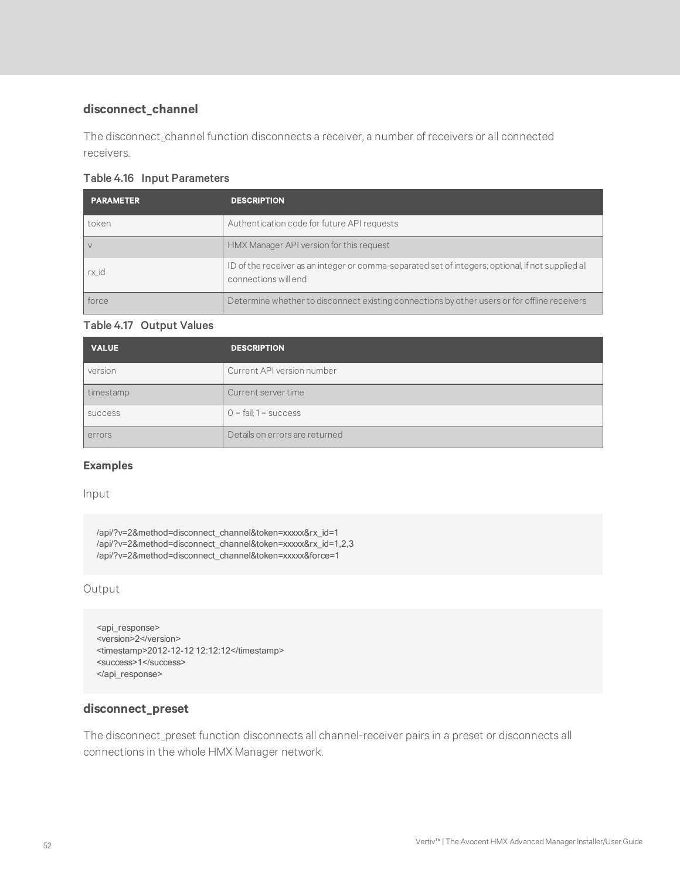## disconnect_channel

The disconnect_channel function disconnects a receiver, a number of receivers or all connected receivers.

**Table 4.16 Input Parameters**

| PARAMETER | DESCRIPTION |
| --- | --- |
| token | Authentication code for future API requests |
| v | HMX Manager API version for this request |
| rx_id | ID of the receiver as an integer or comma-separated set of integers; optional, if not supplied all connections will end |
| force | Determine whether to disconnect existing connections by other users or for offline receivers |

**Table 4.17 Output Values**

| VALUE | DESCRIPTION |
| --- | --- |
| version | Current API version number |
| timestamp | Current server time |
| success | 0 = fail; 1 = success |
| errors | Details on errors are returned |

### Examples

Input

```
/api/?v=2&method=disconnect_channel&token=xxxxx&rx_id=1
/api/?v=2&method=disconnect_channel&token=xxxxx&rx_id=1,2,3
/api/?v=2&method=disconnect_channel&token=xxxxx&force=1
```

Output

```
<api_response>
<version>2</version>
<timestamp>2012-12-12 12:12:12</timestamp>
<success>1</success>
</api_response>
```

## disconnect_preset

The disconnect_preset function disconnects all channel-receiver pairs in a preset or disconnects all connections in the whole HMX Manager network.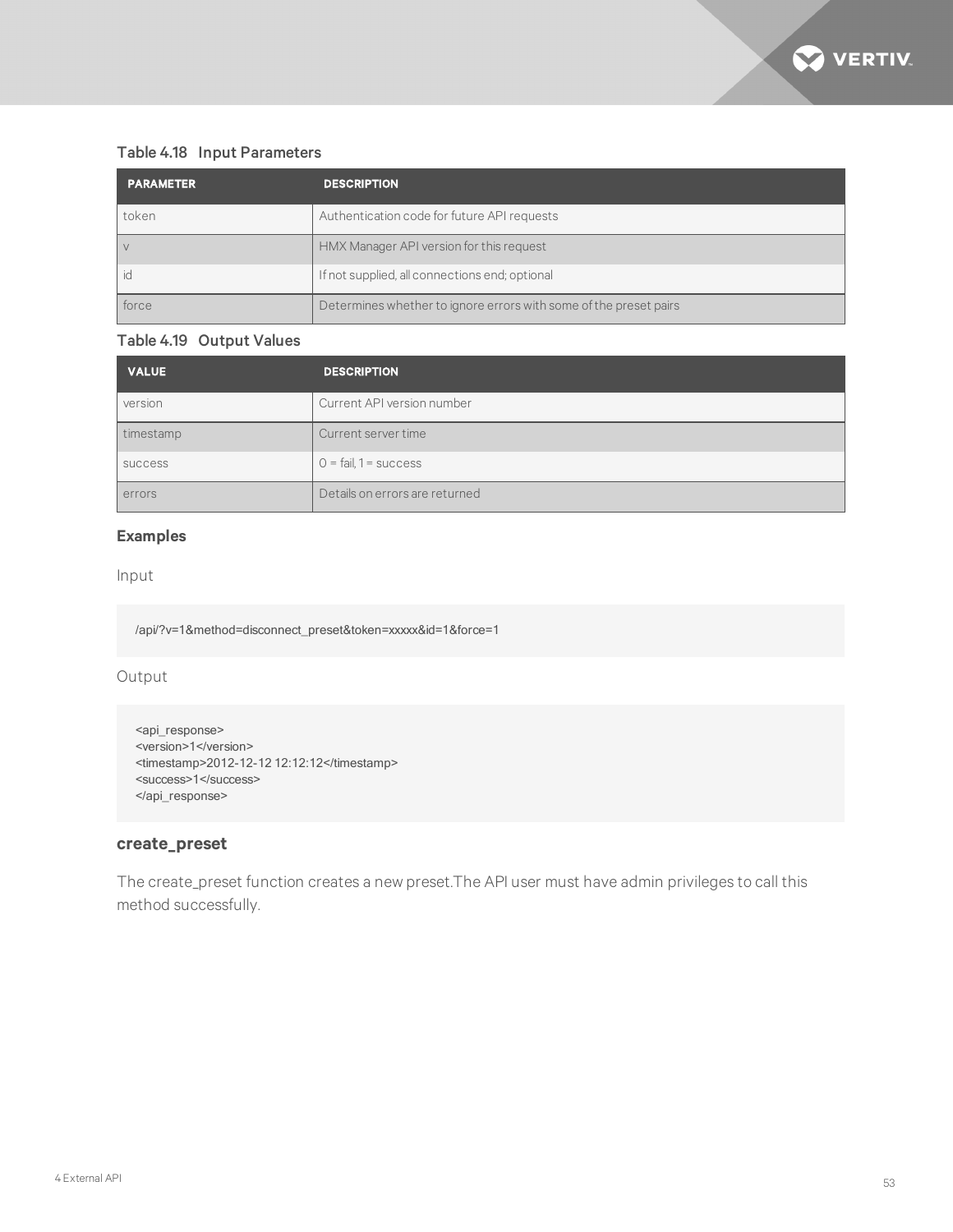Table 4.18 Input Parameters

| PARAMETER | DESCRIPTION |
| --- | --- |
| token | Authentication code for future API requests |
| v | HMX Manager API version for this request |
| id | If not supplied, all connections end; optional |
| force | Determines whether to ignore errors with some of the preset pairs |

Table 4.19 Output Values

| VALUE | DESCRIPTION |
| --- | --- |
| version | Current API version number |
| timestamp | Current server time |
| success | 0 = fail, 1 = success |
| errors | Details on errors are returned |

#### Examples

Input

```
/api/?v=1&method=disconnect_preset&token=xxxxx&id=1&force=1
```

Output

```
<api_response>
<version>1</version>
<timestamp>2012-12-12 12:12:12</timestamp>
<success>1</success>
</api_response>
```

### create_preset

The create_preset function creates a new preset.The API user must have admin privileges to call this method successfully.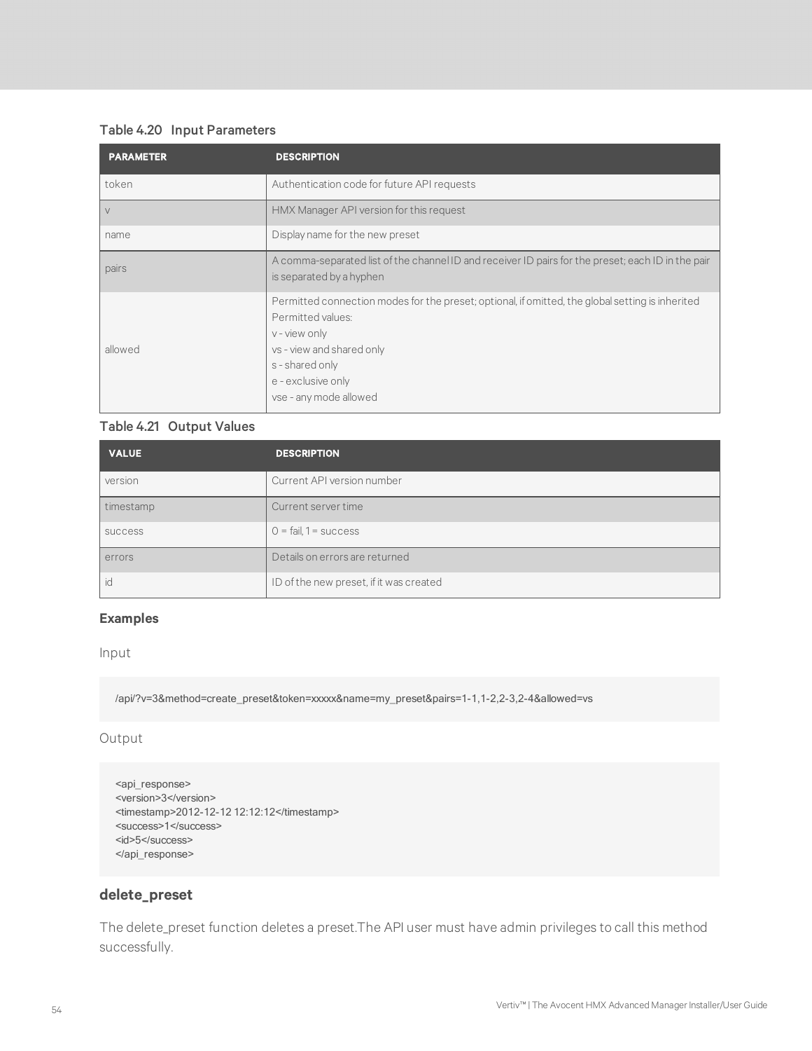**Table 4.20 Input Parameters**

| PARAMETER | DESCRIPTION |
| --- | --- |
| token | Authentication code for future API requests |
| v | HMX Manager API version for this request |
| name | Display name for the new preset |
| pairs | A comma-separated list of the channel ID and receiver ID pairs for the preset; each ID in the pair is separated by a hyphen |
| allowed | Permitted connection modes for the preset; optional, if omitted, the global setting is inherited<br>Permitted values:<br>v - view only<br>vs - view and shared only<br>s - shared only<br>e - exclusive only<br>vse - any mode allowed |

**Table 4.21 Output Values**

| VALUE | DESCRIPTION |
| --- | --- |
| version | Current API version number |
| timestamp | Current server time |
| success | 0 = fail, 1 = success |
| errors | Details on errors are returned |
| id | ID of the new preset, if it was created |

### Examples

Input

```
/api/?v=3&method=create_preset&token=xxxxx&name=my_preset&pairs=1-1,1-2,2-3,2-4&allowed=vs
```

Output

```
<api_response>
<version>3</version>
<timestamp>2012-12-12 12:12:12</timestamp>
<success>1</success>
<id>5</success>
</api_response>
```

## delete_preset

The delete_preset function deletes a preset.The API user must have admin privileges to call this method successfully.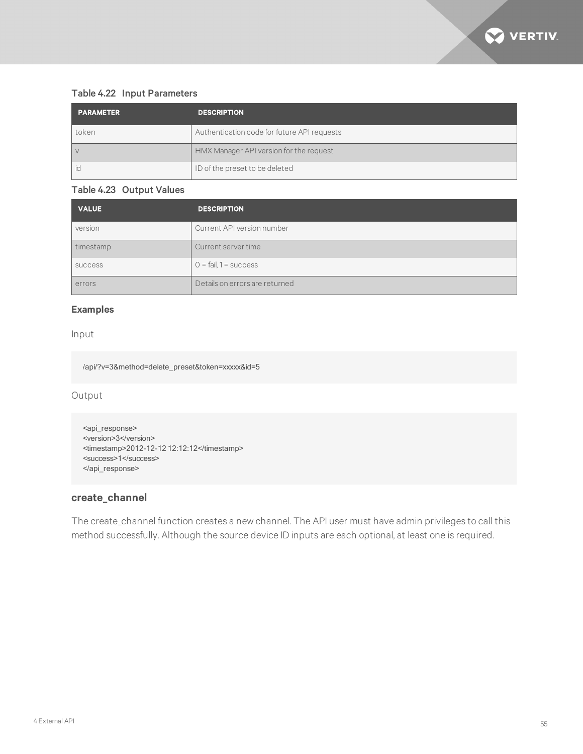**Table 4.22 Input Parameters**

| PARAMETER | DESCRIPTION |
|---|---|
| token | Authentication code for future API requests |
| v | HMX Manager API version for the request |
| id | ID of the preset to be deleted |

**Table 4.23 Output Values**

| VALUE | DESCRIPTION |
|---|---|
| version | Current API version number |
| timestamp | Current server time |
| success | 0 = fail, 1 = success |
| errors | Details on errors are returned |

### Examples

Input

```
/api/?v=3&method=delete_preset&token=xxxxx&id=5
```

Output

```
<api_response>
<version>3</version>
<timestamp>2012-12-12 12:12:12</timestamp>
<success>1</success>
</api_response>
```

## create_channel

The create_channel function creates a new channel. The API user must have admin privileges to call this method successfully. Although the source device ID inputs are each optional, at least one is required.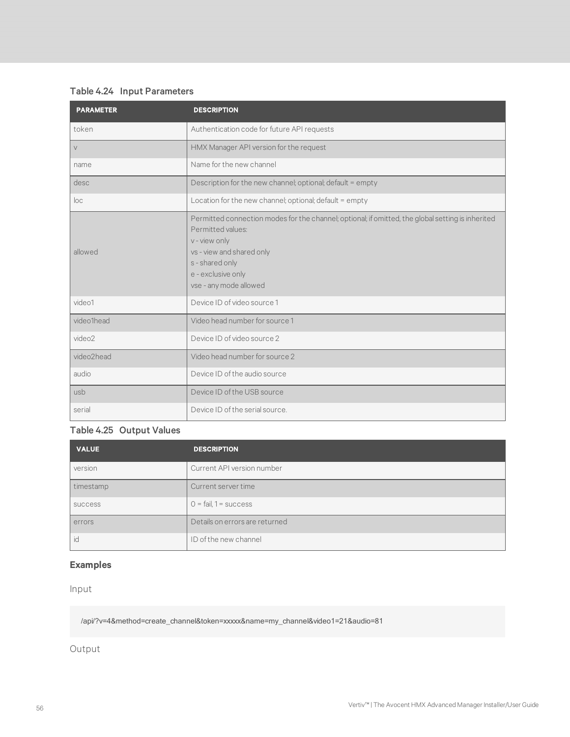### Table 4.24 Input Parameters

| PARAMETER | DESCRIPTION |
|---|---|
| token | Authentication code for future API requests |
| v | HMX Manager API version for the request |
| name | Name for the new channel |
| desc | Description for the new channel; optional; default = empty |
| loc | Location for the new channel; optional; default = empty |
| allowed | Permitted connection modes for the channel; optional; if omitted, the global setting is inherited<br>Permitted values:<br>v - view only<br>vs - view and shared only<br>s - shared only<br>e - exclusive only<br>vse - any mode allowed |
| video1 | Device ID of video source 1 |
| video1head | Video head number for source 1 |
| video2 | Device ID of video source 2 |
| video2head | Video head number for source 2 |
| audio | Device ID of the audio source |
| usb | Device ID of the USB source |
| serial | Device ID of the serial source. |

### Table 4.25 Output Values

| VALUE | DESCRIPTION |
|---|---|
| version | Current API version number |
| timestamp | Current server time |
| success | 0 = fail, 1 = success |
| errors | Details on errors are returned |
| id | ID of the new channel |

**Examples**

Input

```
/api/?v=4&method=create_channel&token=xxxxx&name=my_channel&video1=21&audio=81
```

Output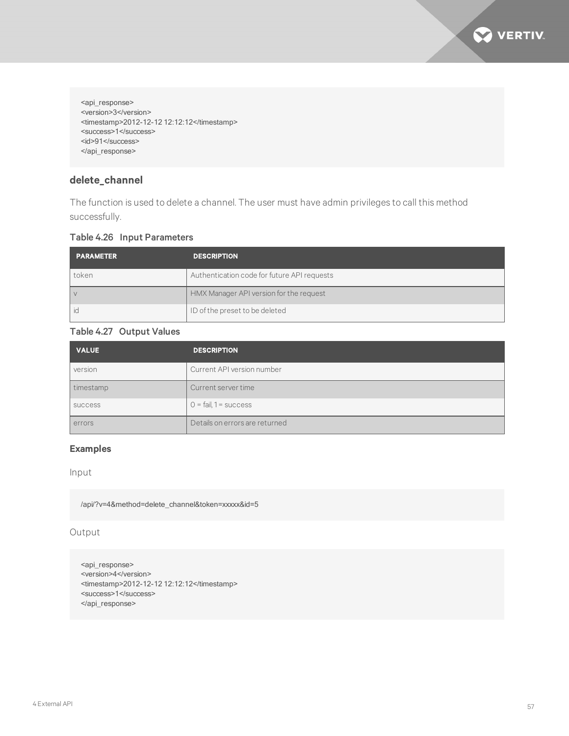```
<api_response>
<version>3</version>
<timestamp>2012-12-12 12:12:12</timestamp>
<success>1</success>
<id>91</success>
</api_response>
```

### delete_channel

The function is used to delete a channel. The user must have admin privileges to call this method successfully.

**Table 4.26 Input Parameters**

| PARAMETER | DESCRIPTION |
|---|---|
| token | Authentication code for future API requests |
| v | HMX Manager API version for the request |
| id | ID of the preset to be deleted |

**Table 4.27 Output Values**

| VALUE | DESCRIPTION |
|---|---|
| version | Current API version number |
| timestamp | Current server time |
| success | 0 = fail, 1 = success |
| errors | Details on errors are returned |

#### Examples

Input

```
/api/?v=4&method=delete_channel&token=xxxxx&id=5
```

Output

```
<api_response>
<version>4</version>
<timestamp>2012-12-12 12:12:12</timestamp>
<success>1</success>
</api_response>
```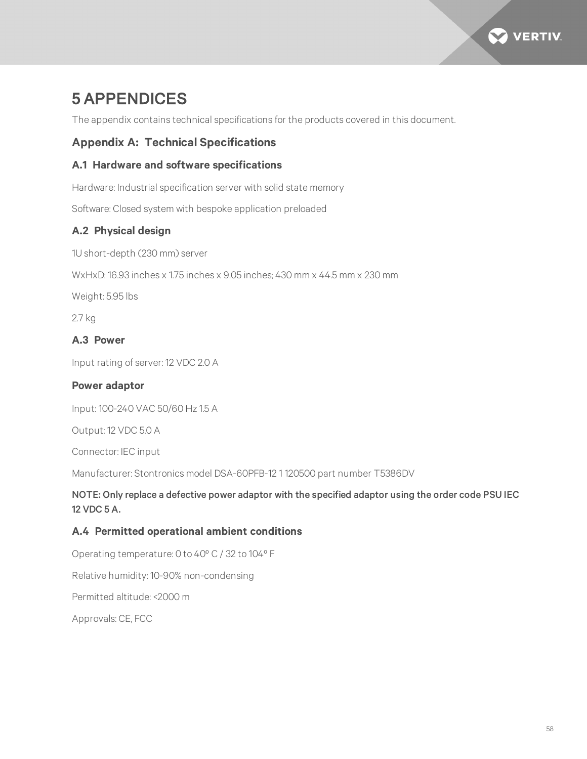# 5 APPENDICES

The appendix contains technical specifications for the products covered in this document.

## Appendix A: Technical Specifications

### A.1 Hardware and software specifications

Hardware: Industrial specification server with solid state memory

Software: Closed system with bespoke application preloaded

### A.2 Physical design

1U short-depth (230 mm) server

WxHxD: 16.93 inches x 1.75 inches x 9.05 inches; 430 mm x 44.5 mm x 230 mm

Weight: 5.95 lbs

2.7 kg

### A.3 Power

Input rating of server: 12 VDC 2.0 A

### Power adaptor

Input: 100-240 VAC 50/60 Hz 1.5 A

Output: 12 VDC 5.0 A

Connector: IEC input

Manufacturer: Stontronics model DSA-60PFB-12 1 120500 part number T5386DV

**NOTE: Only replace a defective power adaptor with the specified adaptor using the order code PSU IEC 12 VDC 5 A.**

### A.4 Permitted operational ambient conditions

Operating temperature: 0 to 40º C / 32 to 104º F

Relative humidity: 10-90% non-condensing

Permitted altitude: <2000 m

Approvals: CE, FCC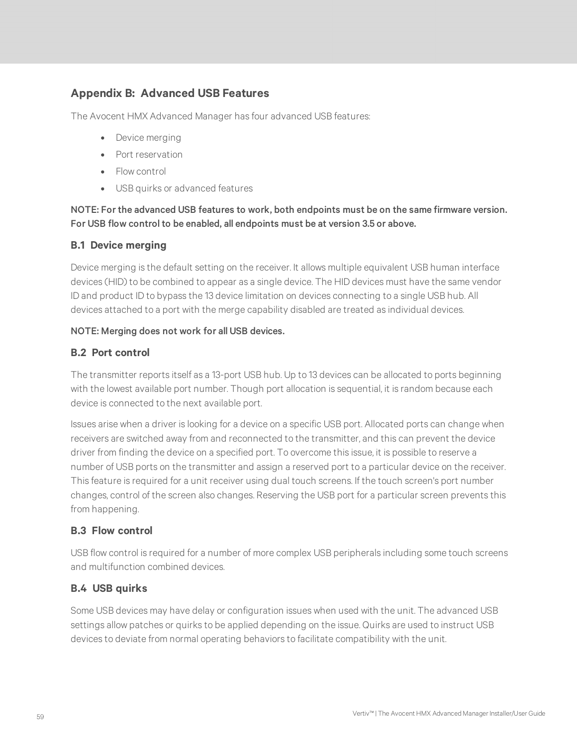# Appendix B: Advanced USB Features

The Avocent HMX Advanced Manager has four advanced USB features:

- Device merging
- Port reservation
- Flow control
- USB quirks or advanced features

**NOTE: For the advanced USB features to work, both endpoints must be on the same firmware version. For USB flow control to be enabled, all endpoints must be at version 3.5 or above.**

## B.1 Device merging

Device merging is the default setting on the receiver. It allows multiple equivalent USB human interface devices (HID) to be combined to appear as a single device. The HID devices must have the same vendor ID and product ID to bypass the 13 device limitation on devices connecting to a single USB hub. All devices attached to a port with the merge capability disabled are treated as individual devices.

**NOTE: Merging does not work for all USB devices.**

## B.2 Port control

The transmitter reports itself as a 13-port USB hub. Up to 13 devices can be allocated to ports beginning with the lowest available port number. Though port allocation is sequential, it is random because each device is connected to the next available port.

Issues arise when a driver is looking for a device on a specific USB port. Allocated ports can change when receivers are switched away from and reconnected to the transmitter, and this can prevent the device driver from finding the device on a specified port. To overcome this issue, it is possible to reserve a number of USB ports on the transmitter and assign a reserved port to a particular device on the receiver. This feature is required for a unit receiver using dual touch screens. If the touch screen's port number changes, control of the screen also changes. Reserving the USB port for a particular screen prevents this from happening.

## B.3 Flow control

USB flow control is required for a number of more complex USB peripherals including some touch screens and multifunction combined devices.

## B.4 USB quirks

Some USB devices may have delay or configuration issues when used with the unit. The advanced USB settings allow patches or quirks to be applied depending on the issue. Quirks are used to instruct USB devices to deviate from normal operating behaviors to facilitate compatibility with the unit.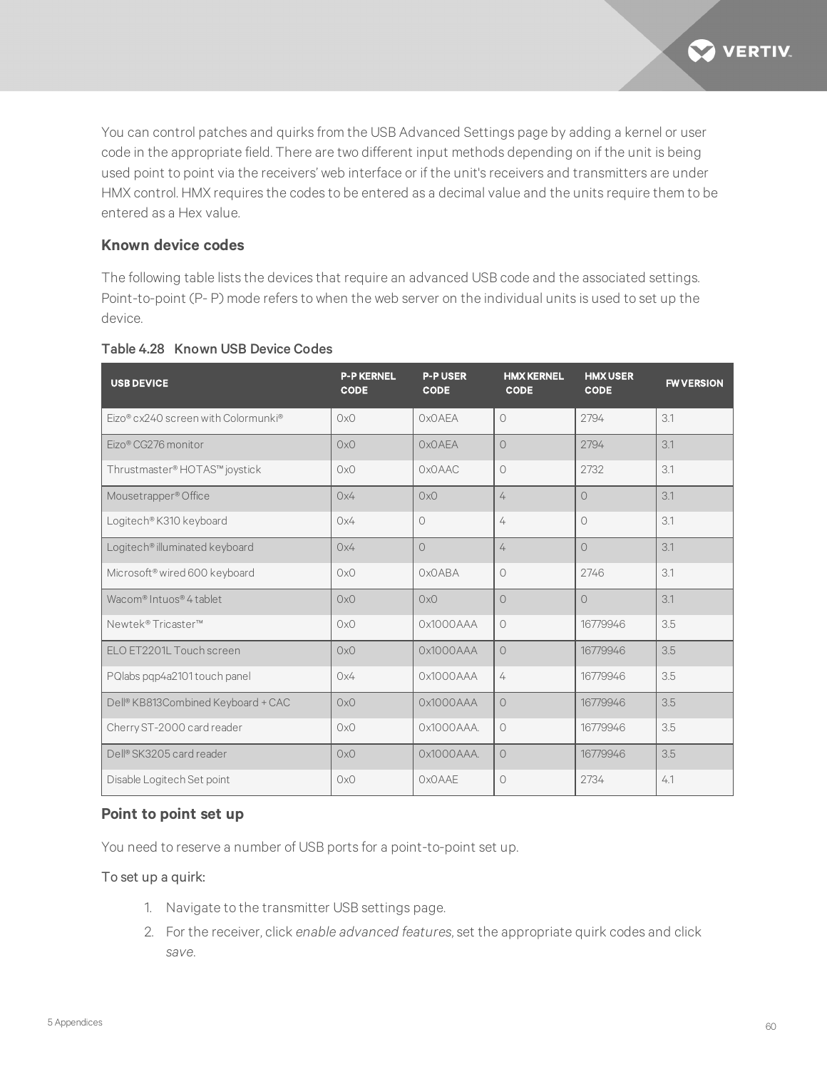You can control patches and quirks from the USB Advanced Settings page by adding a kernel or user code in the appropriate field. There are two different input methods depending on if the unit is being used point to point via the receivers' web interface or if the unit's receivers and transmitters are under HMX control. HMX requires the codes to be entered as a decimal value and the units require them to be entered as a Hex value.

### Known device codes

The following table lists the devices that require an advanced USB code and the associated settings. Point-to-point (P- P) mode refers to when the web server on the individual units is used to set up the device.

**Table 4.28 Known USB Device Codes**

| USB DEVICE | P-P KERNEL CODE | P-P USER CODE | HMX KERNEL CODE | HMX USER CODE | FW VERSION |
|---|---|---|---|---|---|
| Eizo® cx240 screen with Colormunki® | 0x0 | 0x0AEA | 0 | 2794 | 3.1 |
| Eizo® CG276 monitor | 0x0 | 0x0AEA | 0 | 2794 | 3.1 |
| Thrustmaster® HOTAS™ joystick | 0x0 | 0x0AAC | 0 | 2732 | 3.1 |
| Mousetrapper® Office | 0x4 | 0x0 | 4 | 0 | 3.1 |
| Logitech® K310 keyboard | 0x4 | 0 | 4 | 0 | 3.1 |
| Logitech® illuminated keyboard | 0x4 | 0 | 4 | 0 | 3.1 |
| Microsoft® wired 600 keyboard | 0x0 | 0x0ABA | 0 | 2746 | 3.1 |
| Wacom® Intuos® 4 tablet | 0x0 | 0x0 | 0 | 0 | 3.1 |
| Newtek® Tricaster™ | 0x0 | 0x1000AAA | 0 | 16779946 | 3.5 |
| ELO ET2201L Touch screen | 0x0 | 0x1000AAA | 0 | 16779946 | 3.5 |
| PQlabs pqp4a2101 touch panel | 0x4 | 0x1000AAA | 4 | 16779946 | 3.5 |
| Dell® KB813Combined Keyboard + CAC | 0x0 | 0x1000AAA | 0 | 16779946 | 3.5 |
| Cherry ST-2000 card reader | 0x0 | 0x1000AAA. | 0 | 16779946 | 3.5 |
| Dell® SK3205 card reader | 0x0 | 0x1000AAA. | 0 | 16779946 | 3.5 |
| Disable Logitech Set point | 0x0 | 0x0AAE | 0 | 2734 | 4.1 |

### Point to point set up

You need to reserve a number of USB ports for a point-to-point set up.

To set up a quirk:

1. Navigate to the transmitter USB settings page.
2. For the receiver, click *enable advanced features*, set the appropriate quirk codes and click *save*.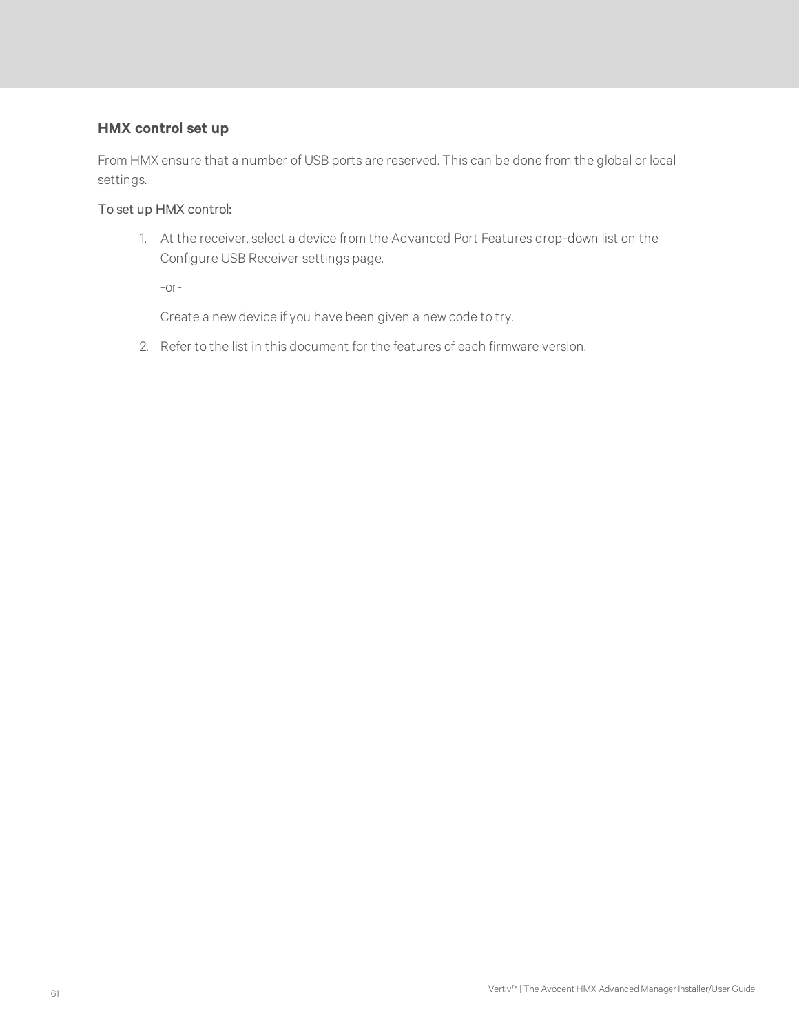### HMX control set up

From HMX ensure that a number of USB ports are reserved. This can be done from the global or local settings.

To set up HMX control:

1. At the receiver, select a device from the Advanced Port Features drop-down list on the Configure USB Receiver settings page.

   -or-

   Create a new device if you have been given a new code to try.

2. Refer to the list in this document for the features of each firmware version.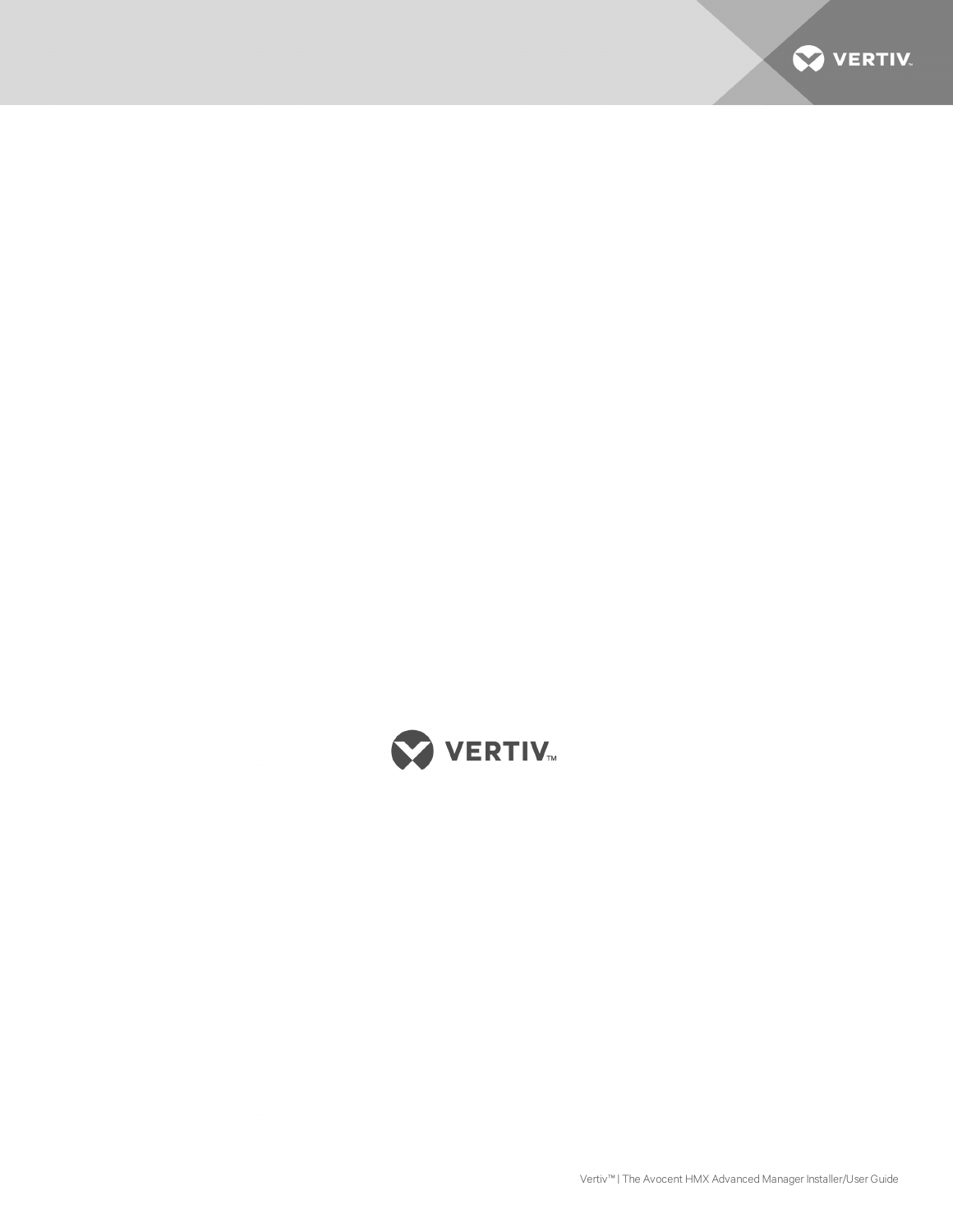VERTIV™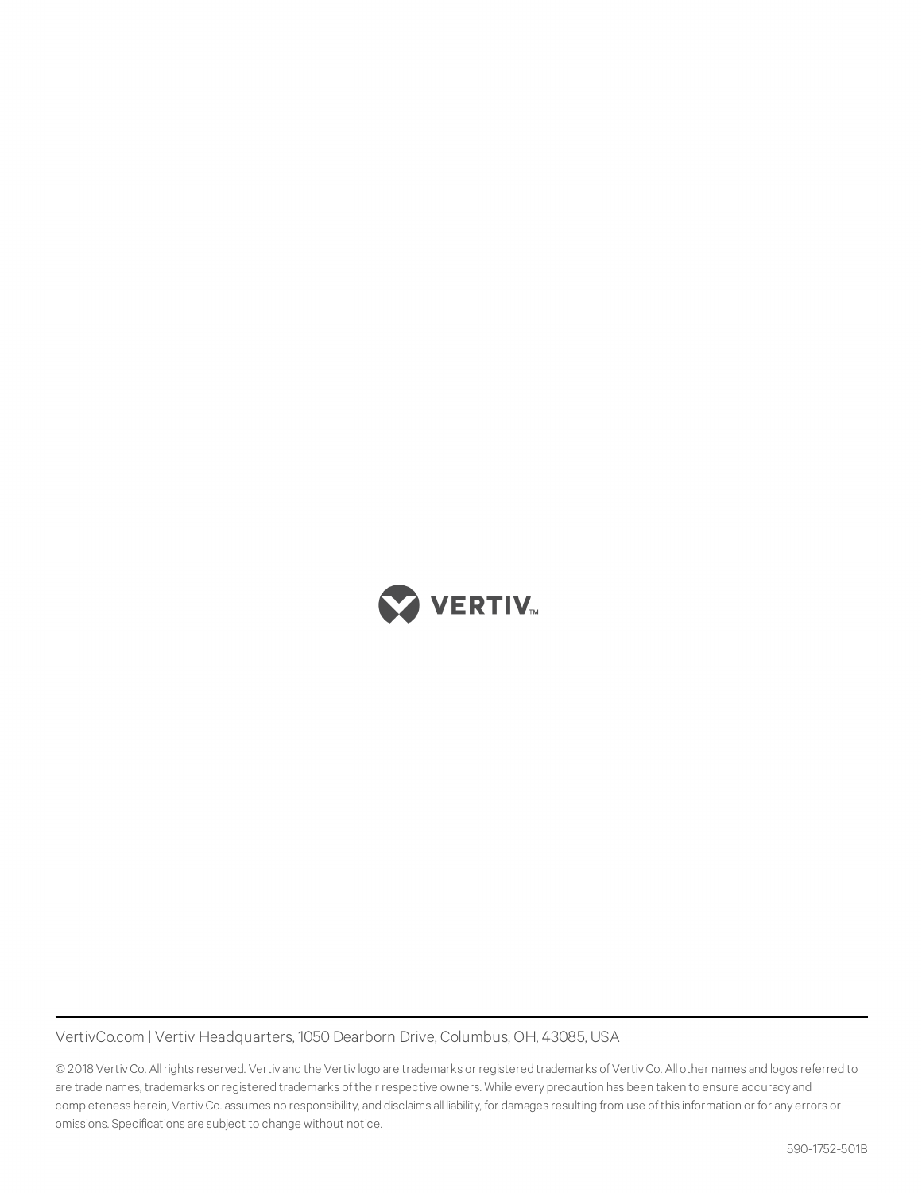VERTIV™

VertivCo.com | Vertiv Headquarters, 1050 Dearborn Drive, Columbus, OH, 43085, USA

© 2018 Vertiv Co. All rights reserved. Vertiv and the Vertiv logo are trademarks or registered trademarks of Vertiv Co. All other names and logos referred to are trade names, trademarks or registered trademarks of their respective owners. While every precaution has been taken to ensure accuracy and completeness herein, Vertiv Co. assumes no responsibility, and disclaims all liability, for damages resulting from use of this information or for any errors or omissions. Specifications are subject to change without notice.

590-1752-501B